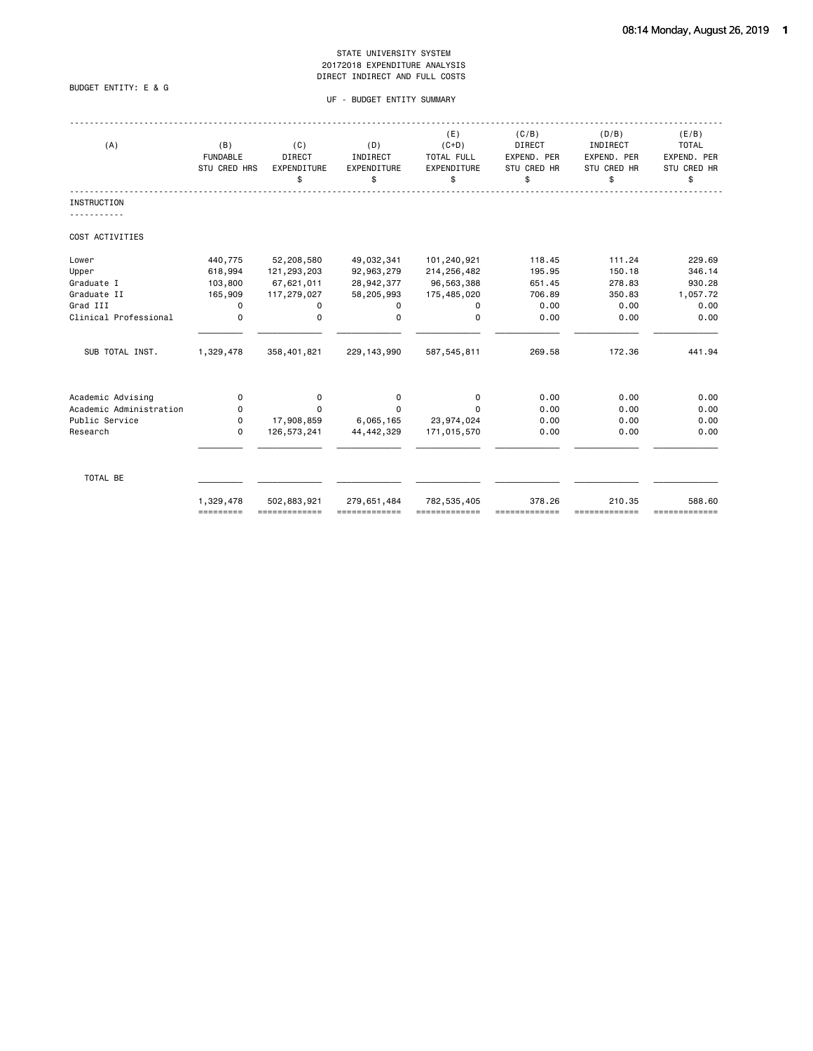STATE UNIVERSITY SYSTEM
20172018 EXPENDITURE ANALYSIS
DIRECT INDIRECT AND FULL COSTS

BUDGET ENTITY: E & G

UF - BUDGET ENTITY SUMMARY

| (A) | (B) FUNDABLE STU CRED HRS | (C) DIRECT EXPENDITURE $ | (D) INDIRECT EXPENDITURE $ | (E) (C+D) TOTAL FULL EXPENDITURE $ | (C/B) DIRECT EXPEND. PER STU CRED HR $ | (D/B) INDIRECT EXPEND. PER STU CRED HR $ | (E/B) TOTAL EXPEND. PER STU CRED HR $ |
|---|---|---|---|---|---|---|---|
| **INSTRUCTION** | | | | | | | |
| COST ACTIVITIES | | | | | | | |
| Lower | 440,775 | 52,208,580 | 49,032,341 | 101,240,921 | 118.45 | 111.24 | 229.69 |
| Upper | 618,994 | 121,293,203 | 92,963,279 | 214,256,482 | 195.95 | 150.18 | 346.14 |
| Graduate I | 103,800 | 67,621,011 | 28,942,377 | 96,563,388 | 651.45 | 278.83 | 930.28 |
| Graduate II | 165,909 | 117,279,027 | 58,205,993 | 175,485,020 | 706.89 | 350.83 | 1,057.72 |
| Grad III | 0 | 0 | 0 | 0 | 0.00 | 0.00 | 0.00 |
| Clinical Professional | 0 | 0 | 0 | 0 | 0.00 | 0.00 | 0.00 |
| SUB TOTAL INST. | 1,329,478 | 358,401,821 | 229,143,990 | 587,545,811 | 269.58 | 172.36 | 441.94 |
| Academic Advising | 0 | 0 | 0 | 0 | 0.00 | 0.00 | 0.00 |
| Academic Administration | 0 | 0 | 0 | 0 | 0.00 | 0.00 | 0.00 |
| Public Service | 0 | 17,908,859 | 6,065,165 | 23,974,024 | 0.00 | 0.00 | 0.00 |
| Research | 0 | 126,573,241 | 44,442,329 | 171,015,570 | 0.00 | 0.00 | 0.00 |
| TOTAL BE | 1,329,478 | 502,883,921 | 279,651,484 | 782,535,405 | 378.26 | 210.35 | 588.60 |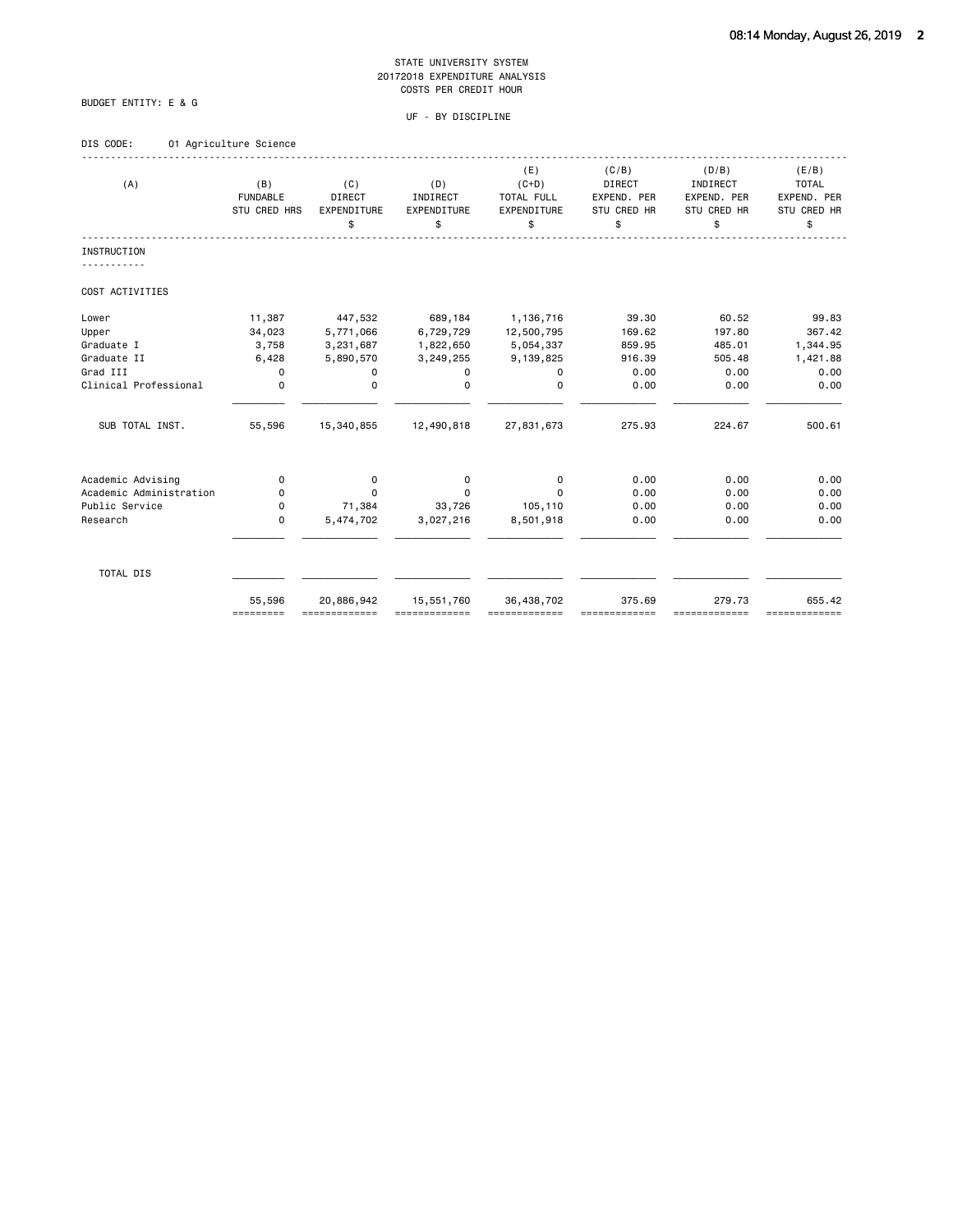STATE UNIVERSITY SYSTEM
20172018 EXPENDITURE ANALYSIS
COSTS PER CREDIT HOUR

BUDGET ENTITY: E & G

UF - BY DISCIPLINE

DIS CODE: 01 Agriculture Science

| (A) | (B) FUNDABLE STU CRED HRS | (C) DIRECT EXPENDITURE $ | (D) INDIRECT EXPENDITURE $ | (E) (C+D) TOTAL FULL EXPENDITURE $ | (C/B) DIRECT EXPEND. PER STU CRED HR $ | (D/B) INDIRECT EXPEND. PER STU CRED HR $ | (E/B) TOTAL EXPEND. PER STU CRED HR $ |
|---|---|---|---|---|---|---|---|
| **INSTRUCTION** | | | | | | | |
| COST ACTIVITIES | | | | | | | |
| Lower | 11,387 | 447,532 | 689,184 | 1,136,716 | 39.30 | 60.52 | 99.83 |
| Upper | 34,023 | 5,771,066 | 6,729,729 | 12,500,795 | 169.62 | 197.80 | 367.42 |
| Graduate I | 3,758 | 3,231,687 | 1,822,650 | 5,054,337 | 859.95 | 485.01 | 1,344.95 |
| Graduate II | 6,428 | 5,890,570 | 3,249,255 | 9,139,825 | 916.39 | 505.48 | 1,421.88 |
| Grad III | 0 | 0 | 0 | 0 | 0.00 | 0.00 | 0.00 |
| Clinical Professional | 0 | 0 | 0 | 0 | 0.00 | 0.00 | 0.00 |
| SUB TOTAL INST. | 55,596 | 15,340,855 | 12,490,818 | 27,831,673 | 275.93 | 224.67 | 500.61 |
| Academic Advising | 0 | 0 | 0 | 0 | 0.00 | 0.00 | 0.00 |
| Academic Administration | 0 | 0 | 0 | 0 | 0.00 | 0.00 | 0.00 |
| Public Service | 0 | 71,384 | 33,726 | 105,110 | 0.00 | 0.00 | 0.00 |
| Research | 0 | 5,474,702 | 3,027,216 | 8,501,918 | 0.00 | 0.00 | 0.00 |
| TOTAL DIS | 55,596 | 20,886,942 | 15,551,760 | 36,438,702 | 375.69 | 279.73 | 655.42 |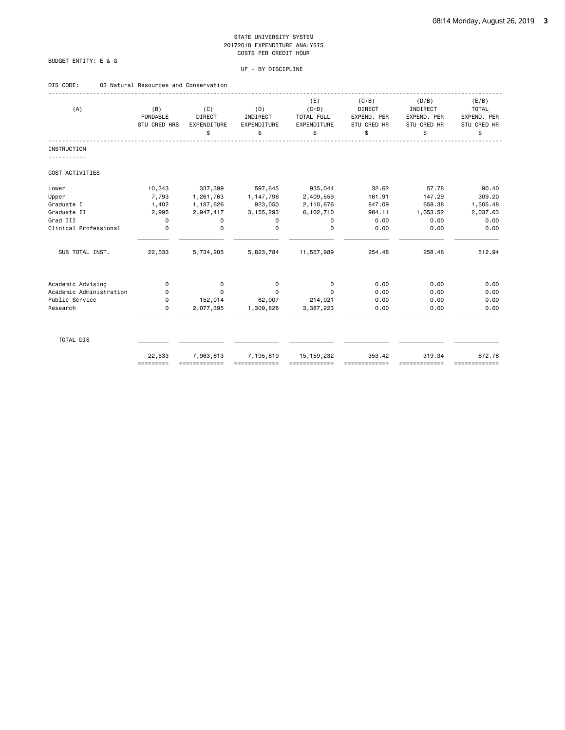STATE UNIVERSITY SYSTEM
20172018 EXPENDITURE ANALYSIS
COSTS PER CREDIT HOUR

BUDGET ENTITY: E & G

UF - BY DISCIPLINE

DIS CODE: 03 Natural Resources and Conservation

| (A) | (B) FUNDABLE STU CRED HRS | (C) DIRECT EXPENDITURE $ | (D) INDIRECT EXPENDITURE $ | (E) (C+D) TOTAL FULL EXPENDITURE $ | (C/B) DIRECT EXPEND. PER STU CRED HR $ | (D/B) INDIRECT EXPEND. PER STU CRED HR $ | (E/B) TOTAL EXPEND. PER STU CRED HR $ |
|---|---|---|---|---|---|---|---|
| INSTRUCTION | | | | | | | |
| COST ACTIVITIES | | | | | | | |
| Lower | 10,343 | 337,399 | 597,645 | 935,044 | 32.62 | 57.78 | 90.40 |
| Upper | 7,793 | 1,261,763 | 1,147,796 | 2,409,559 | 161.91 | 147.29 | 309.20 |
| Graduate I | 1,402 | 1,187,626 | 923,050 | 2,110,676 | 847.09 | 658.38 | 1,505.48 |
| Graduate II | 2,995 | 2,947,417 | 3,155,293 | 6,102,710 | 984.11 | 1,053.52 | 2,037.63 |
| Grad III | 0 | 0 | 0 | 0 | 0.00 | 0.00 | 0.00 |
| Clinical Professional | 0 | 0 | 0 | 0 | 0.00 | 0.00 | 0.00 |
| SUB TOTAL INST. | 22,533 | 5,734,205 | 5,823,784 | 11,557,989 | 254.48 | 258.46 | 512.94 |
| Academic Advising | 0 | 0 | 0 | 0 | 0.00 | 0.00 | 0.00 |
| Academic Administration | 0 | 0 | 0 | 0 | 0.00 | 0.00 | 0.00 |
| Public Service | 0 | 152,014 | 62,007 | 214,021 | 0.00 | 0.00 | 0.00 |
| Research | 0 | 2,077,395 | 1,309,828 | 3,387,223 | 0.00 | 0.00 | 0.00 |
| TOTAL DIS | 22,533 | 7,963,613 | 7,195,619 | 15,159,232 | 353.42 | 319.34 | 672.76 |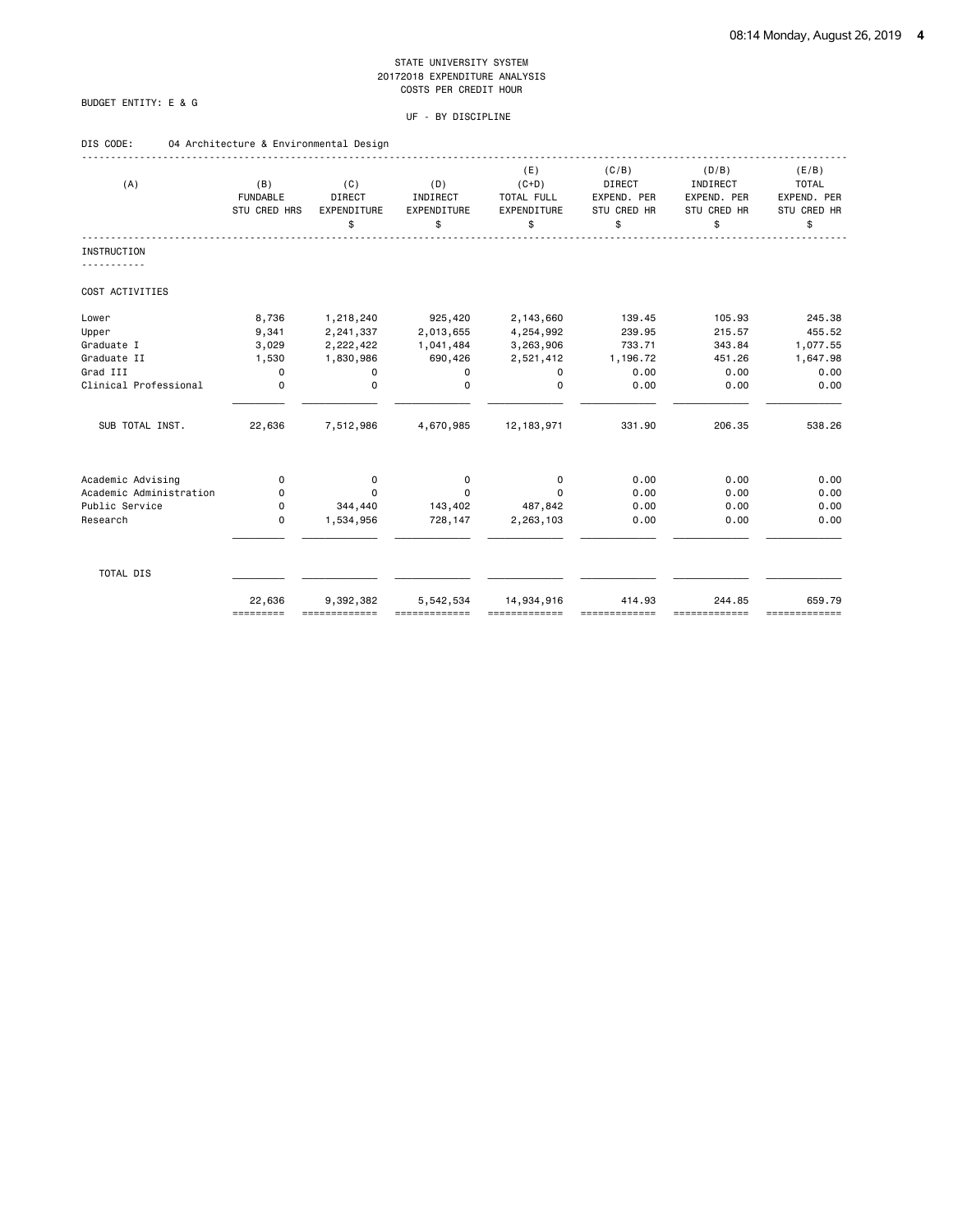STATE UNIVERSITY SYSTEM
20172018 EXPENDITURE ANALYSIS
COSTS PER CREDIT HOUR

BUDGET ENTITY: E & G

UF - BY DISCIPLINE

DIS CODE: 04 Architecture & Environmental Design

| (A) | (B) FUNDABLE STU CRED HRS | (C) DIRECT EXPENDITURE $ | (D) INDIRECT EXPENDITURE $ | (E) (C+D) TOTAL FULL EXPENDITURE $ | (C/B) DIRECT EXPEND. PER STU CRED HR $ | (D/B) INDIRECT EXPEND. PER STU CRED HR $ | (E/B) TOTAL EXPEND. PER STU CRED HR $ |
|---|---|---|---|---|---|---|---|
| INSTRUCTION | | | | | | | |
| COST ACTIVITIES | | | | | | | |
| Lower | 8,736 | 1,218,240 | 925,420 | 2,143,660 | 139.45 | 105.93 | 245.38 |
| Upper | 9,341 | 2,241,337 | 2,013,655 | 4,254,992 | 239.95 | 215.57 | 455.52 |
| Graduate I | 3,029 | 2,222,422 | 1,041,484 | 3,263,906 | 733.71 | 343.84 | 1,077.55 |
| Graduate II | 1,530 | 1,830,986 | 690,426 | 2,521,412 | 1,196.72 | 451.26 | 1,647.98 |
| Grad III | 0 | 0 | 0 | 0 | 0.00 | 0.00 | 0.00 |
| Clinical Professional | 0 | 0 | 0 | 0 | 0.00 | 0.00 | 0.00 |
| SUB TOTAL INST. | 22,636 | 7,512,986 | 4,670,985 | 12,183,971 | 331.90 | 206.35 | 538.26 |
| Academic Advising | 0 | 0 | 0 | 0 | 0.00 | 0.00 | 0.00 |
| Academic Administration | 0 | 0 | 0 | 0 | 0.00 | 0.00 | 0.00 |
| Public Service | 0 | 344,440 | 143,402 | 487,842 | 0.00 | 0.00 | 0.00 |
| Research | 0 | 1,534,956 | 728,147 | 2,263,103 | 0.00 | 0.00 | 0.00 |
| TOTAL DIS | 22,636 | 9,392,382 | 5,542,534 | 14,934,916 | 414.93 | 244.85 | 659.79 |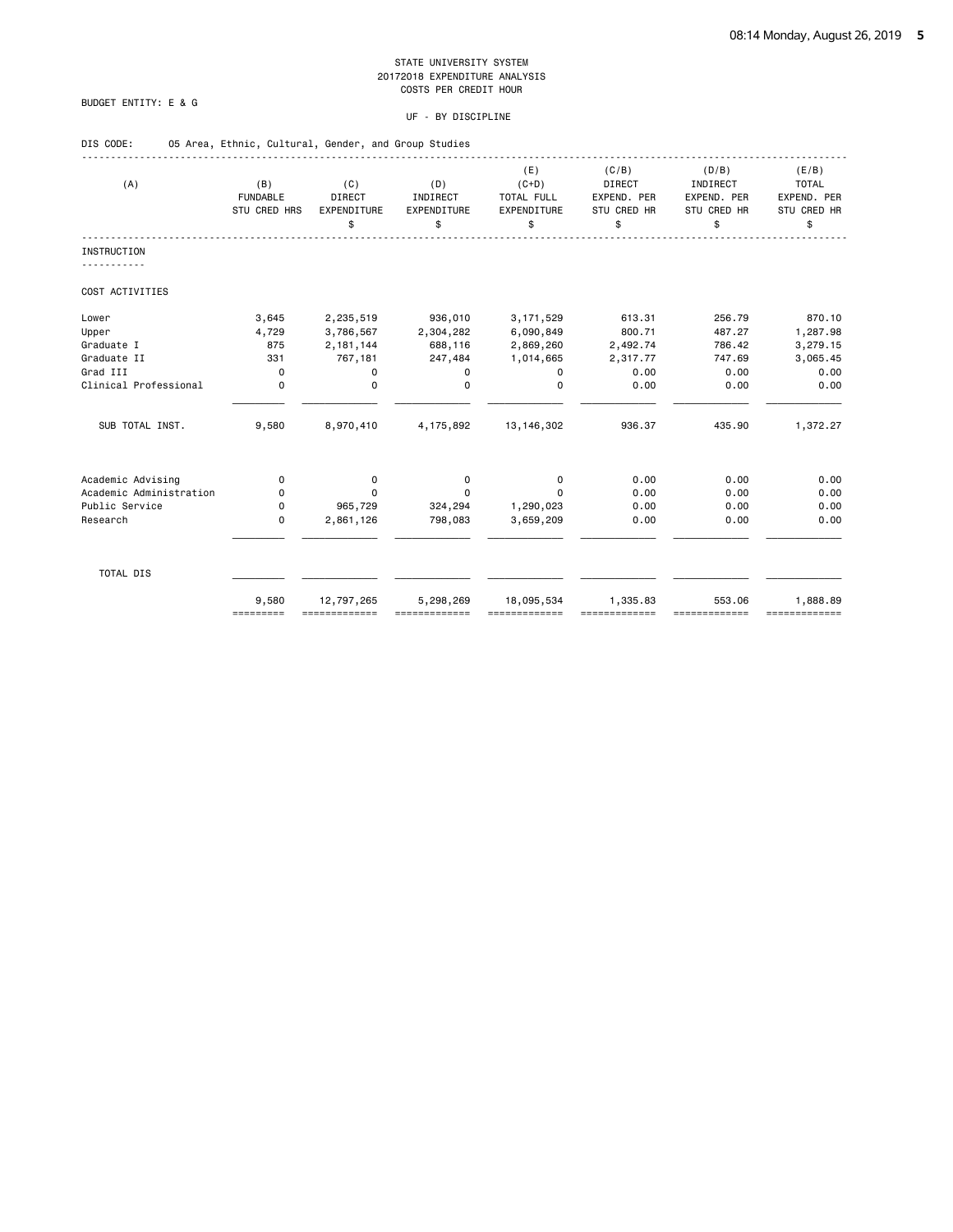STATE UNIVERSITY SYSTEM
20172018 EXPENDITURE ANALYSIS
COSTS PER CREDIT HOUR

BUDGET ENTITY: E & G

UF - BY DISCIPLINE

DIS CODE: 05 Area, Ethnic, Cultural, Gender, and Group Studies

| (A) | (B) FUNDABLE STU CRED HRS | (C) DIRECT EXPENDITURE $ | (D) INDIRECT EXPENDITURE $ | (E) (C+D) TOTAL FULL EXPENDITURE $ | (C/B) DIRECT EXPEND. PER STU CRED HR $ | (D/B) INDIRECT EXPEND. PER STU CRED HR $ | (E/B) TOTAL EXPEND. PER STU CRED HR $ |
|---|---|---|---|---|---|---|---|
| **INSTRUCTION** | | | | | | | |
| COST ACTIVITIES | | | | | | | |
| Lower | 3,645 | 2,235,519 | 936,010 | 3,171,529 | 613.31 | 256.79 | 870.10 |
| Upper | 4,729 | 3,786,567 | 2,304,282 | 6,090,849 | 800.71 | 487.27 | 1,287.98 |
| Graduate I | 875 | 2,181,144 | 688,116 | 2,869,260 | 2,492.74 | 786.42 | 3,279.15 |
| Graduate II | 331 | 767,181 | 247,484 | 1,014,665 | 2,317.77 | 747.69 | 3,065.45 |
| Grad III | 0 | 0 | 0 | 0 | 0.00 | 0.00 | 0.00 |
| Clinical Professional | 0 | 0 | 0 | 0 | 0.00 | 0.00 | 0.00 |
| SUB TOTAL INST. | 9,580 | 8,970,410 | 4,175,892 | 13,146,302 | 936.37 | 435.90 | 1,372.27 |
| Academic Advising | 0 | 0 | 0 | 0 | 0.00 | 0.00 | 0.00 |
| Academic Administration | 0 | 0 | 0 | 0 | 0.00 | 0.00 | 0.00 |
| Public Service | 0 | 965,729 | 324,294 | 1,290,023 | 0.00 | 0.00 | 0.00 |
| Research | 0 | 2,861,126 | 798,083 | 3,659,209 | 0.00 | 0.00 | 0.00 |
| TOTAL DIS | 9,580 | 12,797,265 | 5,298,269 | 18,095,534 | 1,335.83 | 553.06 | 1,888.89 |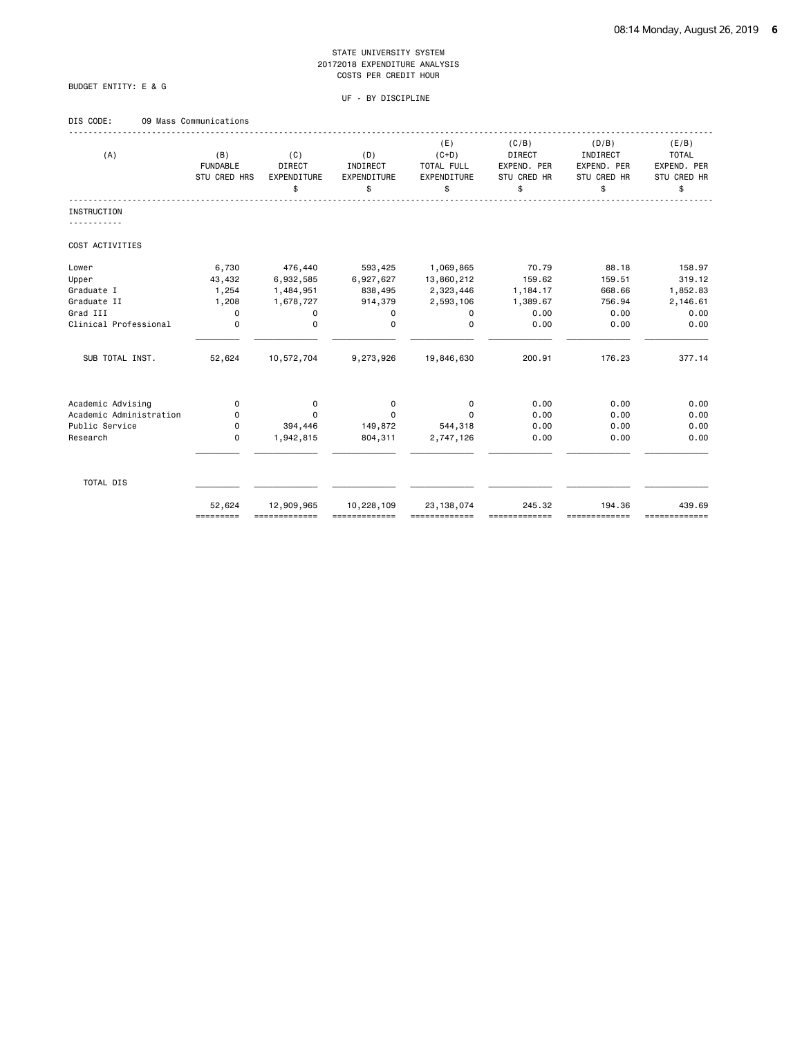STATE UNIVERSITY SYSTEM
20172018 EXPENDITURE ANALYSIS
COSTS PER CREDIT HOUR

BUDGET ENTITY: E & G

UF - BY DISCIPLINE

DIS CODE: 09 Mass Communications

| (A) | (B) FUNDABLE STU CRED HRS | (C) DIRECT EXPENDITURE $ | (D) INDIRECT EXPENDITURE $ | (E) (C+D) TOTAL FULL EXPENDITURE $ | (C/B) DIRECT EXPEND. PER STU CRED HR $ | (D/B) INDIRECT EXPEND. PER STU CRED HR $ | (E/B) TOTAL EXPEND. PER STU CRED HR $ |
|---|---|---|---|---|---|---|---|
| **INSTRUCTION** | | | | | | | |
| COST ACTIVITIES | | | | | | | |
| Lower | 6,730 | 476,440 | 593,425 | 1,069,865 | 70.79 | 88.18 | 158.97 |
| Upper | 43,432 | 6,932,585 | 6,927,627 | 13,860,212 | 159.62 | 159.51 | 319.12 |
| Graduate I | 1,254 | 1,484,951 | 838,495 | 2,323,446 | 1,184.17 | 668.66 | 1,852.83 |
| Graduate II | 1,208 | 1,678,727 | 914,379 | 2,593,106 | 1,389.67 | 756.94 | 2,146.61 |
| Grad III | 0 | 0 | 0 | 0 | 0.00 | 0.00 | 0.00 |
| Clinical Professional | 0 | 0 | 0 | 0 | 0.00 | 0.00 | 0.00 |
| SUB TOTAL INST. | 52,624 | 10,572,704 | 9,273,926 | 19,846,630 | 200.91 | 176.23 | 377.14 |
| Academic Advising | 0 | 0 | 0 | 0 | 0.00 | 0.00 | 0.00 |
| Academic Administration | 0 | 0 | 0 | 0 | 0.00 | 0.00 | 0.00 |
| Public Service | 0 | 394,446 | 149,872 | 544,318 | 0.00 | 0.00 | 0.00 |
| Research | 0 | 1,942,815 | 804,311 | 2,747,126 | 0.00 | 0.00 | 0.00 |
| TOTAL DIS | 52,624 | 12,909,965 | 10,228,109 | 23,138,074 | 245.32 | 194.36 | 439.69 |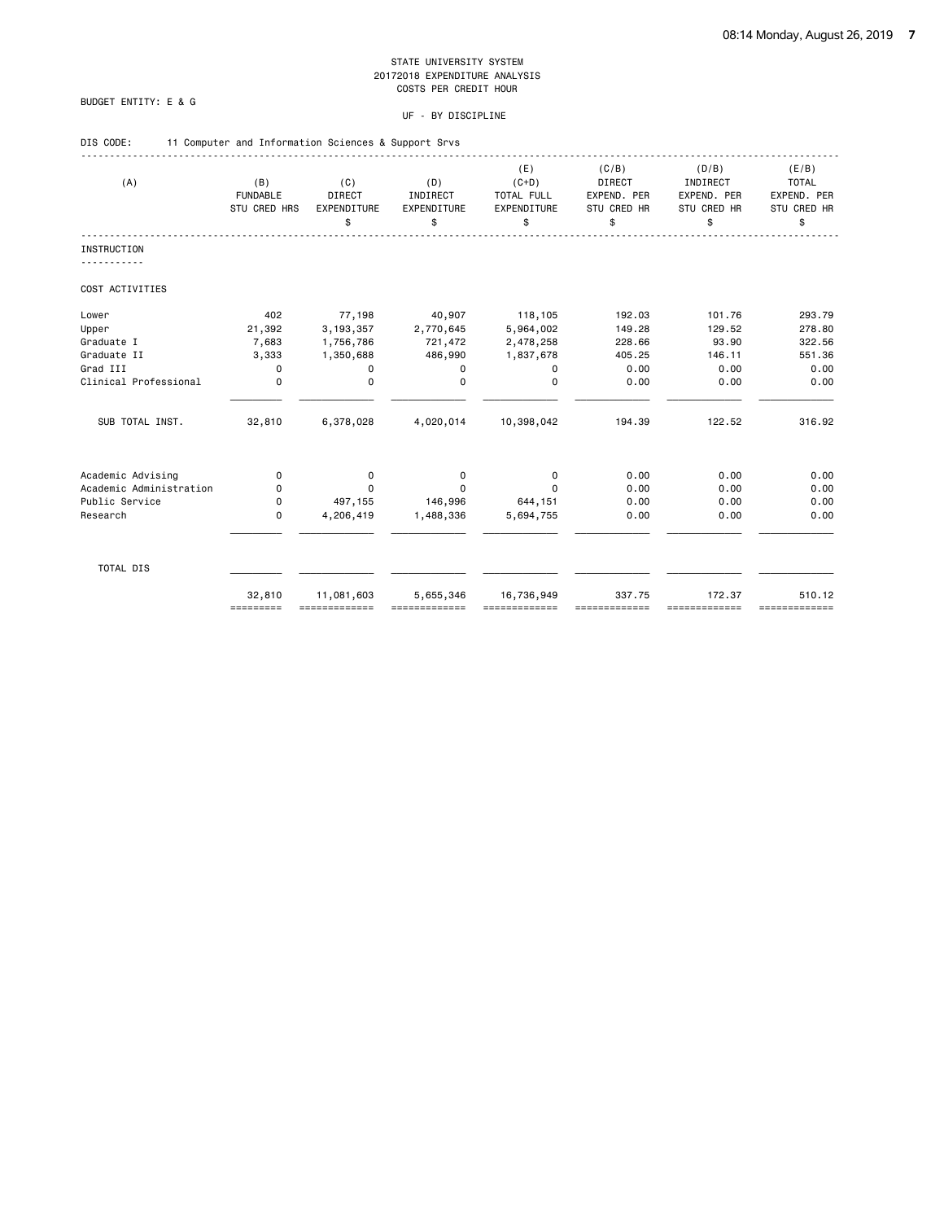STATE UNIVERSITY SYSTEM
20172018 EXPENDITURE ANALYSIS
COSTS PER CREDIT HOUR

BUDGET ENTITY: E & G

UF - BY DISCIPLINE

DIS CODE: 11 Computer and Information Sciences & Support Srvs

| (A) | (B) FUNDABLE STU CRED HRS | (C) DIRECT EXPENDITURE $ | (D) INDIRECT EXPENDITURE $ | (E) (C+D) TOTAL FULL EXPENDITURE $ | (C/B) DIRECT EXPEND. PER STU CRED HR $ | (D/B) INDIRECT EXPEND. PER STU CRED HR $ | (E/B) TOTAL EXPEND. PER STU CRED HR $ |
|---|---|---|---|---|---|---|---|
| **INSTRUCTION** | | | | | | | |
| COST ACTIVITIES | | | | | | | |
| Lower | 402 | 77,198 | 40,907 | 118,105 | 192.03 | 101.76 | 293.79 |
| Upper | 21,392 | 3,193,357 | 2,770,645 | 5,964,002 | 149.28 | 129.52 | 278.80 |
| Graduate I | 7,683 | 1,756,786 | 721,472 | 2,478,258 | 228.66 | 93.90 | 322.56 |
| Graduate II | 3,333 | 1,350,688 | 486,990 | 1,837,678 | 405.25 | 146.11 | 551.36 |
| Grad III | 0 | 0 | 0 | 0 | 0.00 | 0.00 | 0.00 |
| Clinical Professional | 0 | 0 | 0 | 0 | 0.00 | 0.00 | 0.00 |
| SUB TOTAL INST. | 32,810 | 6,378,028 | 4,020,014 | 10,398,042 | 194.39 | 122.52 | 316.92 |
| Academic Advising | 0 | 0 | 0 | 0 | 0.00 | 0.00 | 0.00 |
| Academic Administration | 0 | 0 | 0 | 0 | 0.00 | 0.00 | 0.00 |
| Public Service | 0 | 497,155 | 146,996 | 644,151 | 0.00 | 0.00 | 0.00 |
| Research | 0 | 4,206,419 | 1,488,336 | 5,694,755 | 0.00 | 0.00 | 0.00 |
| TOTAL DIS | 32,810 | 11,081,603 | 5,655,346 | 16,736,949 | 337.75 | 172.37 | 510.12 |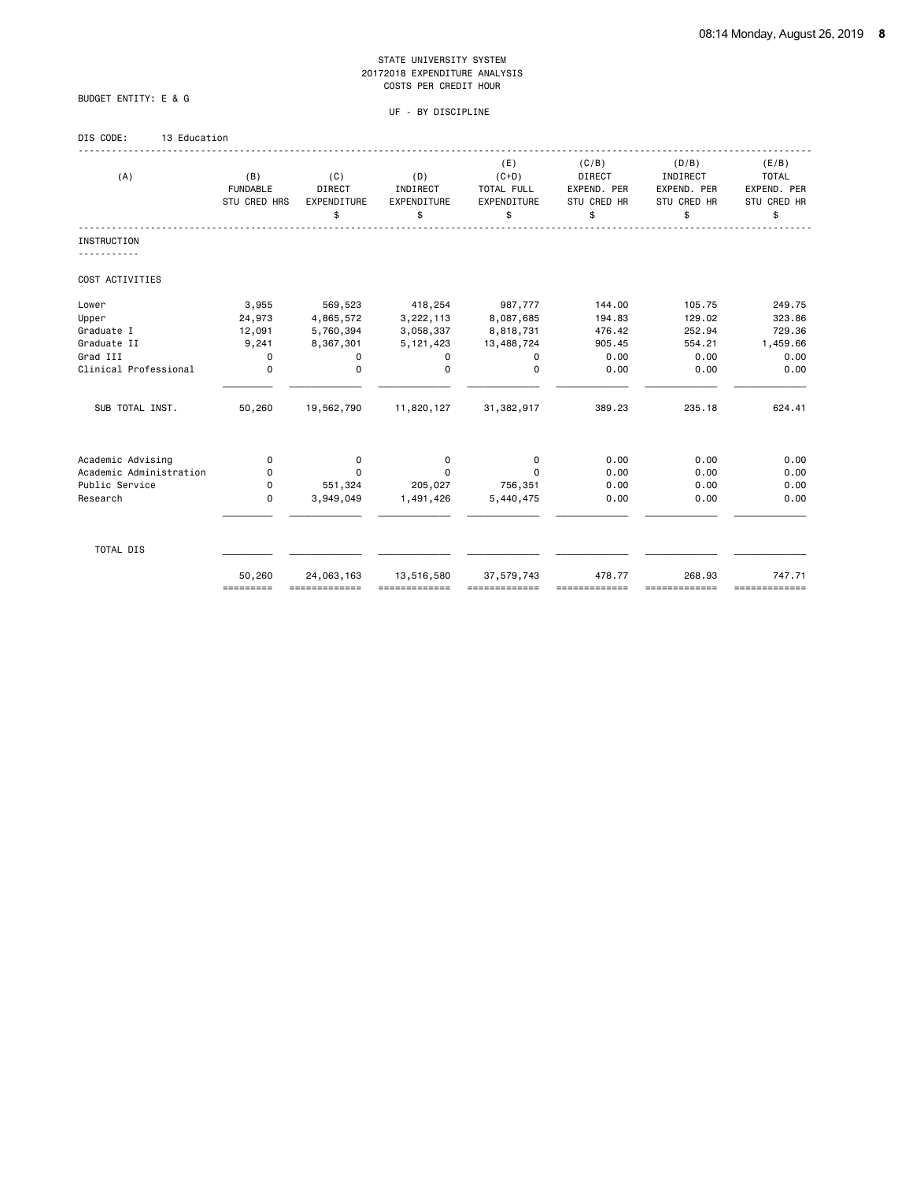STATE UNIVERSITY SYSTEM
20172018 EXPENDITURE ANALYSIS
COSTS PER CREDIT HOUR

BUDGET ENTITY: E & G

UF - BY DISCIPLINE

DIS CODE: 13 Education

| (A) | (B) FUNDABLE STU CRED HRS | (C) DIRECT EXPENDITURE $ | (D) INDIRECT EXPENDITURE $ | (E) (C+D) TOTAL FULL EXPENDITURE $ | (C/B) DIRECT EXPEND. PER STU CRED HR $ | (D/B) INDIRECT EXPEND. PER STU CRED HR $ | (E/B) TOTAL EXPEND. PER STU CRED HR $ |
|---|---|---|---|---|---|---|---|
| INSTRUCTION | | | | | | | |
| COST ACTIVITIES | | | | | | | |
| Lower | 3,955 | 569,523 | 418,254 | 987,777 | 144.00 | 105.75 | 249.75 |
| Upper | 24,973 | 4,865,572 | 3,222,113 | 8,087,685 | 194.83 | 129.02 | 323.86 |
| Graduate I | 12,091 | 5,760,394 | 3,058,337 | 8,818,731 | 476.42 | 252.94 | 729.36 |
| Graduate II | 9,241 | 8,367,301 | 5,121,423 | 13,488,724 | 905.45 | 554.21 | 1,459.66 |
| Grad III | 0 | 0 | 0 | 0 | 0.00 | 0.00 | 0.00 |
| Clinical Professional | 0 | 0 | 0 | 0 | 0.00 | 0.00 | 0.00 |
| SUB TOTAL INST. | 50,260 | 19,562,790 | 11,820,127 | 31,382,917 | 389.23 | 235.18 | 624.41 |
| Academic Advising | 0 | 0 | 0 | 0 | 0.00 | 0.00 | 0.00 |
| Academic Administration | 0 | 0 | 0 | 0 | 0.00 | 0.00 | 0.00 |
| Public Service | 0 | 551,324 | 205,027 | 756,351 | 0.00 | 0.00 | 0.00 |
| Research | 0 | 3,949,049 | 1,491,426 | 5,440,475 | 0.00 | 0.00 | 0.00 |
| TOTAL DIS | 50,260 | 24,063,163 | 13,516,580 | 37,579,743 | 478.77 | 268.93 | 747.71 |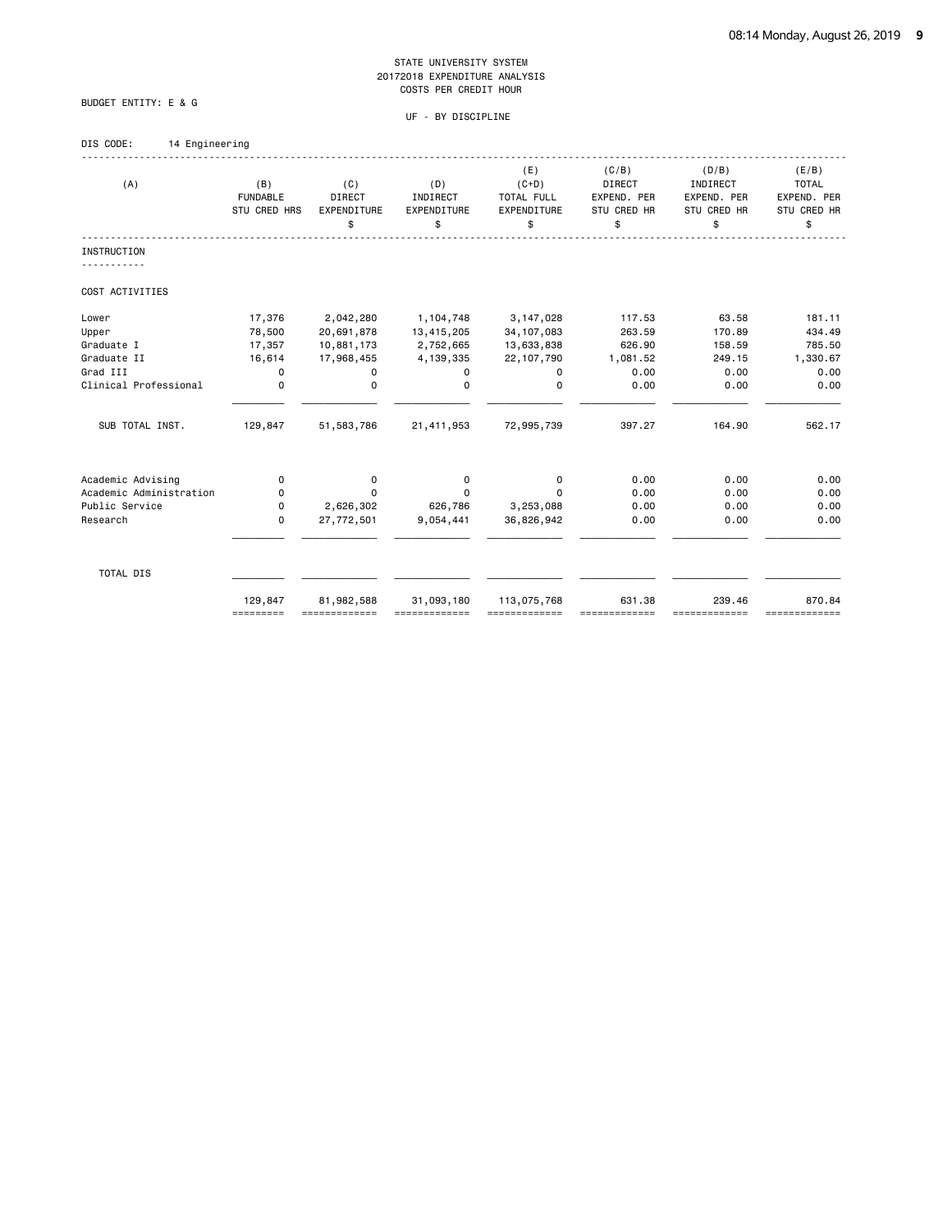STATE UNIVERSITY SYSTEM
20172018 EXPENDITURE ANALYSIS
COSTS PER CREDIT HOUR

BUDGET ENTITY: E & G

UF - BY DISCIPLINE

DIS CODE: 14 Engineering

| (A) | (B) FUNDABLE STU CRED HRS | (C) DIRECT EXPENDITURE $ | (D) INDIRECT EXPENDITURE $ | (E) (C+D) TOTAL FULL EXPENDITURE $ | (C/B) DIRECT EXPEND. PER STU CRED HR $ | (D/B) INDIRECT EXPEND. PER STU CRED HR $ | (E/B) TOTAL EXPEND. PER STU CRED HR $ |
|---|---|---|---|---|---|---|---|
| **INSTRUCTION** | | | | | | | |
| COST ACTIVITIES | | | | | | | |
| Lower | 17,376 | 2,042,280 | 1,104,748 | 3,147,028 | 117.53 | 63.58 | 181.11 |
| Upper | 78,500 | 20,691,878 | 13,415,205 | 34,107,083 | 263.59 | 170.89 | 434.49 |
| Graduate I | 17,357 | 10,881,173 | 2,752,665 | 13,633,838 | 626.90 | 158.59 | 785.50 |
| Graduate II | 16,614 | 17,968,455 | 4,139,335 | 22,107,790 | 1,081.52 | 249.15 | 1,330.67 |
| Grad III | 0 | 0 | 0 | 0 | 0.00 | 0.00 | 0.00 |
| Clinical Professional | 0 | 0 | 0 | 0 | 0.00 | 0.00 | 0.00 |
| SUB TOTAL INST. | 129,847 | 51,583,786 | 21,411,953 | 72,995,739 | 397.27 | 164.90 | 562.17 |
| Academic Advising | 0 | 0 | 0 | 0 | 0.00 | 0.00 | 0.00 |
| Academic Administration | 0 | 0 | 0 | 0 | 0.00 | 0.00 | 0.00 |
| Public Service | 0 | 2,626,302 | 626,786 | 3,253,088 | 0.00 | 0.00 | 0.00 |
| Research | 0 | 27,772,501 | 9,054,441 | 36,826,942 | 0.00 | 0.00 | 0.00 |
| TOTAL DIS | 129,847 | 81,982,588 | 31,093,180 | 113,075,768 | 631.38 | 239.46 | 870.84 |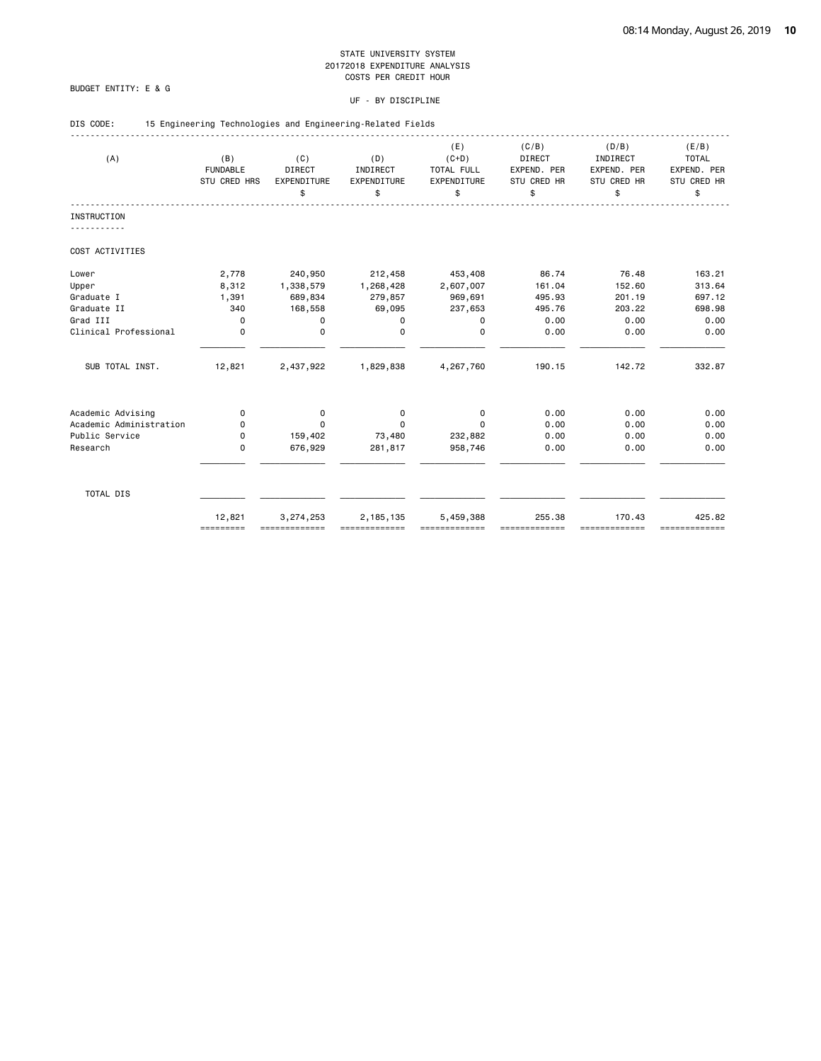STATE UNIVERSITY SYSTEM
20172018 EXPENDITURE ANALYSIS
COSTS PER CREDIT HOUR

BUDGET ENTITY: E & G

UF - BY DISCIPLINE

DIS CODE: 15 Engineering Technologies and Engineering-Related Fields

| (A) | (B) FUNDABLE STU CRED HRS | (C) DIRECT EXPENDITURE $ | (D) INDIRECT EXPENDITURE $ | (E) (C+D) TOTAL FULL EXPENDITURE $ | (C/B) DIRECT EXPEND. PER STU CRED HR $ | (D/B) INDIRECT EXPEND. PER STU CRED HR $ | (E/B) TOTAL EXPEND. PER STU CRED HR $ |
|---|---|---|---|---|---|---|---|
| INSTRUCTION | | | | | | | |
| COST ACTIVITIES | | | | | | | |
| Lower | 2,778 | 240,950 | 212,458 | 453,408 | 86.74 | 76.48 | 163.21 |
| Upper | 8,312 | 1,338,579 | 1,268,428 | 2,607,007 | 161.04 | 152.60 | 313.64 |
| Graduate I | 1,391 | 689,834 | 279,857 | 969,691 | 495.93 | 201.19 | 697.12 |
| Graduate II | 340 | 168,558 | 69,095 | 237,653 | 495.76 | 203.22 | 698.98 |
| Grad III | 0 | 0 | 0 | 0 | 0.00 | 0.00 | 0.00 |
| Clinical Professional | 0 | 0 | 0 | 0 | 0.00 | 0.00 | 0.00 |
| SUB TOTAL INST. | 12,821 | 2,437,922 | 1,829,838 | 4,267,760 | 190.15 | 142.72 | 332.87 |
| Academic Advising | 0 | 0 | 0 | 0 | 0.00 | 0.00 | 0.00 |
| Academic Administration | 0 | 0 | 0 | 0 | 0.00 | 0.00 | 0.00 |
| Public Service | 0 | 159,402 | 73,480 | 232,882 | 0.00 | 0.00 | 0.00 |
| Research | 0 | 676,929 | 281,817 | 958,746 | 0.00 | 0.00 | 0.00 |
| TOTAL DIS | 12,821 | 3,274,253 | 2,185,135 | 5,459,388 | 255.38 | 170.43 | 425.82 |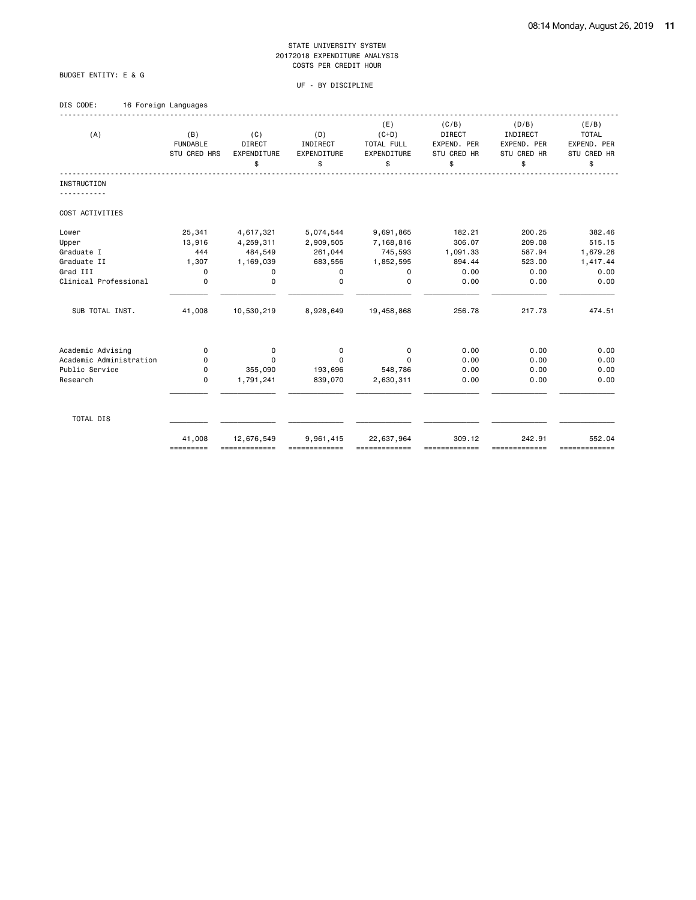STATE UNIVERSITY SYSTEM
20172018 EXPENDITURE ANALYSIS
COSTS PER CREDIT HOUR

BUDGET ENTITY: E & G

UF - BY DISCIPLINE

DIS CODE: 16 Foreign Languages

| (A) | (B) FUNDABLE STU CRED HRS | (C) DIRECT EXPENDITURE $ | (D) INDIRECT EXPENDITURE $ | (E) (C+D) TOTAL FULL EXPENDITURE $ | (C/B) DIRECT EXPEND. PER STU CRED HR $ | (D/B) INDIRECT EXPEND. PER STU CRED HR $ | (E/B) TOTAL EXPEND. PER STU CRED HR $ |
|---|---|---|---|---|---|---|---|
| INSTRUCTION | | | | | | | |
| COST ACTIVITIES | | | | | | | |
| Lower | 25,341 | 4,617,321 | 5,074,544 | 9,691,865 | 182.21 | 200.25 | 382.46 |
| Upper | 13,916 | 4,259,311 | 2,909,505 | 7,168,816 | 306.07 | 209.08 | 515.15 |
| Graduate I | 444 | 484,549 | 261,044 | 745,593 | 1,091.33 | 587.94 | 1,679.26 |
| Graduate II | 1,307 | 1,169,039 | 683,556 | 1,852,595 | 894.44 | 523.00 | 1,417.44 |
| Grad III | 0 | 0 | 0 | 0 | 0.00 | 0.00 | 0.00 |
| Clinical Professional | 0 | 0 | 0 | 0 | 0.00 | 0.00 | 0.00 |
| SUB TOTAL INST. | 41,008 | 10,530,219 | 8,928,649 | 19,458,868 | 256.78 | 217.73 | 474.51 |
| Academic Advising | 0 | 0 | 0 | 0 | 0.00 | 0.00 | 0.00 |
| Academic Administration | 0 | 0 | 0 | 0 | 0.00 | 0.00 | 0.00 |
| Public Service | 0 | 355,090 | 193,696 | 548,786 | 0.00 | 0.00 | 0.00 |
| Research | 0 | 1,791,241 | 839,070 | 2,630,311 | 0.00 | 0.00 | 0.00 |
| TOTAL DIS | 41,008 | 12,676,549 | 9,961,415 | 22,637,964 | 309.12 | 242.91 | 552.04 |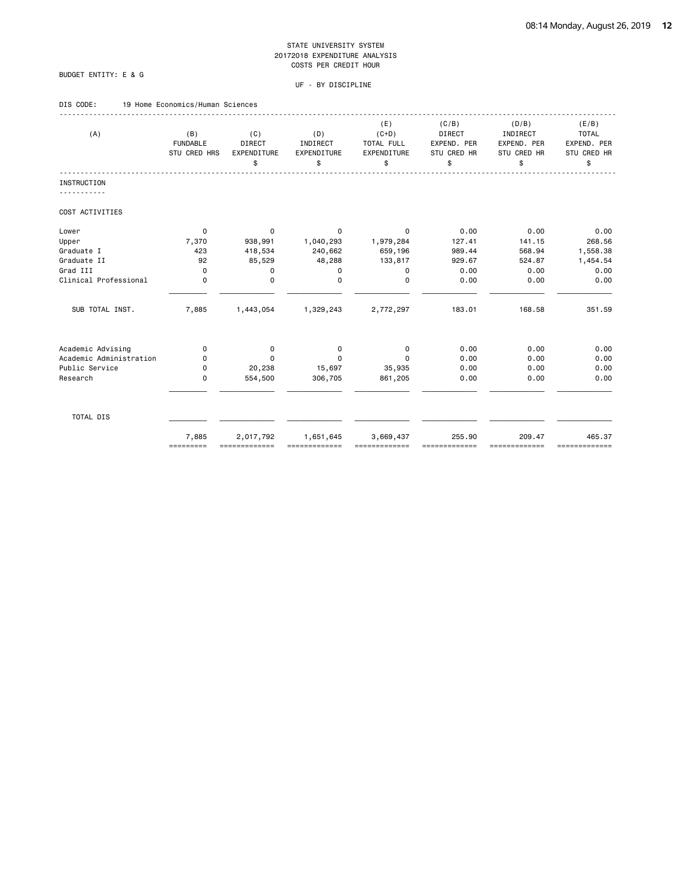STATE UNIVERSITY SYSTEM
20172018 EXPENDITURE ANALYSIS
COSTS PER CREDIT HOUR

BUDGET ENTITY: E & G

UF - BY DISCIPLINE

DIS CODE: 19 Home Economics/Human Sciences

| (A) | (B) FUNDABLE STU CRED HRS | (C) DIRECT EXPENDITURE $ | (D) INDIRECT EXPENDITURE $ | (E) (C+D) TOTAL FULL EXPENDITURE $ | (C/B) DIRECT EXPEND. PER STU CRED HR $ | (D/B) INDIRECT EXPEND. PER STU CRED HR $ | (E/B) TOTAL EXPEND. PER STU CRED HR $ |
|---|---|---|---|---|---|---|---|
| **INSTRUCTION** | | | | | | | |
| COST ACTIVITIES | | | | | | | |
| Lower | 0 | 0 | 0 | 0 | 0.00 | 0.00 | 0.00 |
| Upper | 7,370 | 938,991 | 1,040,293 | 1,979,284 | 127.41 | 141.15 | 268.56 |
| Graduate I | 423 | 418,534 | 240,662 | 659,196 | 989.44 | 568.94 | 1,558.38 |
| Graduate II | 92 | 85,529 | 48,288 | 133,817 | 929.67 | 524.87 | 1,454.54 |
| Grad III | 0 | 0 | 0 | 0 | 0.00 | 0.00 | 0.00 |
| Clinical Professional | 0 | 0 | 0 | 0 | 0.00 | 0.00 | 0.00 |
| SUB TOTAL INST. | 7,885 | 1,443,054 | 1,329,243 | 2,772,297 | 183.01 | 168.58 | 351.59 |
| Academic Advising | 0 | 0 | 0 | 0 | 0.00 | 0.00 | 0.00 |
| Academic Administration | 0 | 0 | 0 | 0 | 0.00 | 0.00 | 0.00 |
| Public Service | 0 | 20,238 | 15,697 | 35,935 | 0.00 | 0.00 | 0.00 |
| Research | 0 | 554,500 | 306,705 | 861,205 | 0.00 | 0.00 | 0.00 |
| TOTAL DIS | 7,885 | 2,017,792 | 1,651,645 | 3,669,437 | 255.90 | 209.47 | 465.37 |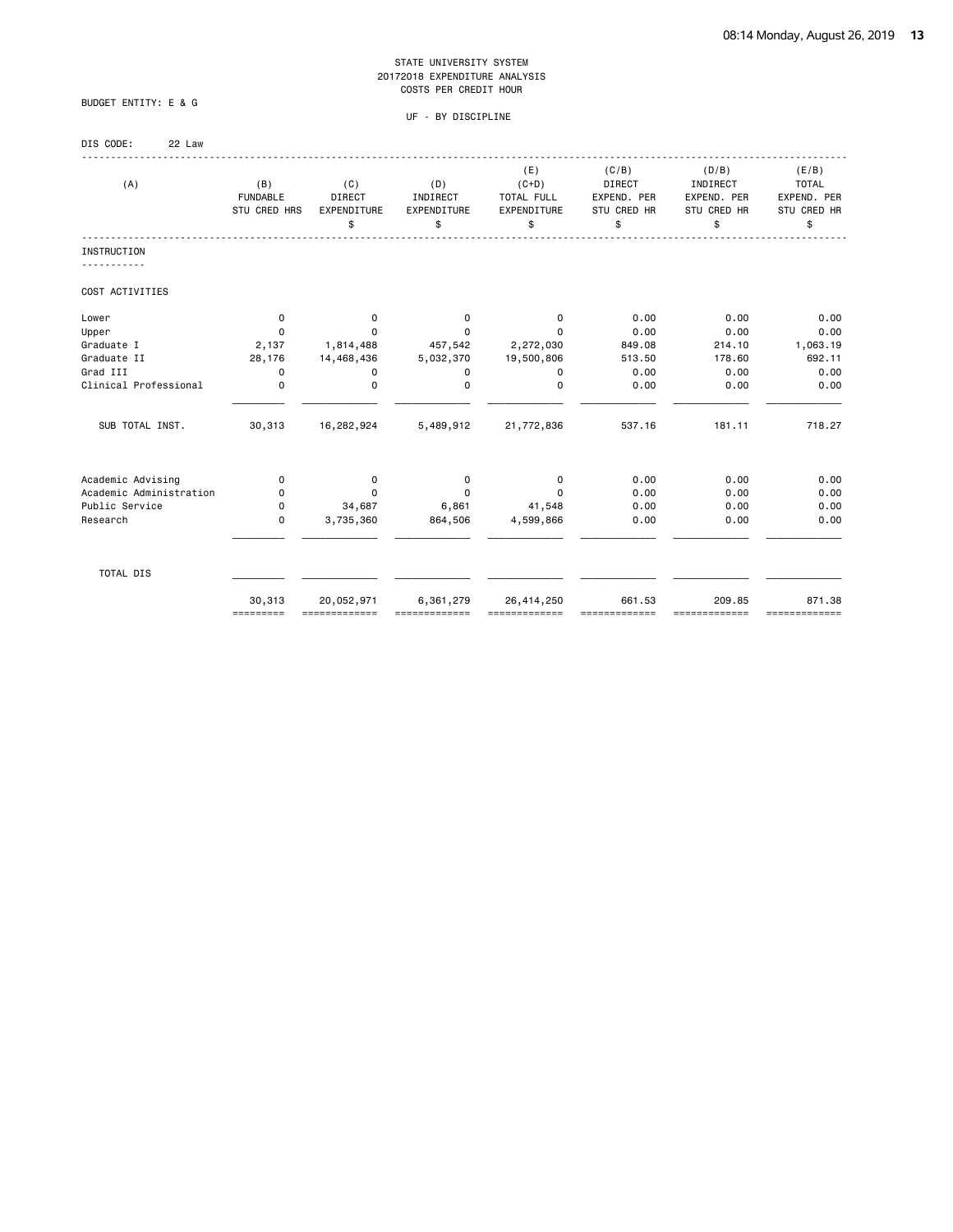STATE UNIVERSITY SYSTEM
20172018 EXPENDITURE ANALYSIS
COSTS PER CREDIT HOUR

BUDGET ENTITY: E & G

UF - BY DISCIPLINE

DIS CODE: 22 Law

| (A) | (B) FUNDABLE STU CRED HRS | (C) DIRECT EXPENDITURE $ | (D) INDIRECT EXPENDITURE $ | (E) (C+D) TOTAL FULL EXPENDITURE $ | (C/B) DIRECT EXPEND. PER STU CRED HR $ | (D/B) INDIRECT EXPEND. PER STU CRED HR $ | (E/B) TOTAL EXPEND. PER STU CRED HR $ |
|---|---|---|---|---|---|---|---|
| **INSTRUCTION** | | | | | | | |
| COST ACTIVITIES | | | | | | | |
| Lower | 0 | 0 | 0 | 0 | 0.00 | 0.00 | 0.00 |
| Upper | 0 | 0 | 0 | 0 | 0.00 | 0.00 | 0.00 |
| Graduate I | 2,137 | 1,814,488 | 457,542 | 2,272,030 | 849.08 | 214.10 | 1,063.19 |
| Graduate II | 28,176 | 14,468,436 | 5,032,370 | 19,500,806 | 513.50 | 178.60 | 692.11 |
| Grad III | 0 | 0 | 0 | 0 | 0.00 | 0.00 | 0.00 |
| Clinical Professional | 0 | 0 | 0 | 0 | 0.00 | 0.00 | 0.00 |
| SUB TOTAL INST. | 30,313 | 16,282,924 | 5,489,912 | 21,772,836 | 537.16 | 181.11 | 718.27 |
| Academic Advising | 0 | 0 | 0 | 0 | 0.00 | 0.00 | 0.00 |
| Academic Administration | 0 | 0 | 0 | 0 | 0.00 | 0.00 | 0.00 |
| Public Service | 0 | 34,687 | 6,861 | 41,548 | 0.00 | 0.00 | 0.00 |
| Research | 0 | 3,735,360 | 864,506 | 4,599,866 | 0.00 | 0.00 | 0.00 |
| TOTAL DIS | 30,313 | 20,052,971 | 6,361,279 | 26,414,250 | 661.53 | 209.85 | 871.38 |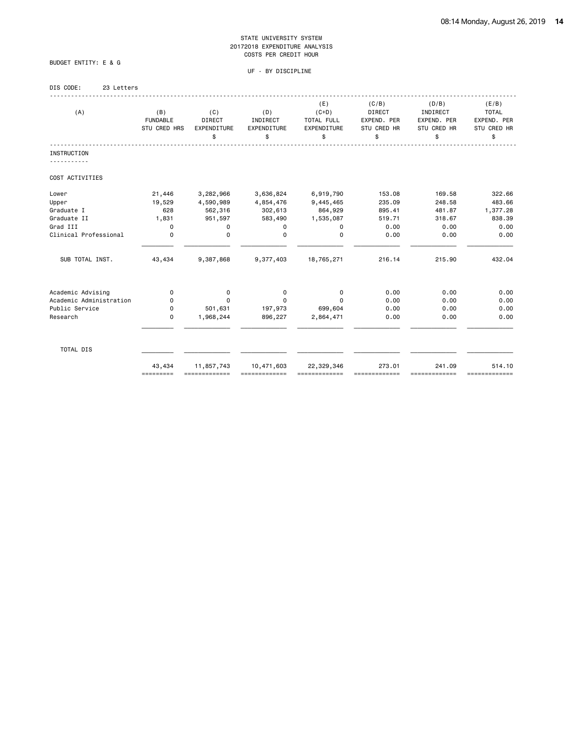STATE UNIVERSITY SYSTEM
20172018 EXPENDITURE ANALYSIS
COSTS PER CREDIT HOUR

BUDGET ENTITY: E & G

UF - BY DISCIPLINE

DIS CODE: 23 Letters

| (A) | (B) FUNDABLE STU CRED HRS | (C) DIRECT EXPENDITURE $ | (D) INDIRECT EXPENDITURE $ | (E) (C+D) TOTAL FULL EXPENDITURE $ | (C/B) DIRECT EXPEND. PER STU CRED HR $ | (D/B) INDIRECT EXPEND. PER STU CRED HR $ | (E/B) TOTAL EXPEND. PER STU CRED HR $ |
|---|---|---|---|---|---|---|---|
| INSTRUCTION | | | | | | | |
| COST ACTIVITIES | | | | | | | |
| Lower | 21,446 | 3,282,966 | 3,636,824 | 6,919,790 | 153.08 | 169.58 | 322.66 |
| Upper | 19,529 | 4,590,989 | 4,854,476 | 9,445,465 | 235.09 | 248.58 | 483.66 |
| Graduate I | 628 | 562,316 | 302,613 | 864,929 | 895.41 | 481.87 | 1,377.28 |
| Graduate II | 1,831 | 951,597 | 583,490 | 1,535,087 | 519.71 | 318.67 | 838.39 |
| Grad III | 0 | 0 | 0 | 0 | 0.00 | 0.00 | 0.00 |
| Clinical Professional | 0 | 0 | 0 | 0 | 0.00 | 0.00 | 0.00 |
| SUB TOTAL INST. | 43,434 | 9,387,868 | 9,377,403 | 18,765,271 | 216.14 | 215.90 | 432.04 |
| Academic Advising | 0 | 0 | 0 | 0 | 0.00 | 0.00 | 0.00 |
| Academic Administration | 0 | 0 | 0 | 0 | 0.00 | 0.00 | 0.00 |
| Public Service | 0 | 501,631 | 197,973 | 699,604 | 0.00 | 0.00 | 0.00 |
| Research | 0 | 1,968,244 | 896,227 | 2,864,471 | 0.00 | 0.00 | 0.00 |
| TOTAL DIS | 43,434 | 11,857,743 | 10,471,603 | 22,329,346 | 273.01 | 241.09 | 514.10 |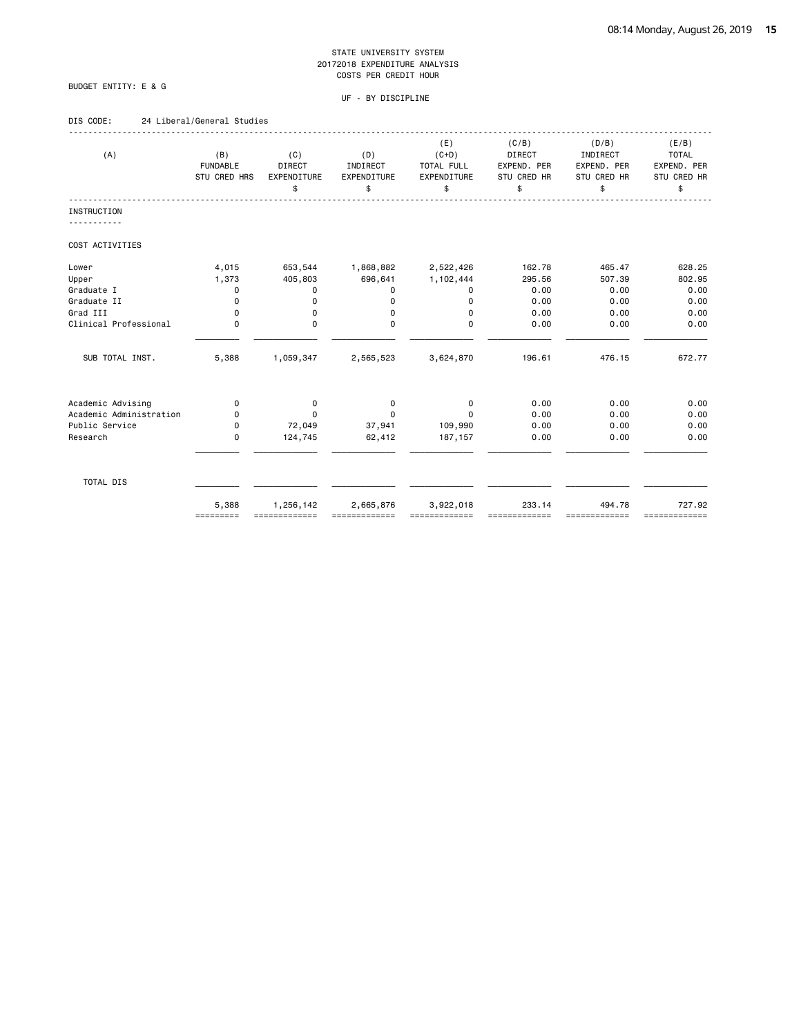STATE UNIVERSITY SYSTEM
20172018 EXPENDITURE ANALYSIS
COSTS PER CREDIT HOUR

BUDGET ENTITY: E & G

UF - BY DISCIPLINE

DIS CODE: 24 Liberal/General Studies

| (A) | (B) FUNDABLE STU CRED HRS | (C) DIRECT EXPENDITURE $ | (D) INDIRECT EXPENDITURE $ | (E) (C+D) TOTAL FULL EXPENDITURE $ | (C/B) DIRECT EXPEND. PER STU CRED HR $ | (D/B) INDIRECT EXPEND. PER STU CRED HR $ | (E/B) TOTAL EXPEND. PER STU CRED HR $ |
|---|---|---|---|---|---|---|---|
| INSTRUCTION | | | | | | | |
| COST ACTIVITIES | | | | | | | |
| Lower | 4,015 | 653,544 | 1,868,882 | 2,522,426 | 162.78 | 465.47 | 628.25 |
| Upper | 1,373 | 405,803 | 696,641 | 1,102,444 | 295.56 | 507.39 | 802.95 |
| Graduate I | 0 | 0 | 0 | 0 | 0.00 | 0.00 | 0.00 |
| Graduate II | 0 | 0 | 0 | 0 | 0.00 | 0.00 | 0.00 |
| Grad III | 0 | 0 | 0 | 0 | 0.00 | 0.00 | 0.00 |
| Clinical Professional | 0 | 0 | 0 | 0 | 0.00 | 0.00 | 0.00 |
| SUB TOTAL INST. | 5,388 | 1,059,347 | 2,565,523 | 3,624,870 | 196.61 | 476.15 | 672.77 |
| Academic Advising | 0 | 0 | 0 | 0 | 0.00 | 0.00 | 0.00 |
| Academic Administration | 0 | 0 | 0 | 0 | 0.00 | 0.00 | 0.00 |
| Public Service | 0 | 72,049 | 37,941 | 109,990 | 0.00 | 0.00 | 0.00 |
| Research | 0 | 124,745 | 62,412 | 187,157 | 0.00 | 0.00 | 0.00 |
| TOTAL DIS | 5,388 | 1,256,142 | 2,665,876 | 3,922,018 | 233.14 | 494.78 | 727.92 |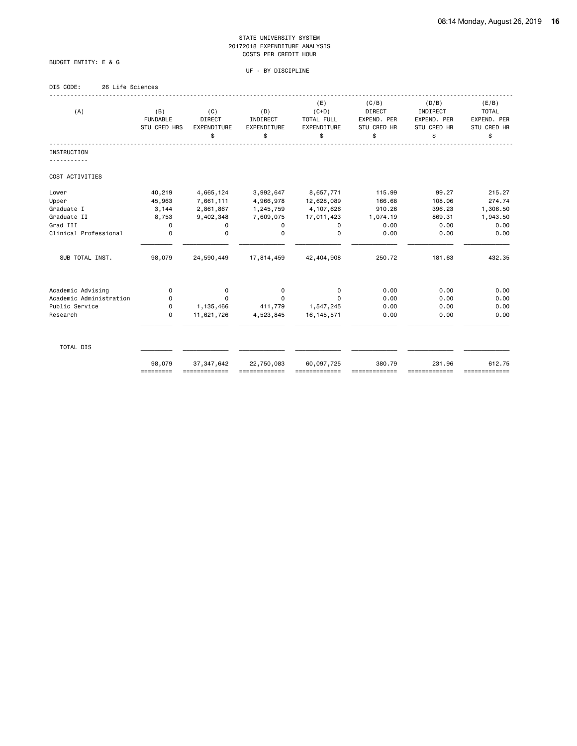STATE UNIVERSITY SYSTEM
20172018 EXPENDITURE ANALYSIS
COSTS PER CREDIT HOUR

BUDGET ENTITY: E & G

UF - BY DISCIPLINE

DIS CODE: 26 Life Sciences

| (A) | (B) FUNDABLE STU CRED HRS | (C) DIRECT EXPENDITURE $ | (D) INDIRECT EXPENDITURE $ | (E) (C+D) TOTAL FULL EXPENDITURE $ | (C/B) DIRECT EXPEND. PER STU CRED HR $ | (D/B) INDIRECT EXPEND. PER STU CRED HR $ | (E/B) TOTAL EXPEND. PER STU CRED HR $ |
|---|---|---|---|---|---|---|---|
| **INSTRUCTION** | | | | | | | |
| COST ACTIVITIES | | | | | | | |
| Lower | 40,219 | 4,665,124 | 3,992,647 | 8,657,771 | 115.99 | 99.27 | 215.27 |
| Upper | 45,963 | 7,661,111 | 4,966,978 | 12,628,089 | 166.68 | 108.06 | 274.74 |
| Graduate I | 3,144 | 2,861,867 | 1,245,759 | 4,107,626 | 910.26 | 396.23 | 1,306.50 |
| Graduate II | 8,753 | 9,402,348 | 7,609,075 | 17,011,423 | 1,074.19 | 869.31 | 1,943.50 |
| Grad III | 0 | 0 | 0 | 0 | 0.00 | 0.00 | 0.00 |
| Clinical Professional | 0 | 0 | 0 | 0 | 0.00 | 0.00 | 0.00 |
| SUB TOTAL INST. | 98,079 | 24,590,449 | 17,814,459 | 42,404,908 | 250.72 | 181.63 | 432.35 |
| Academic Advising | 0 | 0 | 0 | 0 | 0.00 | 0.00 | 0.00 |
| Academic Administration | 0 | 0 | 0 | 0 | 0.00 | 0.00 | 0.00 |
| Public Service | 0 | 1,135,466 | 411,779 | 1,547,245 | 0.00 | 0.00 | 0.00 |
| Research | 0 | 11,621,726 | 4,523,845 | 16,145,571 | 0.00 | 0.00 | 0.00 |
| TOTAL DIS | 98,079 | 37,347,642 | 22,750,083 | 60,097,725 | 380.79 | 231.96 | 612.75 |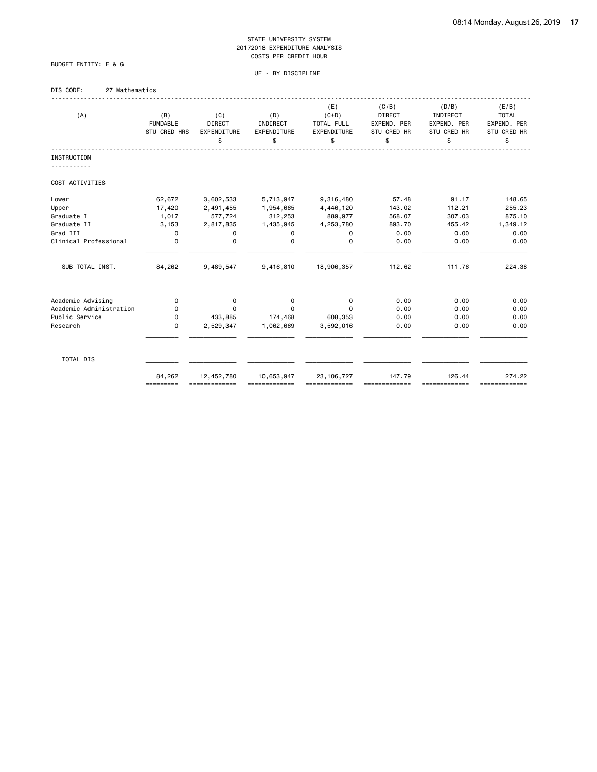STATE UNIVERSITY SYSTEM
20172018 EXPENDITURE ANALYSIS
COSTS PER CREDIT HOUR

BUDGET ENTITY: E & G

UF - BY DISCIPLINE

DIS CODE: 27 Mathematics

| (A) | (B) FUNDABLE STU CRED HRS | (C) DIRECT EXPENDITURE $ | (D) INDIRECT EXPENDITURE $ | (E) (C+D) TOTAL FULL EXPENDITURE $ | (C/B) DIRECT EXPEND. PER STU CRED HR $ | (D/B) INDIRECT EXPEND. PER STU CRED HR $ | (E/B) TOTAL EXPEND. PER STU CRED HR $ |
|---|---|---|---|---|---|---|---|
| **INSTRUCTION** | | | | | | | |
| COST ACTIVITIES | | | | | | | |
| Lower | 62,672 | 3,602,533 | 5,713,947 | 9,316,480 | 57.48 | 91.17 | 148.65 |
| Upper | 17,420 | 2,491,455 | 1,954,665 | 4,446,120 | 143.02 | 112.21 | 255.23 |
| Graduate I | 1,017 | 577,724 | 312,253 | 889,977 | 568.07 | 307.03 | 875.10 |
| Graduate II | 3,153 | 2,817,835 | 1,435,945 | 4,253,780 | 893.70 | 455.42 | 1,349.12 |
| Grad III | 0 | 0 | 0 | 0 | 0.00 | 0.00 | 0.00 |
| Clinical Professional | 0 | 0 | 0 | 0 | 0.00 | 0.00 | 0.00 |
| SUB TOTAL INST. | 84,262 | 9,489,547 | 9,416,810 | 18,906,357 | 112.62 | 111.76 | 224.38 |
| Academic Advising | 0 | 0 | 0 | 0 | 0.00 | 0.00 | 0.00 |
| Academic Administration | 0 | 0 | 0 | 0 | 0.00 | 0.00 | 0.00 |
| Public Service | 0 | 433,885 | 174,468 | 608,353 | 0.00 | 0.00 | 0.00 |
| Research | 0 | 2,529,347 | 1,062,669 | 3,592,016 | 0.00 | 0.00 | 0.00 |
| TOTAL DIS | 84,262 | 12,452,780 | 10,653,947 | 23,106,727 | 147.79 | 126.44 | 274.22 |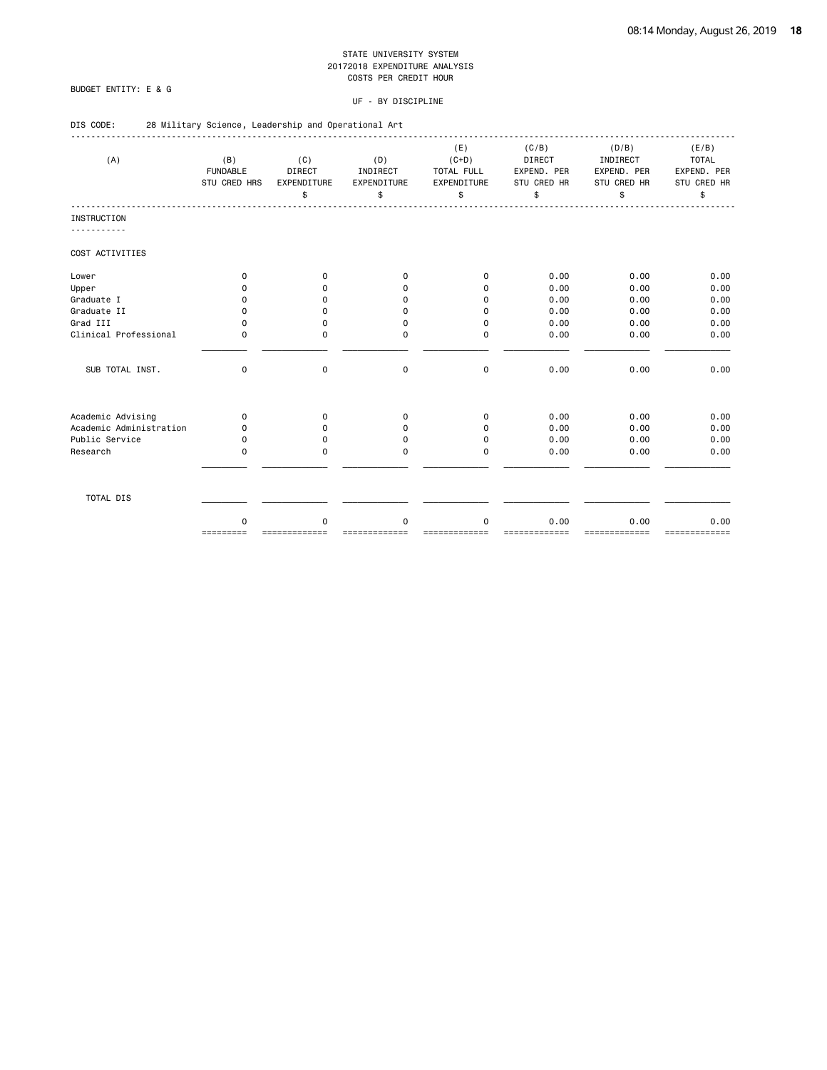STATE UNIVERSITY SYSTEM
20172018 EXPENDITURE ANALYSIS
COSTS PER CREDIT HOUR

BUDGET ENTITY: E & G

UF - BY DISCIPLINE

DIS CODE: 28 Military Science, Leadership and Operational Art

| (A) | (B) FUNDABLE STU CRED HRS | (C) DIRECT EXPENDITURE $ | (D) INDIRECT EXPENDITURE $ | (E) (C+D) TOTAL FULL EXPENDITURE $ | (C/B) DIRECT EXPEND. PER STU CRED HR $ | (D/B) INDIRECT EXPEND. PER STU CRED HR $ | (E/B) TOTAL EXPEND. PER STU CRED HR $ |
|---|---|---|---|---|---|---|---|
| **INSTRUCTION** | | | | | | | |
| COST ACTIVITIES | | | | | | | |
| Lower | 0 | 0 | 0 | 0 | 0.00 | 0.00 | 0.00 |
| Upper | 0 | 0 | 0 | 0 | 0.00 | 0.00 | 0.00 |
| Graduate I | 0 | 0 | 0 | 0 | 0.00 | 0.00 | 0.00 |
| Graduate II | 0 | 0 | 0 | 0 | 0.00 | 0.00 | 0.00 |
| Grad III | 0 | 0 | 0 | 0 | 0.00 | 0.00 | 0.00 |
| Clinical Professional | 0 | 0 | 0 | 0 | 0.00 | 0.00 | 0.00 |
| SUB TOTAL INST. | 0 | 0 | 0 | 0 | 0.00 | 0.00 | 0.00 |
| Academic Advising | 0 | 0 | 0 | 0 | 0.00 | 0.00 | 0.00 |
| Academic Administration | 0 | 0 | 0 | 0 | 0.00 | 0.00 | 0.00 |
| Public Service | 0 | 0 | 0 | 0 | 0.00 | 0.00 | 0.00 |
| Research | 0 | 0 | 0 | 0 | 0.00 | 0.00 | 0.00 |
| TOTAL DIS | 0 | 0 | 0 | 0 | 0.00 | 0.00 | 0.00 |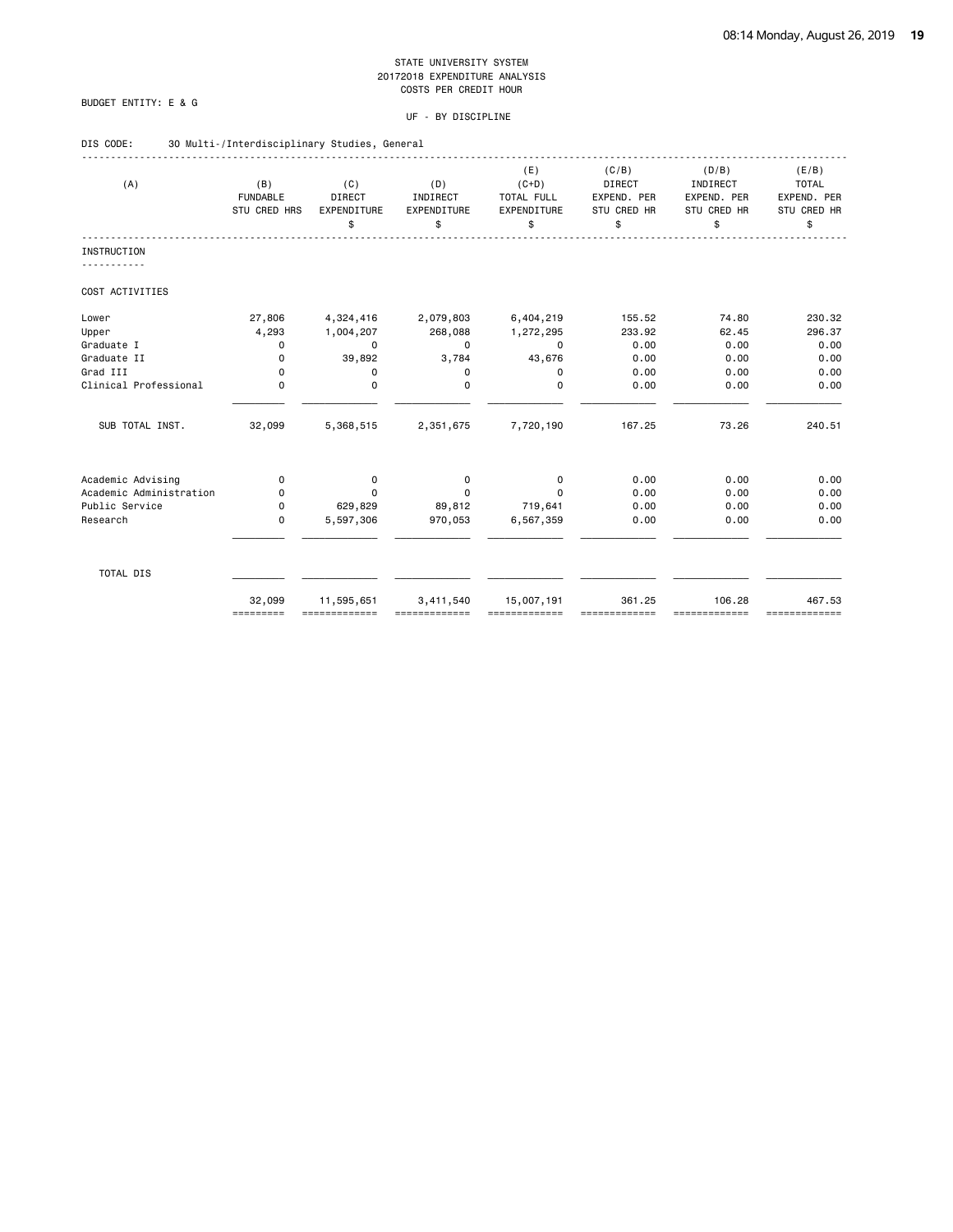STATE UNIVERSITY SYSTEM
20172018 EXPENDITURE ANALYSIS
COSTS PER CREDIT HOUR

BUDGET ENTITY: E & G

UF - BY DISCIPLINE

DIS CODE: 30 Multi-/Interdisciplinary Studies, General

| (A) | (B) FUNDABLE STU CRED HRS | (C) DIRECT EXPENDITURE $ | (D) INDIRECT EXPENDITURE $ | (E) (C+D) TOTAL FULL EXPENDITURE $ | (C/B) DIRECT EXPEND. PER STU CRED HR $ | (D/B) INDIRECT EXPEND. PER STU CRED HR $ | (E/B) TOTAL EXPEND. PER STU CRED HR $ |
|---|---|---|---|---|---|---|---|
| INSTRUCTION | | | | | | | |
| COST ACTIVITIES | | | | | | | |
| Lower | 27,806 | 4,324,416 | 2,079,803 | 6,404,219 | 155.52 | 74.80 | 230.32 |
| Upper | 4,293 | 1,004,207 | 268,088 | 1,272,295 | 233.92 | 62.45 | 296.37 |
| Graduate I | 0 | 0 | 0 | 0 | 0.00 | 0.00 | 0.00 |
| Graduate II | 0 | 39,892 | 3,784 | 43,676 | 0.00 | 0.00 | 0.00 |
| Grad III | 0 | 0 | 0 | 0 | 0.00 | 0.00 | 0.00 |
| Clinical Professional | 0 | 0 | 0 | 0 | 0.00 | 0.00 | 0.00 |
| SUB TOTAL INST. | 32,099 | 5,368,515 | 2,351,675 | 7,720,190 | 167.25 | 73.26 | 240.51 |
| Academic Advising | 0 | 0 | 0 | 0 | 0.00 | 0.00 | 0.00 |
| Academic Administration | 0 | 0 | 0 | 0 | 0.00 | 0.00 | 0.00 |
| Public Service | 0 | 629,829 | 89,812 | 719,641 | 0.00 | 0.00 | 0.00 |
| Research | 0 | 5,597,306 | 970,053 | 6,567,359 | 0.00 | 0.00 | 0.00 |
| TOTAL DIS | 32,099 | 11,595,651 | 3,411,540 | 15,007,191 | 361.25 | 106.28 | 467.53 |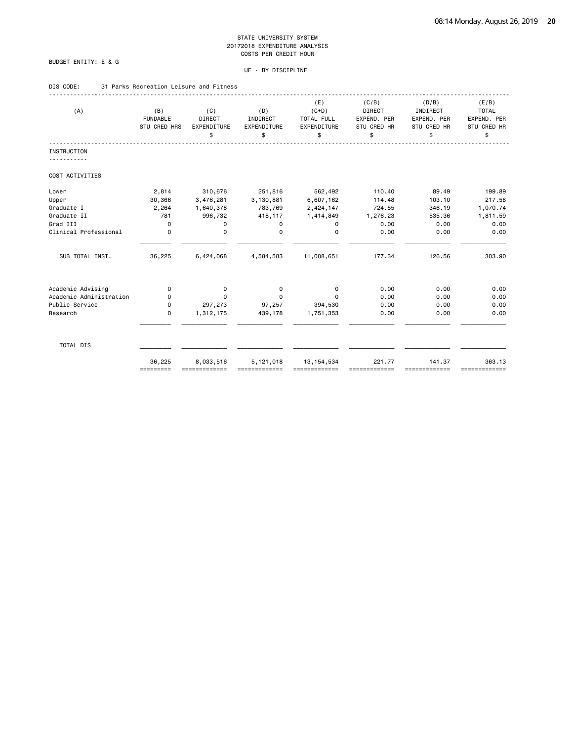STATE UNIVERSITY SYSTEM
20172018 EXPENDITURE ANALYSIS
COSTS PER CREDIT HOUR

BUDGET ENTITY: E & G

UF - BY DISCIPLINE

DIS CODE: 31 Parks Recreation Leisure and Fitness

| (A) | (B) FUNDABLE STU CRED HRS | (C) DIRECT EXPENDITURE $ | (D) INDIRECT EXPENDITURE $ | (E) (C+D) TOTAL FULL EXPENDITURE $ | (C/B) DIRECT EXPEND. PER STU CRED HR $ | (D/B) INDIRECT EXPEND. PER STU CRED HR $ | (E/B) TOTAL EXPEND. PER STU CRED HR $ |
|---|---|---|---|---|---|---|---|
| **INSTRUCTION** | | | | | | | |
| COST ACTIVITIES | | | | | | | |
| Lower | 2,814 | 310,676 | 251,816 | 562,492 | 110.40 | 89.49 | 199.89 |
| Upper | 30,366 | 3,476,281 | 3,130,881 | 6,607,162 | 114.48 | 103.10 | 217.58 |
| Graduate I | 2,264 | 1,640,378 | 783,769 | 2,424,147 | 724.55 | 346.19 | 1,070.74 |
| Graduate II | 781 | 996,732 | 418,117 | 1,414,849 | 1,276.23 | 535.36 | 1,811.59 |
| Grad III | 0 | 0 | 0 | 0 | 0.00 | 0.00 | 0.00 |
| Clinical Professional | 0 | 0 | 0 | 0 | 0.00 | 0.00 | 0.00 |
| SUB TOTAL INST. | 36,225 | 6,424,068 | 4,584,583 | 11,008,651 | 177.34 | 126.56 | 303.90 |
| Academic Advising | 0 | 0 | 0 | 0 | 0.00 | 0.00 | 0.00 |
| Academic Administration | 0 | 0 | 0 | 0 | 0.00 | 0.00 | 0.00 |
| Public Service | 0 | 297,273 | 97,257 | 394,530 | 0.00 | 0.00 | 0.00 |
| Research | 0 | 1,312,175 | 439,178 | 1,751,353 | 0.00 | 0.00 | 0.00 |
| TOTAL DIS | 36,225 | 8,033,516 | 5,121,018 | 13,154,534 | 221.77 | 141.37 | 363.13 |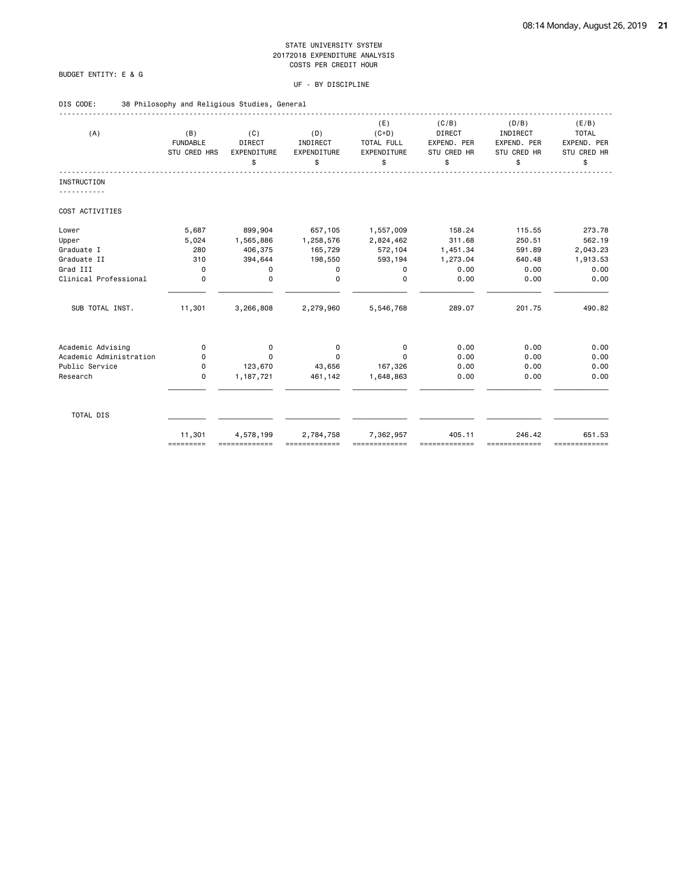STATE UNIVERSITY SYSTEM
20172018 EXPENDITURE ANALYSIS
COSTS PER CREDIT HOUR

BUDGET ENTITY: E & G

UF - BY DISCIPLINE

DIS CODE: 38 Philosophy and Religious Studies, General

| (A) | (B) FUNDABLE STU CRED HRS | (C) DIRECT EXPENDITURE $ | (D) INDIRECT EXPENDITURE $ | (E) (C+D) TOTAL FULL EXPENDITURE $ | (C/B) DIRECT EXPEND. PER STU CRED HR $ | (D/B) INDIRECT EXPEND. PER STU CRED HR $ | (E/B) TOTAL EXPEND. PER STU CRED HR $ |
|---|---|---|---|---|---|---|---|
| **INSTRUCTION** | | | | | | | |
| COST ACTIVITIES | | | | | | | |
| Lower | 5,687 | 899,904 | 657,105 | 1,557,009 | 158.24 | 115.55 | 273.78 |
| Upper | 5,024 | 1,565,886 | 1,258,576 | 2,824,462 | 311.68 | 250.51 | 562.19 |
| Graduate I | 280 | 406,375 | 165,729 | 572,104 | 1,451.34 | 591.89 | 2,043.23 |
| Graduate II | 310 | 394,644 | 198,550 | 593,194 | 1,273.04 | 640.48 | 1,913.53 |
| Grad III | 0 | 0 | 0 | 0 | 0.00 | 0.00 | 0.00 |
| Clinical Professional | 0 | 0 | 0 | 0 | 0.00 | 0.00 | 0.00 |
| SUB TOTAL INST. | 11,301 | 3,266,808 | 2,279,960 | 5,546,768 | 289.07 | 201.75 | 490.82 |
| Academic Advising | 0 | 0 | 0 | 0 | 0.00 | 0.00 | 0.00 |
| Academic Administration | 0 | 0 | 0 | 0 | 0.00 | 0.00 | 0.00 |
| Public Service | 0 | 123,670 | 43,656 | 167,326 | 0.00 | 0.00 | 0.00 |
| Research | 0 | 1,187,721 | 461,142 | 1,648,863 | 0.00 | 0.00 | 0.00 |
| TOTAL DIS | 11,301 | 4,578,199 | 2,784,758 | 7,362,957 | 405.11 | 246.42 | 651.53 |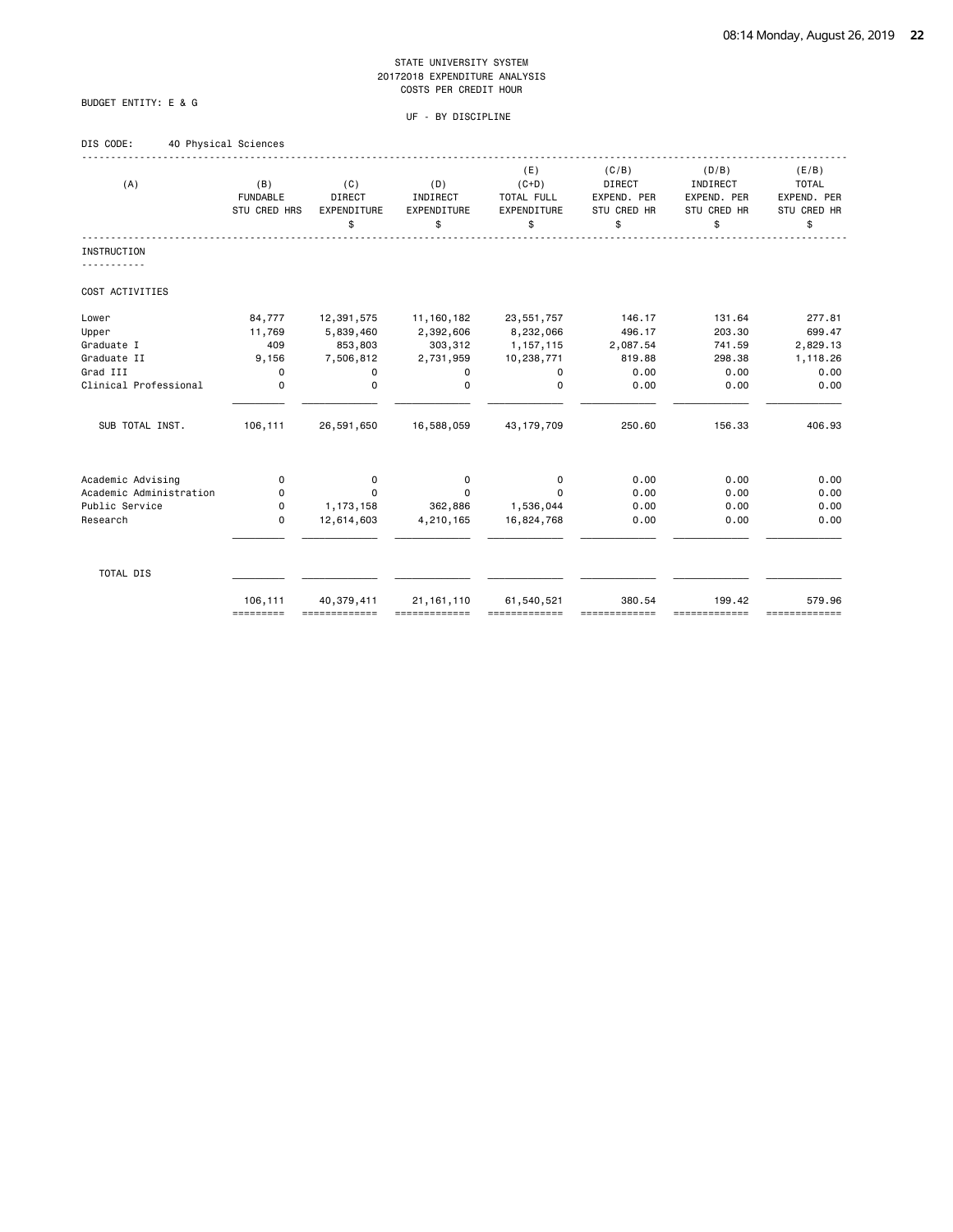STATE UNIVERSITY SYSTEM
20172018 EXPENDITURE ANALYSIS
COSTS PER CREDIT HOUR

BUDGET ENTITY: E & G

UF - BY DISCIPLINE

DIS CODE: 40 Physical Sciences

| (A) | (B) FUNDABLE STU CRED HRS | (C) DIRECT EXPENDITURE $ | (D) INDIRECT EXPENDITURE $ | (E) (C+D) TOTAL FULL EXPENDITURE $ | (C/B) DIRECT EXPEND. PER STU CRED HR $ | (D/B) INDIRECT EXPEND. PER STU CRED HR $ | (E/B) TOTAL EXPEND. PER STU CRED HR $ |
|---|---|---|---|---|---|---|---|
| **INSTRUCTION** | | | | | | | |
| COST ACTIVITIES | | | | | | | |
| Lower | 84,777 | 12,391,575 | 11,160,182 | 23,551,757 | 146.17 | 131.64 | 277.81 |
| Upper | 11,769 | 5,839,460 | 2,392,606 | 8,232,066 | 496.17 | 203.30 | 699.47 |
| Graduate I | 409 | 853,803 | 303,312 | 1,157,115 | 2,087.54 | 741.59 | 2,829.13 |
| Graduate II | 9,156 | 7,506,812 | 2,731,959 | 10,238,771 | 819.88 | 298.38 | 1,118.26 |
| Grad III | 0 | 0 | 0 | 0 | 0.00 | 0.00 | 0.00 |
| Clinical Professional | 0 | 0 | 0 | 0 | 0.00 | 0.00 | 0.00 |
| SUB TOTAL INST. | 106,111 | 26,591,650 | 16,588,059 | 43,179,709 | 250.60 | 156.33 | 406.93 |
| Academic Advising | 0 | 0 | 0 | 0 | 0.00 | 0.00 | 0.00 |
| Academic Administration | 0 | 0 | 0 | 0 | 0.00 | 0.00 | 0.00 |
| Public Service | 0 | 1,173,158 | 362,886 | 1,536,044 | 0.00 | 0.00 | 0.00 |
| Research | 0 | 12,614,603 | 4,210,165 | 16,824,768 | 0.00 | 0.00 | 0.00 |
| TOTAL DIS | 106,111 | 40,379,411 | 21,161,110 | 61,540,521 | 380.54 | 199.42 | 579.96 |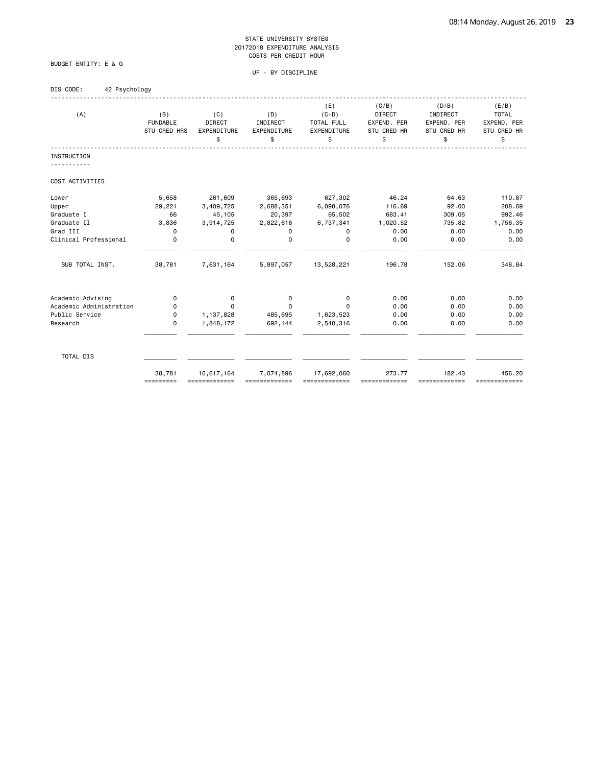STATE UNIVERSITY SYSTEM
20172018 EXPENDITURE ANALYSIS
COSTS PER CREDIT HOUR

BUDGET ENTITY: E & G

UF - BY DISCIPLINE

DIS CODE: 42 Psychology

| (A) | (B) FUNDABLE STU CRED HRS | (C) DIRECT EXPENDITURE $ | (D) INDIRECT EXPENDITURE $ | (E) (C+D) TOTAL FULL EXPENDITURE $ | (C/B) DIRECT EXPEND. PER STU CRED HR $ | (D/B) INDIRECT EXPEND. PER STU CRED HR $ | (E/B) TOTAL EXPEND. PER STU CRED HR $ |
|---|---|---|---|---|---|---|---|
| **INSTRUCTION** | | | | | | | |
| COST ACTIVITIES | | | | | | | |
| Lower | 5,658 | 261,609 | 365,693 | 627,302 | 46.24 | 64.63 | 110.87 |
| Upper | 29,221 | 3,409,725 | 2,688,351 | 6,098,076 | 116.69 | 92.00 | 208.69 |
| Graduate I | 66 | 45,105 | 20,397 | 65,502 | 683.41 | 309.05 | 992.46 |
| Graduate II | 3,836 | 3,914,725 | 2,822,616 | 6,737,341 | 1,020.52 | 735.82 | 1,756.35 |
| Grad III | 0 | 0 | 0 | 0 | 0.00 | 0.00 | 0.00 |
| Clinical Professional | 0 | 0 | 0 | 0 | 0.00 | 0.00 | 0.00 |
| SUB TOTAL INST. | 38,781 | 7,631,164 | 5,897,057 | 13,528,221 | 196.78 | 152.06 | 348.84 |
| Academic Advising | 0 | 0 | 0 | 0 | 0.00 | 0.00 | 0.00 |
| Academic Administration | 0 | 0 | 0 | 0 | 0.00 | 0.00 | 0.00 |
| Public Service | 0 | 1,137,828 | 485,695 | 1,623,523 | 0.00 | 0.00 | 0.00 |
| Research | 0 | 1,848,172 | 692,144 | 2,540,316 | 0.00 | 0.00 | 0.00 |
| TOTAL DIS | 38,781 | 10,617,164 | 7,074,896 | 17,692,060 | 273.77 | 182.43 | 456.20 |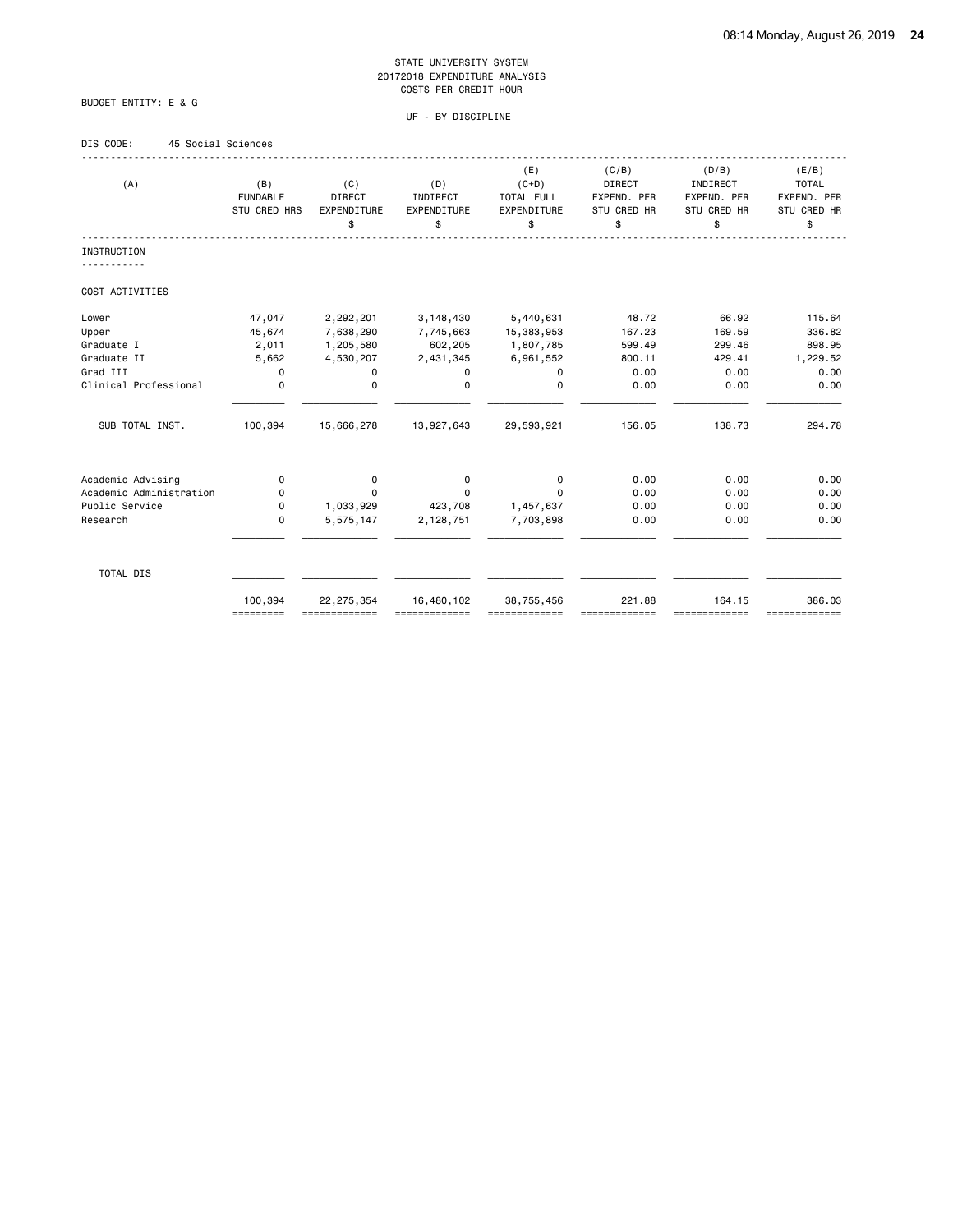STATE UNIVERSITY SYSTEM
20172018 EXPENDITURE ANALYSIS
COSTS PER CREDIT HOUR

BUDGET ENTITY: E & G

UF - BY DISCIPLINE

DIS CODE: 45 Social Sciences

| (A) | (B) FUNDABLE STU CRED HRS | (C) DIRECT EXPENDITURE $ | (D) INDIRECT EXPENDITURE $ | (E) (C+D) TOTAL FULL EXPENDITURE $ | (C/B) DIRECT EXPEND. PER STU CRED HR $ | (D/B) INDIRECT EXPEND. PER STU CRED HR $ | (E/B) TOTAL EXPEND. PER STU CRED HR $ |
|---|---|---|---|---|---|---|---|
| **INSTRUCTION** | | | | | | | |
| COST ACTIVITIES | | | | | | | |
| Lower | 47,047 | 2,292,201 | 3,148,430 | 5,440,631 | 48.72 | 66.92 | 115.64 |
| Upper | 45,674 | 7,638,290 | 7,745,663 | 15,383,953 | 167.23 | 169.59 | 336.82 |
| Graduate I | 2,011 | 1,205,580 | 602,205 | 1,807,785 | 599.49 | 299.46 | 898.95 |
| Graduate II | 5,662 | 4,530,207 | 2,431,345 | 6,961,552 | 800.11 | 429.41 | 1,229.52 |
| Grad III | 0 | 0 | 0 | 0 | 0.00 | 0.00 | 0.00 |
| Clinical Professional | 0 | 0 | 0 | 0 | 0.00 | 0.00 | 0.00 |
| SUB TOTAL INST. | 100,394 | 15,666,278 | 13,927,643 | 29,593,921 | 156.05 | 138.73 | 294.78 |
| Academic Advising | 0 | 0 | 0 | 0 | 0.00 | 0.00 | 0.00 |
| Academic Administration | 0 | 0 | 0 | 0 | 0.00 | 0.00 | 0.00 |
| Public Service | 0 | 1,033,929 | 423,708 | 1,457,637 | 0.00 | 0.00 | 0.00 |
| Research | 0 | 5,575,147 | 2,128,751 | 7,703,898 | 0.00 | 0.00 | 0.00 |
| TOTAL DIS | 100,394 | 22,275,354 | 16,480,102 | 38,755,456 | 221.88 | 164.15 | 386.03 |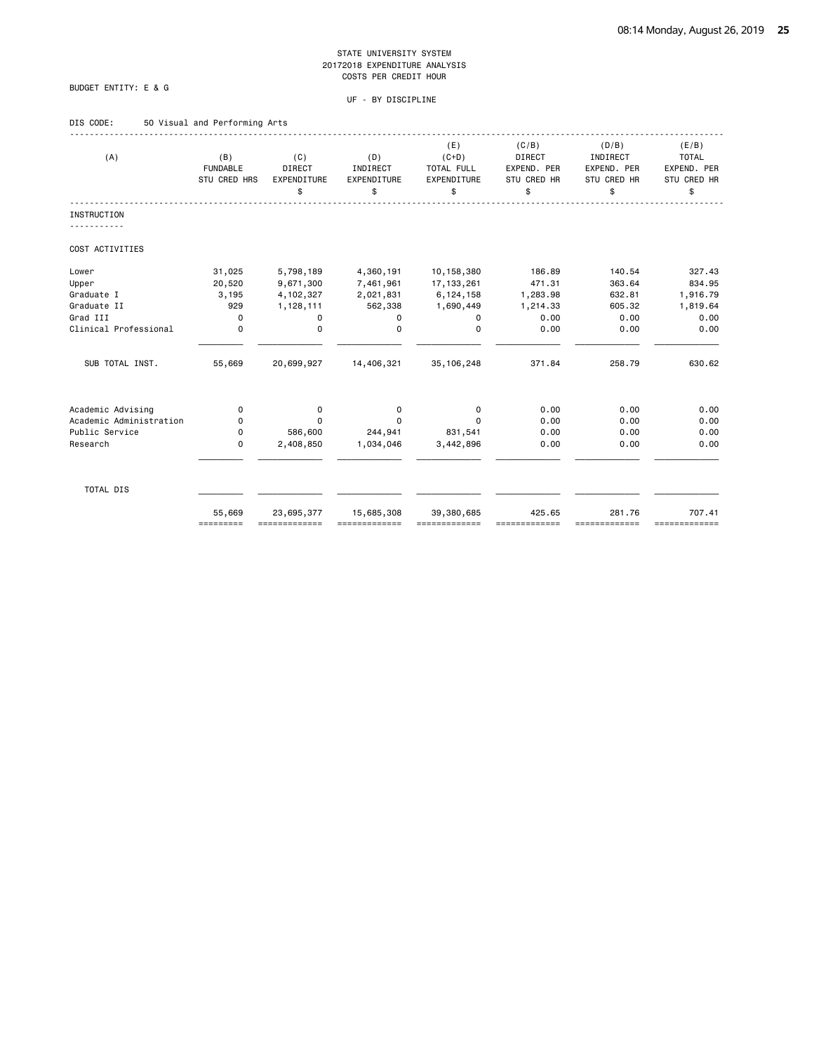STATE UNIVERSITY SYSTEM
20172018 EXPENDITURE ANALYSIS
COSTS PER CREDIT HOUR

BUDGET ENTITY: E & G

UF - BY DISCIPLINE

DIS CODE: 50 Visual and Performing Arts

| (A) | (B) FUNDABLE STU CRED HRS | (C) DIRECT EXPENDITURE $ | (D) INDIRECT EXPENDITURE $ | (E) (C+D) TOTAL FULL EXPENDITURE $ | (C/B) DIRECT EXPEND. PER STU CRED HR $ | (D/B) INDIRECT EXPEND. PER STU CRED HR $ | (E/B) TOTAL EXPEND. PER STU CRED HR $ |
|---|---|---|---|---|---|---|---|
| **INSTRUCTION** | | | | | | | |
| COST ACTIVITIES | | | | | | | |
| Lower | 31,025 | 5,798,189 | 4,360,191 | 10,158,380 | 186.89 | 140.54 | 327.43 |
| Upper | 20,520 | 9,671,300 | 7,461,961 | 17,133,261 | 471.31 | 363.64 | 834.95 |
| Graduate I | 3,195 | 4,102,327 | 2,021,831 | 6,124,158 | 1,283.98 | 632.81 | 1,916.79 |
| Graduate II | 929 | 1,128,111 | 562,338 | 1,690,449 | 1,214.33 | 605.32 | 1,819.64 |
| Grad III | 0 | 0 | 0 | 0 | 0.00 | 0.00 | 0.00 |
| Clinical Professional | 0 | 0 | 0 | 0 | 0.00 | 0.00 | 0.00 |
| SUB TOTAL INST. | 55,669 | 20,699,927 | 14,406,321 | 35,106,248 | 371.84 | 258.79 | 630.62 |
| Academic Advising | 0 | 0 | 0 | 0 | 0.00 | 0.00 | 0.00 |
| Academic Administration | 0 | 0 | 0 | 0 | 0.00 | 0.00 | 0.00 |
| Public Service | 0 | 586,600 | 244,941 | 831,541 | 0.00 | 0.00 | 0.00 |
| Research | 0 | 2,408,850 | 1,034,046 | 3,442,896 | 0.00 | 0.00 | 0.00 |
| TOTAL DIS | 55,669 | 23,695,377 | 15,685,308 | 39,380,685 | 425.65 | 281.76 | 707.41 |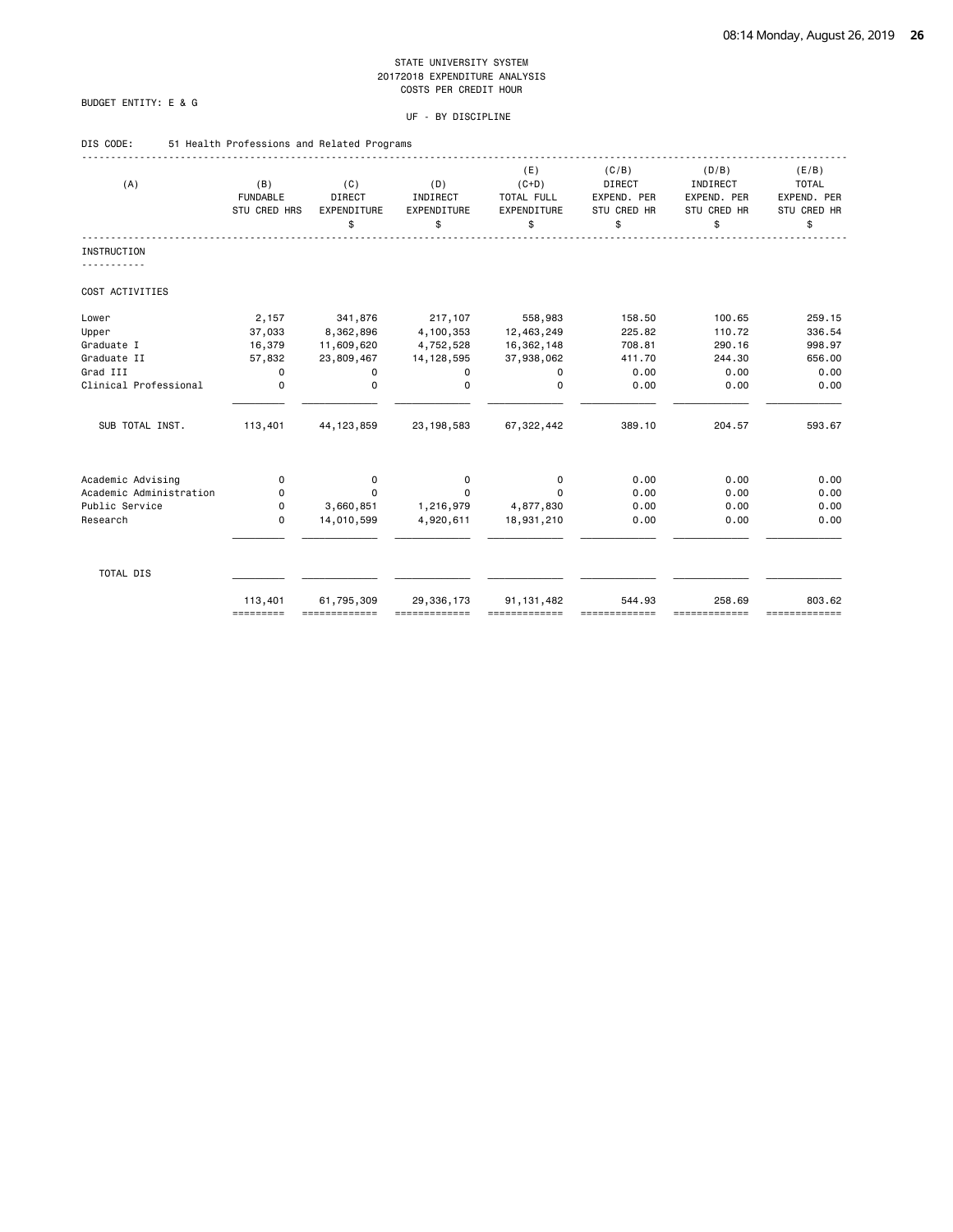STATE UNIVERSITY SYSTEM
20172018 EXPENDITURE ANALYSIS
COSTS PER CREDIT HOUR

BUDGET ENTITY: E & G

UF - BY DISCIPLINE

DIS CODE: 51 Health Professions and Related Programs

| (A) | (B) FUNDABLE STU CRED HRS | (C) DIRECT EXPENDITURE $ | (D) INDIRECT EXPENDITURE $ | (E) (C+D) TOTAL FULL EXPENDITURE $ | (C/B) DIRECT EXPEND. PER STU CRED HR $ | (D/B) INDIRECT EXPEND. PER STU CRED HR $ | (E/B) TOTAL EXPEND. PER STU CRED HR $ |
|---|---|---|---|---|---|---|---|
| **INSTRUCTION** | | | | | | | |
| COST ACTIVITIES | | | | | | | |
| Lower | 2,157 | 341,876 | 217,107 | 558,983 | 158.50 | 100.65 | 259.15 |
| Upper | 37,033 | 8,362,896 | 4,100,353 | 12,463,249 | 225.82 | 110.72 | 336.54 |
| Graduate I | 16,379 | 11,609,620 | 4,752,528 | 16,362,148 | 708.81 | 290.16 | 998.97 |
| Graduate II | 57,832 | 23,809,467 | 14,128,595 | 37,938,062 | 411.70 | 244.30 | 656.00 |
| Grad III | 0 | 0 | 0 | 0 | 0.00 | 0.00 | 0.00 |
| Clinical Professional | 0 | 0 | 0 | 0 | 0.00 | 0.00 | 0.00 |
| SUB TOTAL INST. | 113,401 | 44,123,859 | 23,198,583 | 67,322,442 | 389.10 | 204.57 | 593.67 |
| Academic Advising | 0 | 0 | 0 | 0 | 0.00 | 0.00 | 0.00 |
| Academic Administration | 0 | 0 | 0 | 0 | 0.00 | 0.00 | 0.00 |
| Public Service | 0 | 3,660,851 | 1,216,979 | 4,877,830 | 0.00 | 0.00 | 0.00 |
| Research | 0 | 14,010,599 | 4,920,611 | 18,931,210 | 0.00 | 0.00 | 0.00 |
| TOTAL DIS | 113,401 | 61,795,309 | 29,336,173 | 91,131,482 | 544.93 | 258.69 | 803.62 |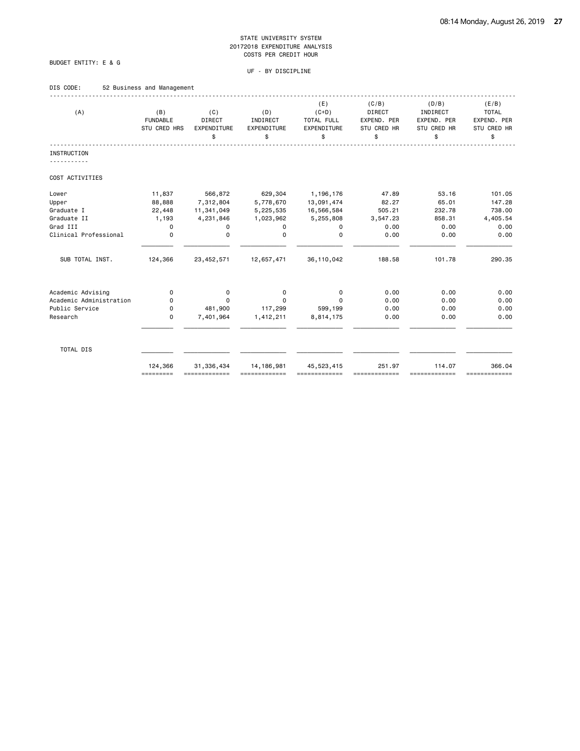STATE UNIVERSITY SYSTEM
20172018 EXPENDITURE ANALYSIS
COSTS PER CREDIT HOUR

BUDGET ENTITY: E & G

UF - BY DISCIPLINE

DIS CODE: 52 Business and Management

| (A) | (B) FUNDABLE STU CRED HRS | (C) DIRECT EXPENDITURE $ | (D) INDIRECT EXPENDITURE $ | (E) (C+D) TOTAL FULL EXPENDITURE $ | (C/B) DIRECT EXPEND. PER STU CRED HR $ | (D/B) INDIRECT EXPEND. PER STU CRED HR $ | (E/B) TOTAL EXPEND. PER STU CRED HR $ |
|---|---|---|---|---|---|---|---|
| **INSTRUCTION** | | | | | | | |
| COST ACTIVITIES | | | | | | | |
| Lower | 11,837 | 566,872 | 629,304 | 1,196,176 | 47.89 | 53.16 | 101.05 |
| Upper | 88,888 | 7,312,804 | 5,778,670 | 13,091,474 | 82.27 | 65.01 | 147.28 |
| Graduate I | 22,448 | 11,341,049 | 5,225,535 | 16,566,584 | 505.21 | 232.78 | 738.00 |
| Graduate II | 1,193 | 4,231,846 | 1,023,962 | 5,255,808 | 3,547.23 | 858.31 | 4,405.54 |
| Grad III | 0 | 0 | 0 | 0 | 0.00 | 0.00 | 0.00 |
| Clinical Professional | 0 | 0 | 0 | 0 | 0.00 | 0.00 | 0.00 |
| SUB TOTAL INST. | 124,366 | 23,452,571 | 12,657,471 | 36,110,042 | 188.58 | 101.78 | 290.35 |
| Academic Advising | 0 | 0 | 0 | 0 | 0.00 | 0.00 | 0.00 |
| Academic Administration | 0 | 0 | 0 | 0 | 0.00 | 0.00 | 0.00 |
| Public Service | 0 | 481,900 | 117,299 | 599,199 | 0.00 | 0.00 | 0.00 |
| Research | 0 | 7,401,964 | 1,412,211 | 8,814,175 | 0.00 | 0.00 | 0.00 |
| TOTAL DIS | 124,366 | 31,336,434 | 14,186,981 | 45,523,415 | 251.97 | 114.07 | 366.04 |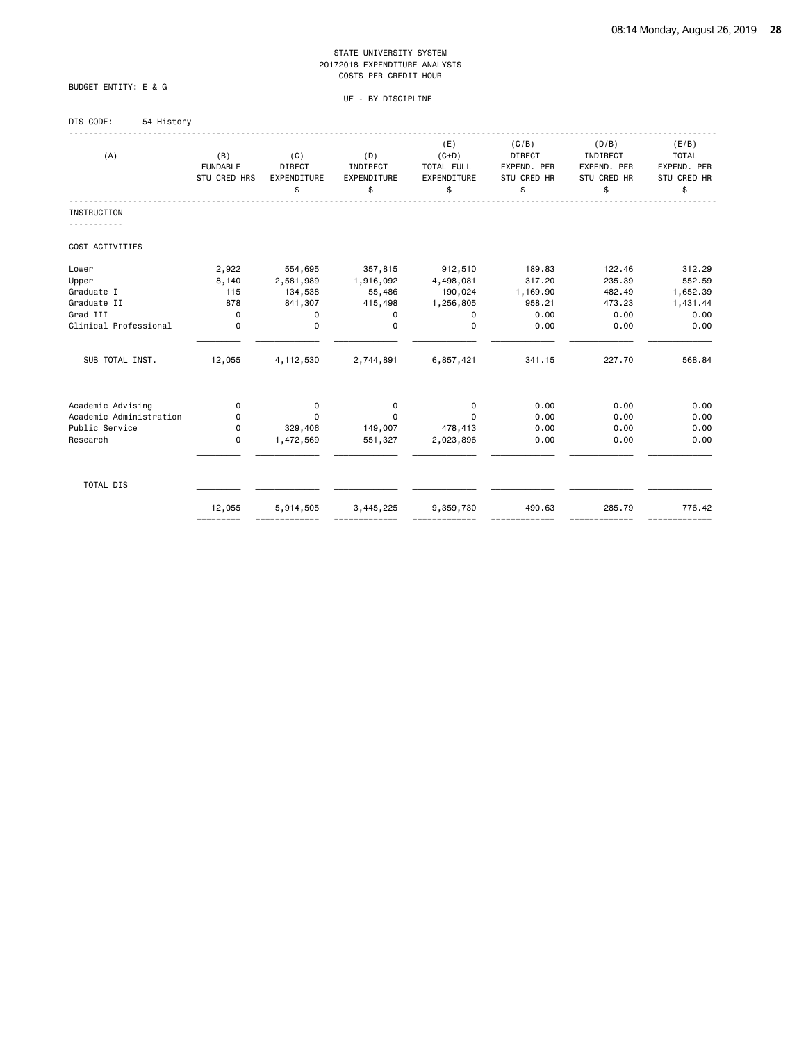STATE UNIVERSITY SYSTEM
20172018 EXPENDITURE ANALYSIS
COSTS PER CREDIT HOUR

BUDGET ENTITY: E & G

UF - BY DISCIPLINE

DIS CODE: 54 History

| (A) | (B) FUNDABLE STU CRED HRS | (C) DIRECT EXPENDITURE $ | (D) INDIRECT EXPENDITURE $ | (E) (C+D) TOTAL FULL EXPENDITURE $ | (C/B) DIRECT EXPEND. PER STU CRED HR $ | (D/B) INDIRECT EXPEND. PER STU CRED HR $ | (E/B) TOTAL EXPEND. PER STU CRED HR $ |
|---|---|---|---|---|---|---|---|
| INSTRUCTION | | | | | | | |
| COST ACTIVITIES | | | | | | | |
| Lower | 2,922 | 554,695 | 357,815 | 912,510 | 189.83 | 122.46 | 312.29 |
| Upper | 8,140 | 2,581,989 | 1,916,092 | 4,498,081 | 317.20 | 235.39 | 552.59 |
| Graduate I | 115 | 134,538 | 55,486 | 190,024 | 1,169.90 | 482.49 | 1,652.39 |
| Graduate II | 878 | 841,307 | 415,498 | 1,256,805 | 958.21 | 473.23 | 1,431.44 |
| Grad III | 0 | 0 | 0 | 0 | 0.00 | 0.00 | 0.00 |
| Clinical Professional | 0 | 0 | 0 | 0 | 0.00 | 0.00 | 0.00 |
| SUB TOTAL INST. | 12,055 | 4,112,530 | 2,744,891 | 6,857,421 | 341.15 | 227.70 | 568.84 |
| Academic Advising | 0 | 0 | 0 | 0 | 0.00 | 0.00 | 0.00 |
| Academic Administration | 0 | 0 | 0 | 0 | 0.00 | 0.00 | 0.00 |
| Public Service | 0 | 329,406 | 149,007 | 478,413 | 0.00 | 0.00 | 0.00 |
| Research | 0 | 1,472,569 | 551,327 | 2,023,896 | 0.00 | 0.00 | 0.00 |
| TOTAL DIS | 12,055 | 5,914,505 | 3,445,225 | 9,359,730 | 490.63 | 285.79 | 776.42 |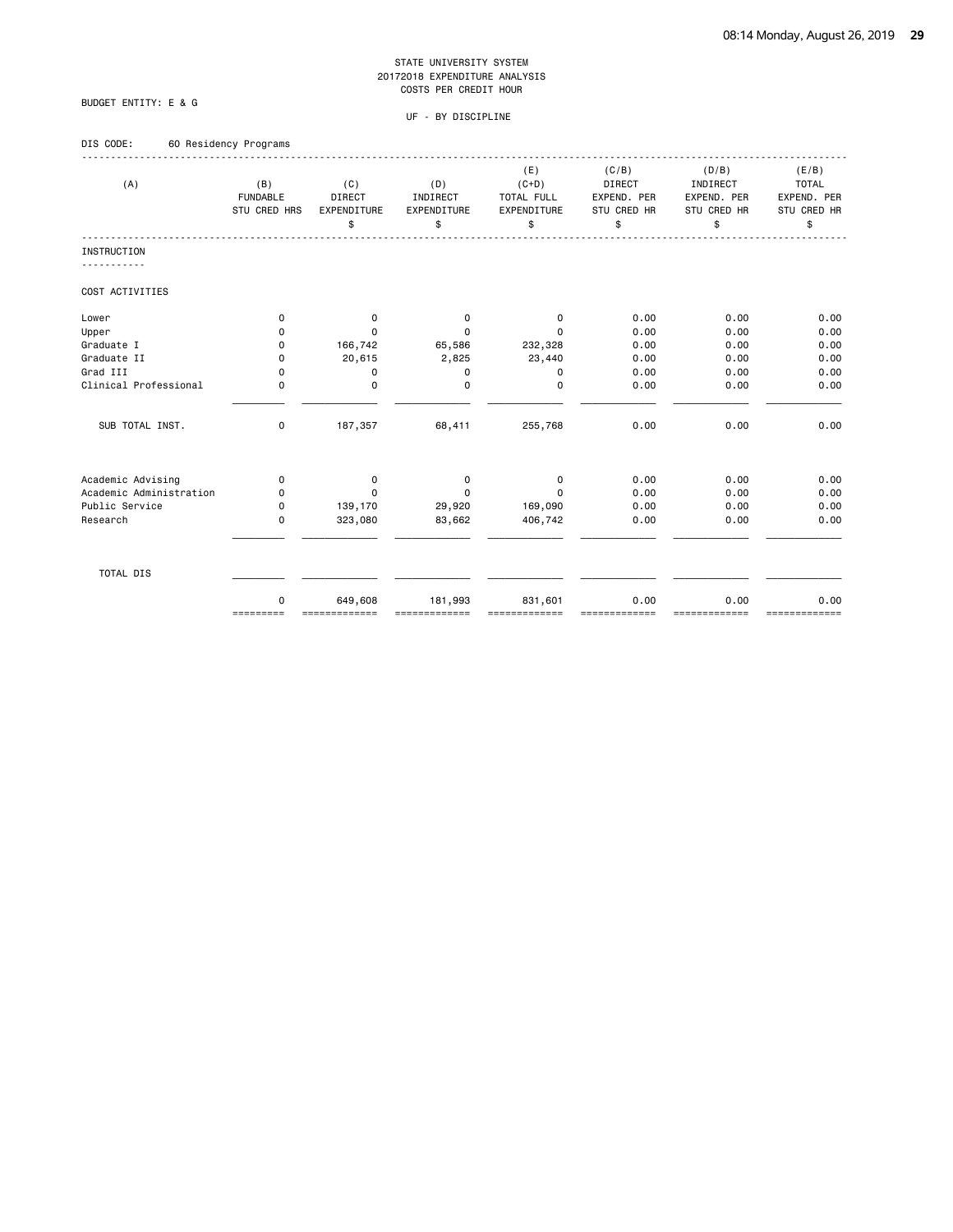STATE UNIVERSITY SYSTEM
20172018 EXPENDITURE ANALYSIS
COSTS PER CREDIT HOUR

BUDGET ENTITY: E & G

UF - BY DISCIPLINE

DIS CODE: 60 Residency Programs

| (A) | (B) FUNDABLE STU CRED HRS | (C) DIRECT EXPENDITURE $ | (D) INDIRECT EXPENDITURE $ | (E) (C+D) TOTAL FULL EXPENDITURE $ | (C/B) DIRECT EXPEND. PER STU CRED HR $ | (D/B) INDIRECT EXPEND. PER STU CRED HR $ | (E/B) TOTAL EXPEND. PER STU CRED HR $ |
|---|---|---|---|---|---|---|---|
| **INSTRUCTION** | | | | | | | |
| COST ACTIVITIES | | | | | | | |
| Lower | 0 | 0 | 0 | 0 | 0.00 | 0.00 | 0.00 |
| Upper | 0 | 0 | 0 | 0 | 0.00 | 0.00 | 0.00 |
| Graduate I | 0 | 166,742 | 65,586 | 232,328 | 0.00 | 0.00 | 0.00 |
| Graduate II | 0 | 20,615 | 2,825 | 23,440 | 0.00 | 0.00 | 0.00 |
| Grad III | 0 | 0 | 0 | 0 | 0.00 | 0.00 | 0.00 |
| Clinical Professional | 0 | 0 | 0 | 0 | 0.00 | 0.00 | 0.00 |
| SUB TOTAL INST. | 0 | 187,357 | 68,411 | 255,768 | 0.00 | 0.00 | 0.00 |
| Academic Advising | 0 | 0 | 0 | 0 | 0.00 | 0.00 | 0.00 |
| Academic Administration | 0 | 0 | 0 | 0 | 0.00 | 0.00 | 0.00 |
| Public Service | 0 | 139,170 | 29,920 | 169,090 | 0.00 | 0.00 | 0.00 |
| Research | 0 | 323,080 | 83,662 | 406,742 | 0.00 | 0.00 | 0.00 |
| TOTAL DIS | 0 | 649,608 | 181,993 | 831,601 | 0.00 | 0.00 | 0.00 |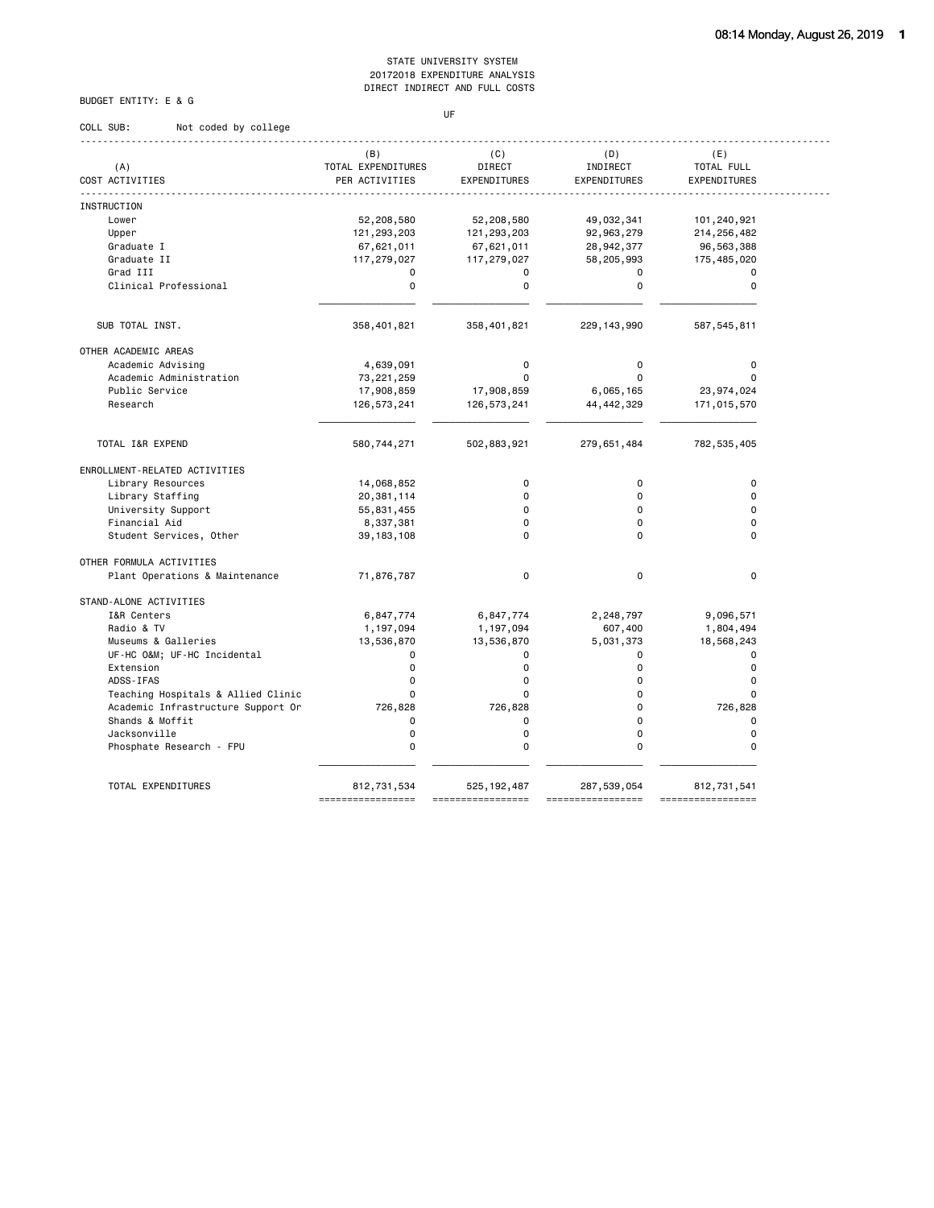STATE UNIVERSITY SYSTEM
20172018 EXPENDITURE ANALYSIS
DIRECT INDIRECT AND FULL COSTS

BUDGET ENTITY: E & G

UF

COLL SUB: Not coded by college

| (A) COST ACTIVITIES | (B) TOTAL EXPENDITURES PER ACTIVITIES | (C) DIRECT EXPENDITURES | (D) INDIRECT EXPENDITURES | (E) TOTAL FULL EXPENDITURES |
|---|---|---|---|---|
| INSTRUCTION | | | | |
| Lower | 52,208,580 | 52,208,580 | 49,032,341 | 101,240,921 |
| Upper | 121,293,203 | 121,293,203 | 92,963,279 | 214,256,482 |
| Graduate I | 67,621,011 | 67,621,011 | 28,942,377 | 96,563,388 |
| Graduate II | 117,279,027 | 117,279,027 | 58,205,993 | 175,485,020 |
| Grad III | 0 | 0 | 0 | 0 |
| Clinical Professional | 0 | 0 | 0 | 0 |
| SUB TOTAL INST. | 358,401,821 | 358,401,821 | 229,143,990 | 587,545,811 |
| OTHER ACADEMIC AREAS | | | | |
| Academic Advising | 4,639,091 | 0 | 0 | 0 |
| Academic Administration | 73,221,259 | 0 | 0 | 0 |
| Public Service | 17,908,859 | 17,908,859 | 6,065,165 | 23,974,024 |
| Research | 126,573,241 | 126,573,241 | 44,442,329 | 171,015,570 |
| TOTAL I&R EXPEND | 580,744,271 | 502,883,921 | 279,651,484 | 782,535,405 |
| ENROLLMENT-RELATED ACTIVITIES | | | | |
| Library Resources | 14,068,852 | 0 | 0 | 0 |
| Library Staffing | 20,381,114 | 0 | 0 | 0 |
| University Support | 55,831,455 | 0 | 0 | 0 |
| Financial Aid | 8,337,381 | 0 | 0 | 0 |
| Student Services, Other | 39,183,108 | 0 | 0 | 0 |
| OTHER FORMULA ACTIVITIES | | | | |
| Plant Operations & Maintenance | 71,876,787 | 0 | 0 | 0 |
| STAND-ALONE ACTIVITIES | | | | |
| I&R Centers | 6,847,774 | 6,847,774 | 2,248,797 | 9,096,571 |
| Radio & TV | 1,197,094 | 1,197,094 | 607,400 | 1,804,494 |
| Museums & Galleries | 13,536,870 | 13,536,870 | 5,031,373 | 18,568,243 |
| UF-HC O&M; UF-HC Incidental | 0 | 0 | 0 | 0 |
| Extension | 0 | 0 | 0 | 0 |
| ADSS-IFAS | 0 | 0 | 0 | 0 |
| Teaching Hospitals & Allied Clinic | 0 | 0 | 0 | 0 |
| Academic Infrastructure Support Or | 726,828 | 726,828 | 0 | 726,828 |
| Shands & Moffit | 0 | 0 | 0 | 0 |
| Jacksonville | 0 | 0 | 0 | 0 |
| Phosphate Research - FPU | 0 | 0 | 0 | 0 |
| TOTAL EXPENDITURES | 812,731,534 | 525,192,487 | 287,539,054 | 812,731,541 |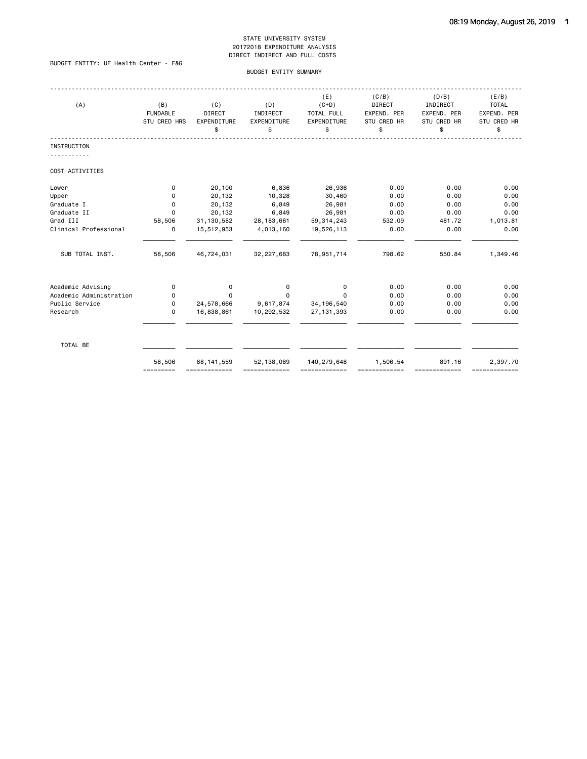STATE UNIVERSITY SYSTEM
20172018 EXPENDITURE ANALYSIS
DIRECT INDIRECT AND FULL COSTS

BUDGET ENTITY: UF Health Center - E&G

BUDGET ENTITY SUMMARY

| (A) | (B) FUNDABLE STU CRED HRS | (C) DIRECT EXPENDITURE $ | (D) INDIRECT EXPENDITURE $ | (E) (C+D) TOTAL FULL EXPENDITURE $ | (C/B) DIRECT EXPEND. PER STU CRED HR $ | (D/B) INDIRECT EXPEND. PER STU CRED HR $ | (E/B) TOTAL EXPEND. PER STU CRED HR $ |
|---|---|---|---|---|---|---|---|
| INSTRUCTION | | | | | | | |
| COST ACTIVITIES | | | | | | | |
| Lower | 0 | 20,100 | 6,836 | 26,936 | 0.00 | 0.00 | 0.00 |
| Upper | 0 | 20,132 | 10,328 | 30,460 | 0.00 | 0.00 | 0.00 |
| Graduate I | 0 | 20,132 | 6,849 | 26,981 | 0.00 | 0.00 | 0.00 |
| Graduate II | 0 | 20,132 | 6,849 | 26,981 | 0.00 | 0.00 | 0.00 |
| Grad III | 58,506 | 31,130,582 | 28,183,661 | 59,314,243 | 532.09 | 481.72 | 1,013.81 |
| Clinical Professional | 0 | 15,512,953 | 4,013,160 | 19,526,113 | 0.00 | 0.00 | 0.00 |
| SUB TOTAL INST. | 58,506 | 46,724,031 | 32,227,683 | 78,951,714 | 798.62 | 550.84 | 1,349.46 |
| Academic Advising | 0 | 0 | 0 | 0 | 0.00 | 0.00 | 0.00 |
| Academic Administration | 0 | 0 | 0 | 0 | 0.00 | 0.00 | 0.00 |
| Public Service | 0 | 24,578,666 | 9,617,874 | 34,196,540 | 0.00 | 0.00 | 0.00 |
| Research | 0 | 16,838,861 | 10,292,532 | 27,131,393 | 0.00 | 0.00 | 0.00 |
| TOTAL BE | 58,506 | 88,141,559 | 52,138,089 | 140,279,648 | 1,506.54 | 891.16 | 2,397.70 |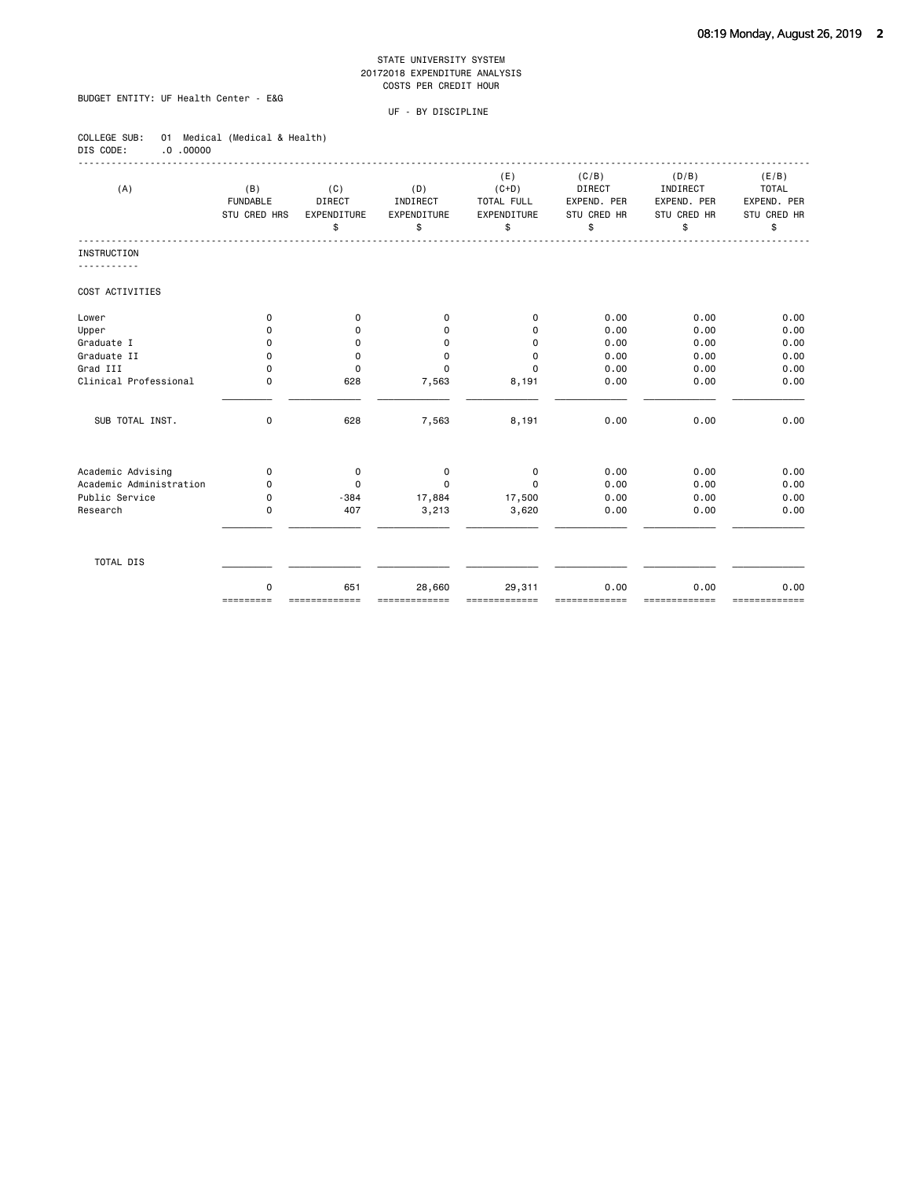STATE UNIVERSITY SYSTEM
20172018 EXPENDITURE ANALYSIS
COSTS PER CREDIT HOUR

BUDGET ENTITY: UF Health Center - E&G

UF - BY DISCIPLINE

COLLEGE SUB: 01 Medical (Medical & Health)
DIS CODE: .0 .00000

| (A) | (B) FUNDABLE STU CRED HRS | (C) DIRECT EXPENDITURE $ | (D) INDIRECT EXPENDITURE $ | (E) (C+D) TOTAL FULL EXPENDITURE $ | (C/B) DIRECT EXPEND. PER STU CRED HR $ | (D/B) INDIRECT EXPEND. PER STU CRED HR $ | (E/B) TOTAL EXPEND. PER STU CRED HR $ |
|---|---|---|---|---|---|---|---|
| **INSTRUCTION** | | | | | | | |
| COST ACTIVITIES | | | | | | | |
| Lower | 0 | 0 | 0 | 0 | 0.00 | 0.00 | 0.00 |
| Upper | 0 | 0 | 0 | 0 | 0.00 | 0.00 | 0.00 |
| Graduate I | 0 | 0 | 0 | 0 | 0.00 | 0.00 | 0.00 |
| Graduate II | 0 | 0 | 0 | 0 | 0.00 | 0.00 | 0.00 |
| Grad III | 0 | 0 | 0 | 0 | 0.00 | 0.00 | 0.00 |
| Clinical Professional | 0 | 628 | 7,563 | 8,191 | 0.00 | 0.00 | 0.00 |
| SUB TOTAL INST. | 0 | 628 | 7,563 | 8,191 | 0.00 | 0.00 | 0.00 |
| Academic Advising | 0 | 0 | 0 | 0 | 0.00 | 0.00 | 0.00 |
| Academic Administration | 0 | 0 | 0 | 0 | 0.00 | 0.00 | 0.00 |
| Public Service | 0 | -384 | 17,884 | 17,500 | 0.00 | 0.00 | 0.00 |
| Research | 0 | 407 | 3,213 | 3,620 | 0.00 | 0.00 | 0.00 |
| TOTAL DIS | 0 | 651 | 28,660 | 29,311 | 0.00 | 0.00 | 0.00 |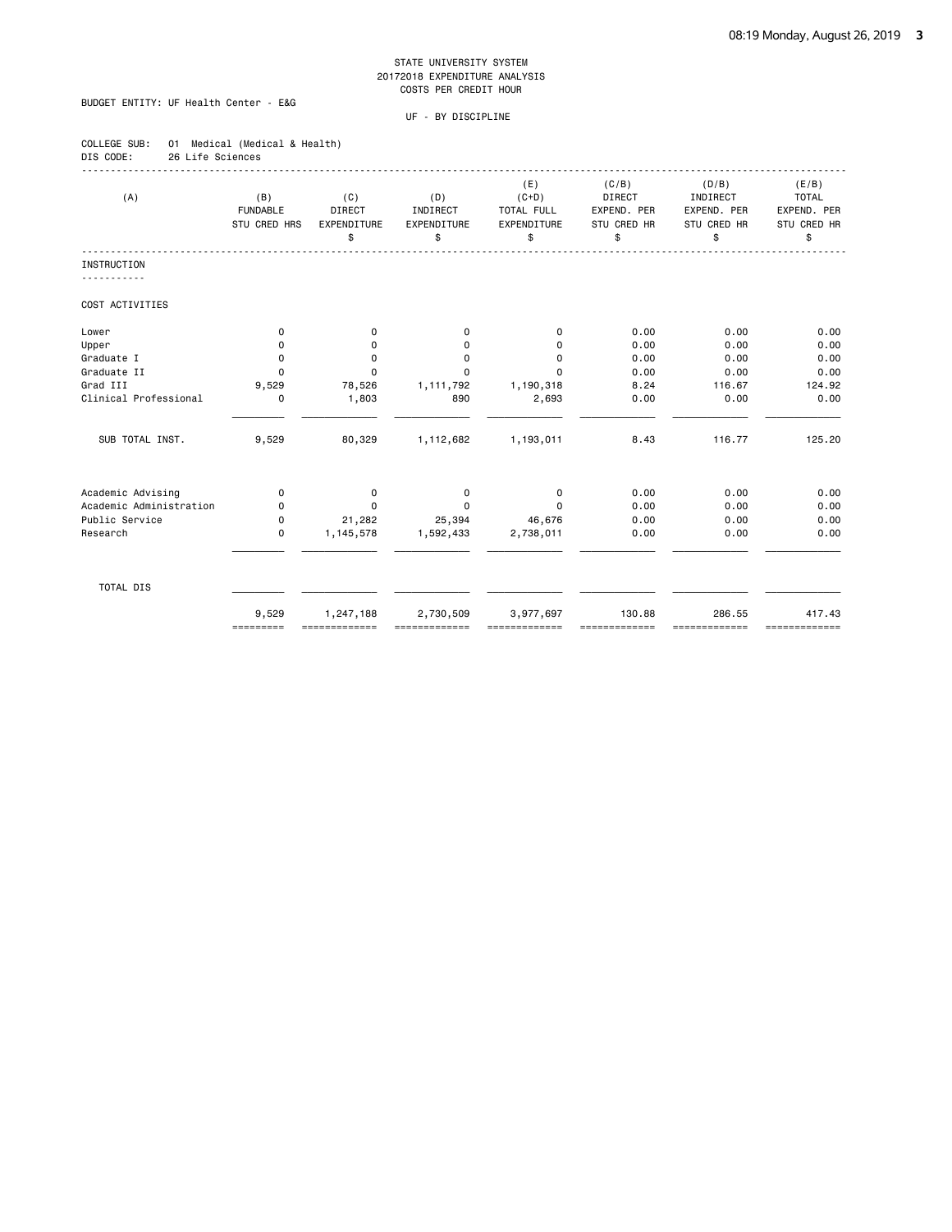STATE UNIVERSITY SYSTEM
20172018 EXPENDITURE ANALYSIS
COSTS PER CREDIT HOUR

BUDGET ENTITY: UF Health Center - E&G

UF - BY DISCIPLINE

COLLEGE SUB: 01 Medical (Medical & Health)
DIS CODE: 26 Life Sciences

| (A) | (B) FUNDABLE STU CRED HRS | (C) DIRECT EXPENDITURE $ | (D) INDIRECT EXPENDITURE $ | (E) (C+D) TOTAL FULL EXPENDITURE $ | (C/B) DIRECT EXPEND. PER STU CRED HR $ | (D/B) INDIRECT EXPEND. PER STU CRED HR $ | (E/B) TOTAL EXPEND. PER STU CRED HR $ |
|---|---|---|---|---|---|---|---|
| INSTRUCTION | | | | | | | |
| COST ACTIVITIES | | | | | | | |
| Lower | 0 | 0 | 0 | 0 | 0.00 | 0.00 | 0.00 |
| Upper | 0 | 0 | 0 | 0 | 0.00 | 0.00 | 0.00 |
| Graduate I | 0 | 0 | 0 | 0 | 0.00 | 0.00 | 0.00 |
| Graduate II | 0 | 0 | 0 | 0 | 0.00 | 0.00 | 0.00 |
| Grad III | 9,529 | 78,526 | 1,111,792 | 1,190,318 | 8.24 | 116.67 | 124.92 |
| Clinical Professional | 0 | 1,803 | 890 | 2,693 | 0.00 | 0.00 | 0.00 |
| SUB TOTAL INST. | 9,529 | 80,329 | 1,112,682 | 1,193,011 | 8.43 | 116.77 | 125.20 |
| Academic Advising | 0 | 0 | 0 | 0 | 0.00 | 0.00 | 0.00 |
| Academic Administration | 0 | 0 | 0 | 0 | 0.00 | 0.00 | 0.00 |
| Public Service | 0 | 21,282 | 25,394 | 46,676 | 0.00 | 0.00 | 0.00 |
| Research | 0 | 1,145,578 | 1,592,433 | 2,738,011 | 0.00 | 0.00 | 0.00 |
| TOTAL DIS | 9,529 | 1,247,188 | 2,730,509 | 3,977,697 | 130.88 | 286.55 | 417.43 |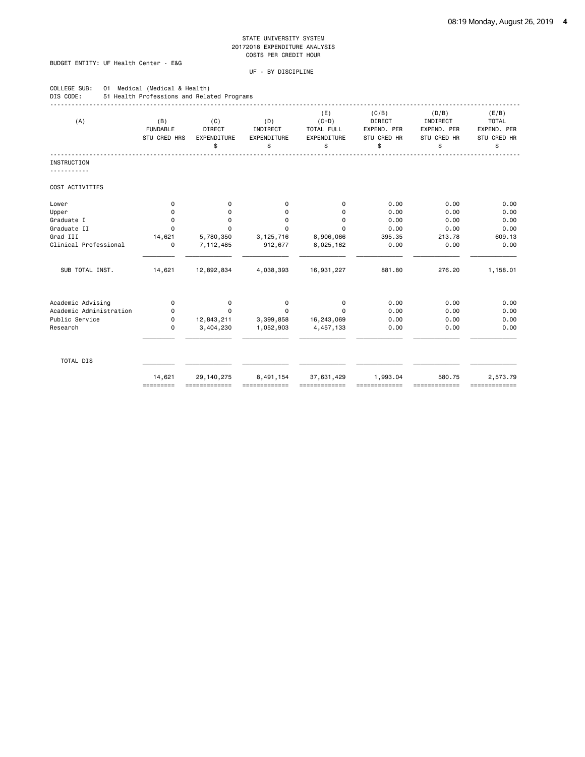STATE UNIVERSITY SYSTEM
20172018 EXPENDITURE ANALYSIS
COSTS PER CREDIT HOUR

BUDGET ENTITY: UF Health Center - E&G

UF - BY DISCIPLINE

COLLEGE SUB: 01 Medical (Medical & Health)
DIS CODE: 51 Health Professions and Related Programs

| (A) | (B) FUNDABLE STU CRED HRS | (C) DIRECT EXPENDITURE $ | (D) INDIRECT EXPENDITURE $ | (E) (C+D) TOTAL FULL EXPENDITURE $ | (C/B) DIRECT EXPEND. PER STU CRED HR $ | (D/B) INDIRECT EXPEND. PER STU CRED HR $ | (E/B) TOTAL EXPEND. PER STU CRED HR $ |
|---|---|---|---|---|---|---|---|
| **INSTRUCTION** | | | | | | | |
| COST ACTIVITIES | | | | | | | |
| Lower | 0 | 0 | 0 | 0 | 0.00 | 0.00 | 0.00 |
| Upper | 0 | 0 | 0 | 0 | 0.00 | 0.00 | 0.00 |
| Graduate I | 0 | 0 | 0 | 0 | 0.00 | 0.00 | 0.00 |
| Graduate II | 0 | 0 | 0 | 0 | 0.00 | 0.00 | 0.00 |
| Grad III | 14,621 | 5,780,350 | 3,125,716 | 8,906,066 | 395.35 | 213.78 | 609.13 |
| Clinical Professional | 0 | 7,112,485 | 912,677 | 8,025,162 | 0.00 | 0.00 | 0.00 |
| SUB TOTAL INST. | 14,621 | 12,892,834 | 4,038,393 | 16,931,227 | 881.80 | 276.20 | 1,158.01 |
| Academic Advising | 0 | 0 | 0 | 0 | 0.00 | 0.00 | 0.00 |
| Academic Administration | 0 | 0 | 0 | 0 | 0.00 | 0.00 | 0.00 |
| Public Service | 0 | 12,843,211 | 3,399,858 | 16,243,069 | 0.00 | 0.00 | 0.00 |
| Research | 0 | 3,404,230 | 1,052,903 | 4,457,133 | 0.00 | 0.00 | 0.00 |
| TOTAL DIS | 14,621 | 29,140,275 | 8,491,154 | 37,631,429 | 1,993.04 | 580.75 | 2,573.79 |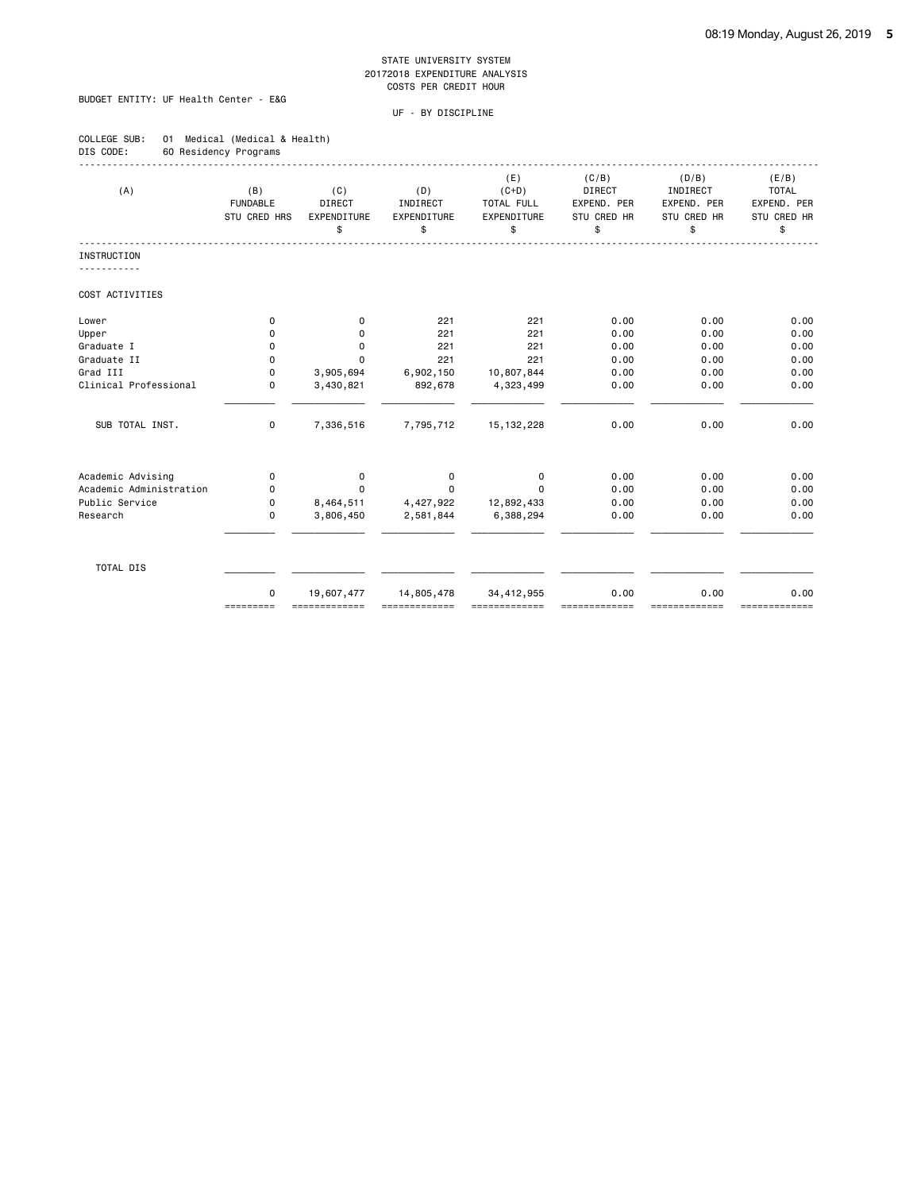STATE UNIVERSITY SYSTEM
20172018 EXPENDITURE ANALYSIS
COSTS PER CREDIT HOUR

BUDGET ENTITY: UF Health Center - E&G

UF - BY DISCIPLINE

COLLEGE SUB: 01 Medical (Medical & Health)
DIS CODE: 60 Residency Programs

| (A) | (B) FUNDABLE STU CRED HRS | (C) DIRECT EXPENDITURE $ | (D) INDIRECT EXPENDITURE $ | (E) (C+D) TOTAL FULL EXPENDITURE $ | (C/B) DIRECT EXPEND. PER STU CRED HR $ | (D/B) INDIRECT EXPEND. PER STU CRED HR $ | (E/B) TOTAL EXPEND. PER STU CRED HR $ |
|---|---|---|---|---|---|---|---|
| **INSTRUCTION** | | | | | | | |
| COST ACTIVITIES | | | | | | | |
| Lower | 0 | 0 | 221 | 221 | 0.00 | 0.00 | 0.00 |
| Upper | 0 | 0 | 221 | 221 | 0.00 | 0.00 | 0.00 |
| Graduate I | 0 | 0 | 221 | 221 | 0.00 | 0.00 | 0.00 |
| Graduate II | 0 | 0 | 221 | 221 | 0.00 | 0.00 | 0.00 |
| Grad III | 0 | 3,905,694 | 6,902,150 | 10,807,844 | 0.00 | 0.00 | 0.00 |
| Clinical Professional | 0 | 3,430,821 | 892,678 | 4,323,499 | 0.00 | 0.00 | 0.00 |
| SUB TOTAL INST. | 0 | 7,336,516 | 7,795,712 | 15,132,228 | 0.00 | 0.00 | 0.00 |
| Academic Advising | 0 | 0 | 0 | 0 | 0.00 | 0.00 | 0.00 |
| Academic Administration | 0 | 0 | 0 | 0 | 0.00 | 0.00 | 0.00 |
| Public Service | 0 | 8,464,511 | 4,427,922 | 12,892,433 | 0.00 | 0.00 | 0.00 |
| Research | 0 | 3,806,450 | 2,581,844 | 6,388,294 | 0.00 | 0.00 | 0.00 |
| TOTAL DIS | 0 | 19,607,477 | 14,805,478 | 34,412,955 | 0.00 | 0.00 | 0.00 |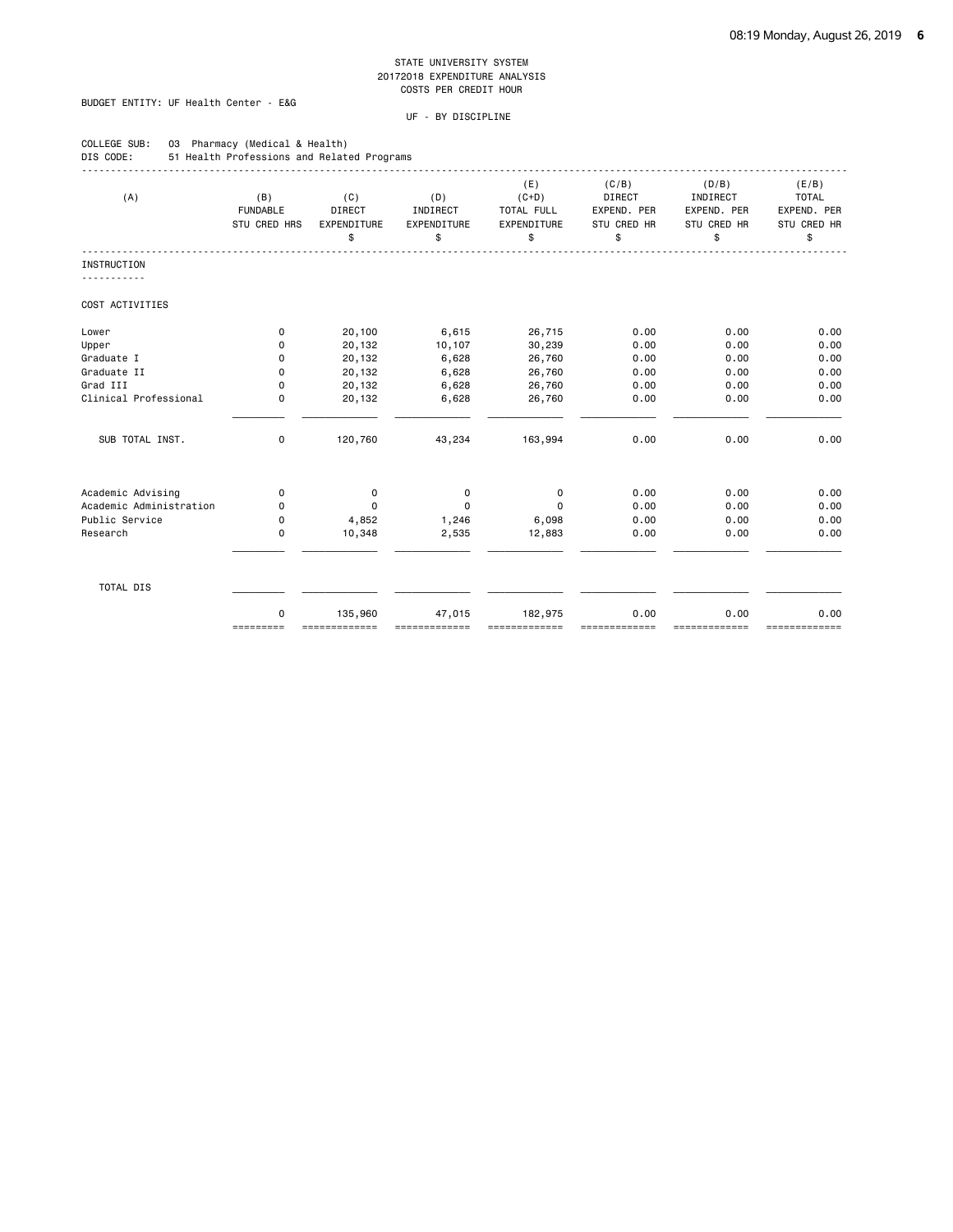STATE UNIVERSITY SYSTEM
20172018 EXPENDITURE ANALYSIS
COSTS PER CREDIT HOUR

BUDGET ENTITY: UF Health Center - E&G

UF - BY DISCIPLINE

COLLEGE SUB: 03 Pharmacy (Medical & Health)
DIS CODE: 51 Health Professions and Related Programs

| (A) | (B) FUNDABLE STU CRED HRS | (C) DIRECT EXPENDITURE $ | (D) INDIRECT EXPENDITURE $ | (E) (C+D) TOTAL FULL EXPENDITURE $ | (C/B) DIRECT EXPEND. PER STU CRED HR $ | (D/B) INDIRECT EXPEND. PER STU CRED HR $ | (E/B) TOTAL EXPEND. PER STU CRED HR $ |
|---|---|---|---|---|---|---|---|
| **INSTRUCTION** | | | | | | | |
| COST ACTIVITIES | | | | | | | |
| Lower | 0 | 20,100 | 6,615 | 26,715 | 0.00 | 0.00 | 0.00 |
| Upper | 0 | 20,132 | 10,107 | 30,239 | 0.00 | 0.00 | 0.00 |
| Graduate I | 0 | 20,132 | 6,628 | 26,760 | 0.00 | 0.00 | 0.00 |
| Graduate II | 0 | 20,132 | 6,628 | 26,760 | 0.00 | 0.00 | 0.00 |
| Grad III | 0 | 20,132 | 6,628 | 26,760 | 0.00 | 0.00 | 0.00 |
| Clinical Professional | 0 | 20,132 | 6,628 | 26,760 | 0.00 | 0.00 | 0.00 |
| SUB TOTAL INST. | 0 | 120,760 | 43,234 | 163,994 | 0.00 | 0.00 | 0.00 |
| Academic Advising | 0 | 0 | 0 | 0 | 0.00 | 0.00 | 0.00 |
| Academic Administration | 0 | 0 | 0 | 0 | 0.00 | 0.00 | 0.00 |
| Public Service | 0 | 4,852 | 1,246 | 6,098 | 0.00 | 0.00 | 0.00 |
| Research | 0 | 10,348 | 2,535 | 12,883 | 0.00 | 0.00 | 0.00 |
| TOTAL DIS | 0 | 135,960 | 47,015 | 182,975 | 0.00 | 0.00 | 0.00 |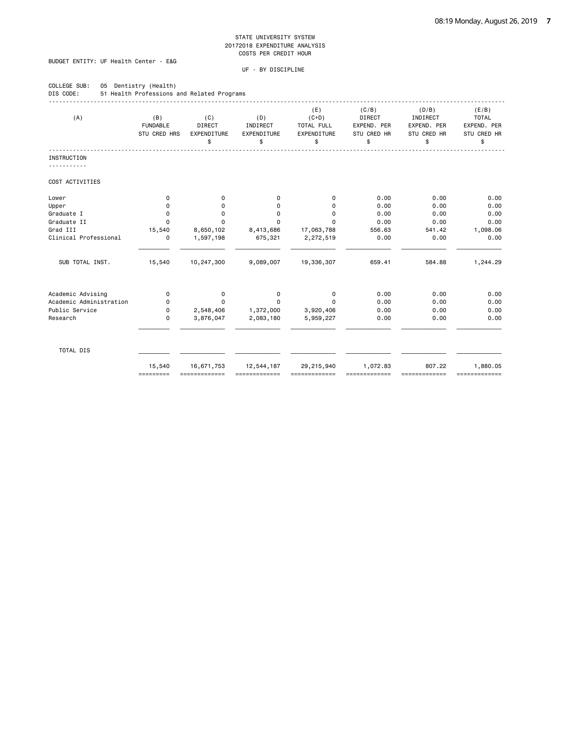STATE UNIVERSITY SYSTEM
20172018 EXPENDITURE ANALYSIS
COSTS PER CREDIT HOUR

BUDGET ENTITY: UF Health Center - E&G

UF - BY DISCIPLINE

COLLEGE SUB: 05 Dentistry (Health)
DIS CODE: 51 Health Professions and Related Programs

| (A) | (B) FUNDABLE STU CRED HRS | (C) DIRECT EXPENDITURE $ | (D) INDIRECT EXPENDITURE $ | (E) (C+D) TOTAL FULL EXPENDITURE $ | (C/B) DIRECT EXPEND. PER STU CRED HR $ | (D/B) INDIRECT EXPEND. PER STU CRED HR $ | (E/B) TOTAL EXPEND. PER STU CRED HR $ |
|---|---|---|---|---|---|---|---|
| **INSTRUCTION** | | | | | | | |
| COST ACTIVITIES | | | | | | | |
| Lower | 0 | 0 | 0 | 0 | 0.00 | 0.00 | 0.00 |
| Upper | 0 | 0 | 0 | 0 | 0.00 | 0.00 | 0.00 |
| Graduate I | 0 | 0 | 0 | 0 | 0.00 | 0.00 | 0.00 |
| Graduate II | 0 | 0 | 0 | 0 | 0.00 | 0.00 | 0.00 |
| Grad III | 15,540 | 8,650,102 | 8,413,686 | 17,063,788 | 556.63 | 541.42 | 1,098.06 |
| Clinical Professional | 0 | 1,597,198 | 675,321 | 2,272,519 | 0.00 | 0.00 | 0.00 |
| SUB TOTAL INST. | 15,540 | 10,247,300 | 9,089,007 | 19,336,307 | 659.41 | 584.88 | 1,244.29 |
| Academic Advising | 0 | 0 | 0 | 0 | 0.00 | 0.00 | 0.00 |
| Academic Administration | 0 | 0 | 0 | 0 | 0.00 | 0.00 | 0.00 |
| Public Service | 0 | 2,548,406 | 1,372,000 | 3,920,406 | 0.00 | 0.00 | 0.00 |
| Research | 0 | 3,876,047 | 2,083,180 | 5,959,227 | 0.00 | 0.00 | 0.00 |
| TOTAL DIS | 15,540 | 16,671,753 | 12,544,187 | 29,215,940 | 1,072.83 | 807.22 | 1,880.05 |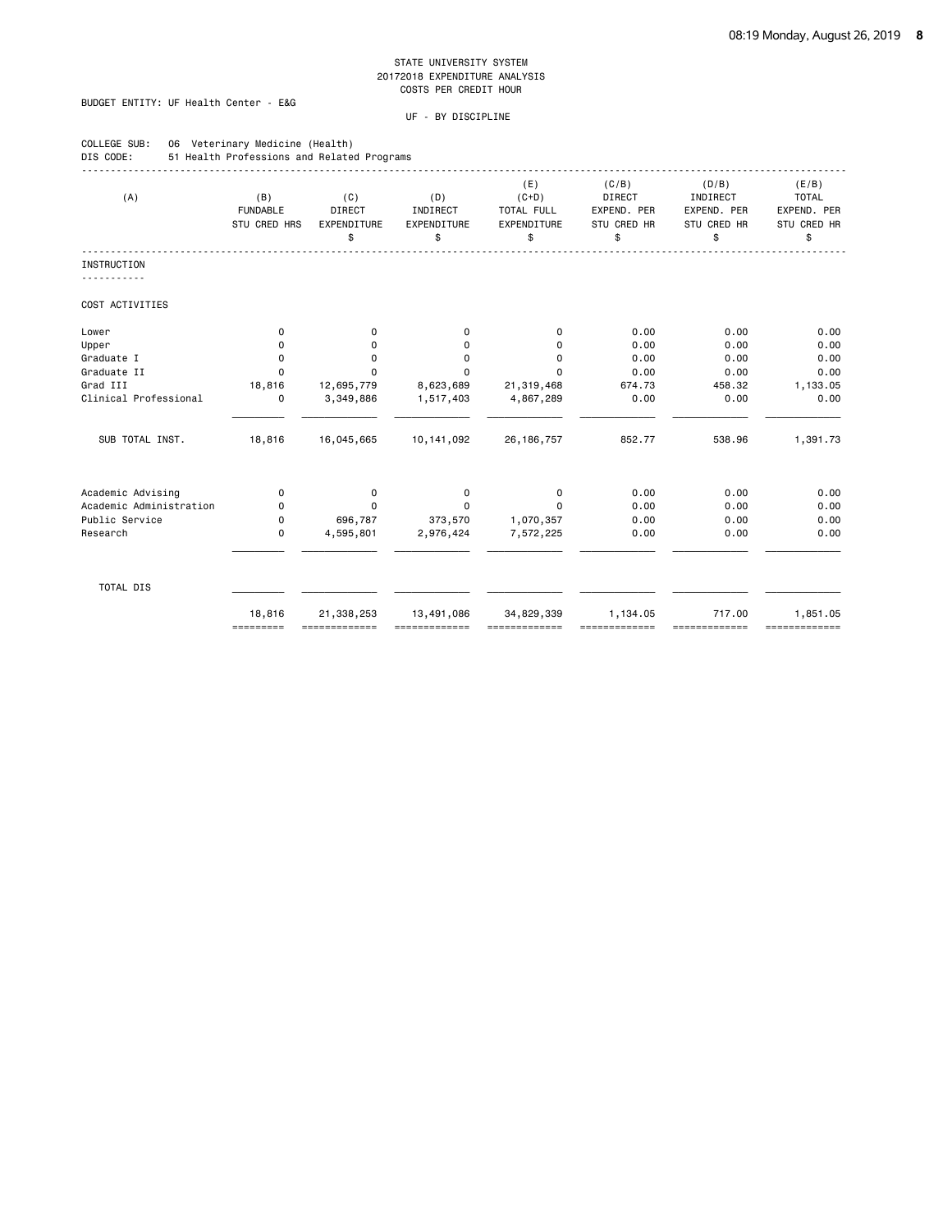STATE UNIVERSITY SYSTEM
20172018 EXPENDITURE ANALYSIS
COSTS PER CREDIT HOUR

BUDGET ENTITY: UF Health Center - E&G

UF - BY DISCIPLINE

COLLEGE SUB: 06 Veterinary Medicine (Health)
DIS CODE: 51 Health Professions and Related Programs

| (A) | (B) FUNDABLE STU CRED HRS | (C) DIRECT EXPENDITURE $ | (D) INDIRECT EXPENDITURE $ | (E) (C+D) TOTAL FULL EXPENDITURE $ | (C/B) DIRECT EXPEND. PER STU CRED HR $ | (D/B) INDIRECT EXPEND. PER STU CRED HR $ | (E/B) TOTAL EXPEND. PER STU CRED HR $ |
|---|---|---|---|---|---|---|---|
| **INSTRUCTION** | | | | | | | |
| COST ACTIVITIES | | | | | | | |
| Lower | 0 | 0 | 0 | 0 | 0.00 | 0.00 | 0.00 |
| Upper | 0 | 0 | 0 | 0 | 0.00 | 0.00 | 0.00 |
| Graduate I | 0 | 0 | 0 | 0 | 0.00 | 0.00 | 0.00 |
| Graduate II | 0 | 0 | 0 | 0 | 0.00 | 0.00 | 0.00 |
| Grad III | 18,816 | 12,695,779 | 8,623,689 | 21,319,468 | 674.73 | 458.32 | 1,133.05 |
| Clinical Professional | 0 | 3,349,886 | 1,517,403 | 4,867,289 | 0.00 | 0.00 | 0.00 |
| SUB TOTAL INST. | 18,816 | 16,045,665 | 10,141,092 | 26,186,757 | 852.77 | 538.96 | 1,391.73 |
| Academic Advising | 0 | 0 | 0 | 0 | 0.00 | 0.00 | 0.00 |
| Academic Administration | 0 | 0 | 0 | 0 | 0.00 | 0.00 | 0.00 |
| Public Service | 0 | 696,787 | 373,570 | 1,070,357 | 0.00 | 0.00 | 0.00 |
| Research | 0 | 4,595,801 | 2,976,424 | 7,572,225 | 0.00 | 0.00 | 0.00 |
| TOTAL DIS | 18,816 | 21,338,253 | 13,491,086 | 34,829,339 | 1,134.05 | 717.00 | 1,851.05 |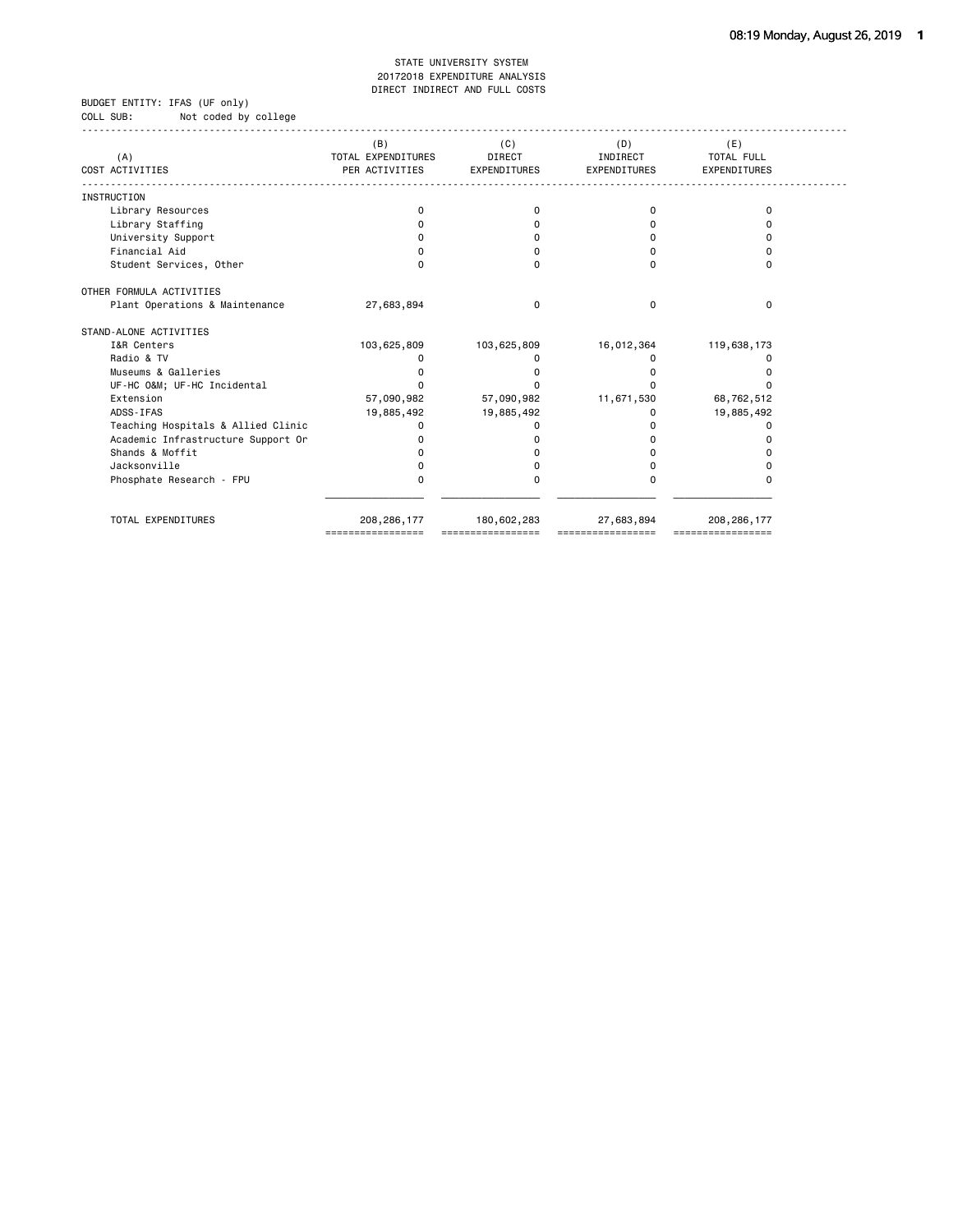STATE UNIVERSITY SYSTEM
20172018 EXPENDITURE ANALYSIS
DIRECT INDIRECT AND FULL COSTS

BUDGET ENTITY: IFAS (UF only)
COLL SUB: Not coded by college

| (A) COST ACTIVITIES | (B) TOTAL EXPENDITURES PER ACTIVITIES | (C) DIRECT EXPENDITURES | (D) INDIRECT EXPENDITURES | (E) TOTAL FULL EXPENDITURES |
|---|---|---|---|---|
| INSTRUCTION | | | | |
| Library Resources | 0 | 0 | 0 | 0 |
| Library Staffing | 0 | 0 | 0 | 0 |
| University Support | 0 | 0 | 0 | 0 |
| Financial Aid | 0 | 0 | 0 | 0 |
| Student Services, Other | 0 | 0 | 0 | 0 |
| OTHER FORMULA ACTIVITIES | | | | |
| Plant Operations & Maintenance | 27,683,894 | 0 | 0 | 0 |
| STAND-ALONE ACTIVITIES | | | | |
| I&R Centers | 103,625,809 | 103,625,809 | 16,012,364 | 119,638,173 |
| Radio & TV | 0 | 0 | 0 | 0 |
| Museums & Galleries | 0 | 0 | 0 | 0 |
| UF-HC O&M; UF-HC Incidental | 0 | 0 | 0 | 0 |
| Extension | 57,090,982 | 57,090,982 | 11,671,530 | 68,762,512 |
| ADSS-IFAS | 19,885,492 | 19,885,492 | 0 | 19,885,492 |
| Teaching Hospitals & Allied Clinic | 0 | 0 | 0 | 0 |
| Academic Infrastructure Support Or | 0 | 0 | 0 | 0 |
| Shands & Moffit | 0 | 0 | 0 | 0 |
| Jacksonville | 0 | 0 | 0 | 0 |
| Phosphate Research - FPU | 0 | 0 | 0 | 0 |
| TOTAL EXPENDITURES | 208,286,177 | 180,602,283 | 27,683,894 | 208,286,177 |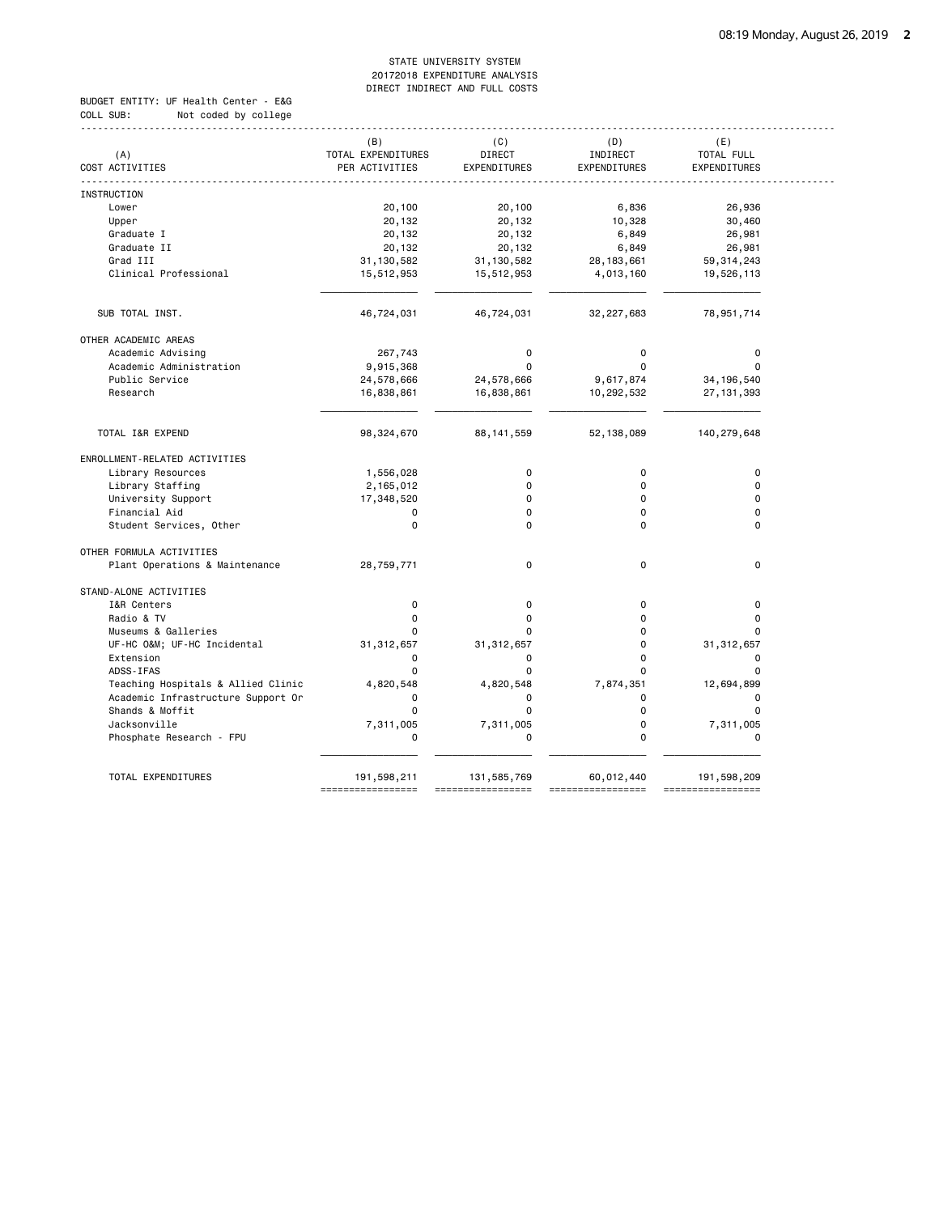STATE UNIVERSITY SYSTEM
20172018 EXPENDITURE ANALYSIS
DIRECT INDIRECT AND FULL COSTS

BUDGET ENTITY: UF Health Center - E&G
COLL SUB: Not coded by college

| (A) COST ACTIVITIES | (B) TOTAL EXPENDITURES PER ACTIVITIES | (C) DIRECT EXPENDITURES | (D) INDIRECT EXPENDITURES | (E) TOTAL FULL EXPENDITURES |
|---|---|---|---|---|
| INSTRUCTION | | | | |
| Lower | 20,100 | 20,100 | 6,836 | 26,936 |
| Upper | 20,132 | 20,132 | 10,328 | 30,460 |
| Graduate I | 20,132 | 20,132 | 6,849 | 26,981 |
| Graduate II | 20,132 | 20,132 | 6,849 | 26,981 |
| Grad III | 31,130,582 | 31,130,582 | 28,183,661 | 59,314,243 |
| Clinical Professional | 15,512,953 | 15,512,953 | 4,013,160 | 19,526,113 |
| SUB TOTAL INST. | 46,724,031 | 46,724,031 | 32,227,683 | 78,951,714 |
| OTHER ACADEMIC AREAS | | | | |
| Academic Advising | 267,743 | 0 | 0 | 0 |
| Academic Administration | 9,915,368 | 0 | 0 | 0 |
| Public Service | 24,578,666 | 24,578,666 | 9,617,874 | 34,196,540 |
| Research | 16,838,861 | 16,838,861 | 10,292,532 | 27,131,393 |
| TOTAL I&R EXPEND | 98,324,670 | 88,141,559 | 52,138,089 | 140,279,648 |
| ENROLLMENT-RELATED ACTIVITIES | | | | |
| Library Resources | 1,556,028 | 0 | 0 | 0 |
| Library Staffing | 2,165,012 | 0 | 0 | 0 |
| University Support | 17,348,520 | 0 | 0 | 0 |
| Financial Aid | 0 | 0 | 0 | 0 |
| Student Services, Other | 0 | 0 | 0 | 0 |
| OTHER FORMULA ACTIVITIES | | | | |
| Plant Operations & Maintenance | 28,759,771 | 0 | 0 | 0 |
| STAND-ALONE ACTIVITIES | | | | |
| I&R Centers | 0 | 0 | 0 | 0 |
| Radio & TV | 0 | 0 | 0 | 0 |
| Museums & Galleries | 0 | 0 | 0 | 0 |
| UF-HC O&M; UF-HC Incidental | 31,312,657 | 31,312,657 | 0 | 31,312,657 |
| Extension | 0 | 0 | 0 | 0 |
| ADSS-IFAS | 0 | 0 | 0 | 0 |
| Teaching Hospitals & Allied Clinic | 4,820,548 | 4,820,548 | 7,874,351 | 12,694,899 |
| Academic Infrastructure Support Or | 0 | 0 | 0 | 0 |
| Shands & Moffit | 0 | 0 | 0 | 0 |
| Jacksonville | 7,311,005 | 7,311,005 | 0 | 7,311,005 |
| Phosphate Research - FPU | 0 | 0 | 0 | 0 |
| TOTAL EXPENDITURES | 191,598,211 | 131,585,769 | 60,012,440 | 191,598,209 |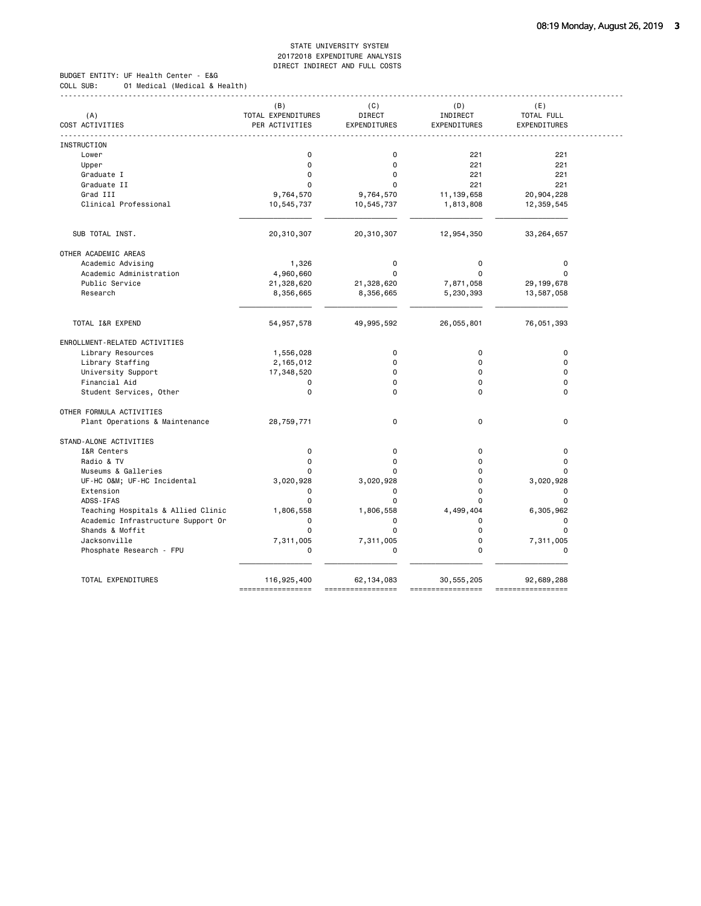STATE UNIVERSITY SYSTEM
20172018 EXPENDITURE ANALYSIS
DIRECT INDIRECT AND FULL COSTS

BUDGET ENTITY: UF Health Center - E&G
COLL SUB: 01 Medical (Medical & Health)

| (A) COST ACTIVITIES | (B) TOTAL EXPENDITURES PER ACTIVITIES | (C) DIRECT EXPENDITURES | (D) INDIRECT EXPENDITURES | (E) TOTAL FULL EXPENDITURES |
|---|---|---|---|---|
| INSTRUCTION | | | | |
| Lower | 0 | 0 | 221 | 221 |
| Upper | 0 | 0 | 221 | 221 |
| Graduate I | 0 | 0 | 221 | 221 |
| Graduate II | 0 | 0 | 221 | 221 |
| Grad III | 9,764,570 | 9,764,570 | 11,139,658 | 20,904,228 |
| Clinical Professional | 10,545,737 | 10,545,737 | 1,813,808 | 12,359,545 |
| SUB TOTAL INST. | 20,310,307 | 20,310,307 | 12,954,350 | 33,264,657 |
| OTHER ACADEMIC AREAS | | | | |
| Academic Advising | 1,326 | 0 | 0 | 0 |
| Academic Administration | 4,960,660 | 0 | 0 | 0 |
| Public Service | 21,328,620 | 21,328,620 | 7,871,058 | 29,199,678 |
| Research | 8,356,665 | 8,356,665 | 5,230,393 | 13,587,058 |
| TOTAL I&R EXPEND | 54,957,578 | 49,995,592 | 26,055,801 | 76,051,393 |
| ENROLLMENT-RELATED ACTIVITIES | | | | |
| Library Resources | 1,556,028 | 0 | 0 | 0 |
| Library Staffing | 2,165,012 | 0 | 0 | 0 |
| University Support | 17,348,520 | 0 | 0 | 0 |
| Financial Aid | 0 | 0 | 0 | 0 |
| Student Services, Other | 0 | 0 | 0 | 0 |
| OTHER FORMULA ACTIVITIES | | | | |
| Plant Operations & Maintenance | 28,759,771 | 0 | 0 | 0 |
| STAND-ALONE ACTIVITIES | | | | |
| I&R Centers | 0 | 0 | 0 | 0 |
| Radio & TV | 0 | 0 | 0 | 0 |
| Museums & Galleries | 0 | 0 | 0 | 0 |
| UF-HC O&M; UF-HC Incidental | 3,020,928 | 3,020,928 | 0 | 3,020,928 |
| Extension | 0 | 0 | 0 | 0 |
| ADSS-IFAS | 0 | 0 | 0 | 0 |
| Teaching Hospitals & Allied Clinic | 1,806,558 | 1,806,558 | 4,499,404 | 6,305,962 |
| Academic Infrastructure Support Or | 0 | 0 | 0 | 0 |
| Shands & Moffit | 0 | 0 | 0 | 0 |
| Jacksonville | 7,311,005 | 7,311,005 | 0 | 7,311,005 |
| Phosphate Research - FPU | 0 | 0 | 0 | 0 |
| TOTAL EXPENDITURES | 116,925,400 | 62,134,083 | 30,555,205 | 92,689,288 |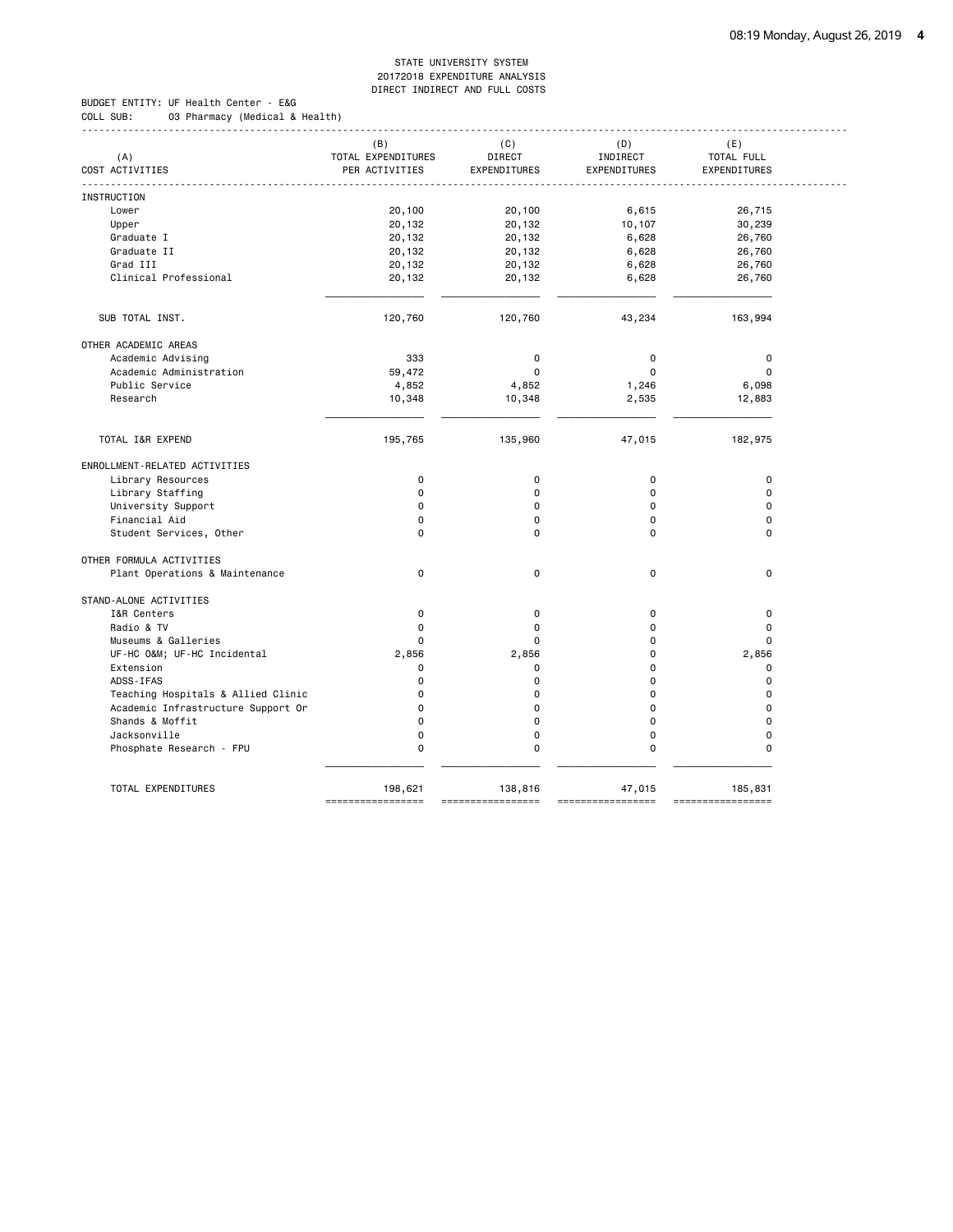STATE UNIVERSITY SYSTEM
20172018 EXPENDITURE ANALYSIS
DIRECT INDIRECT AND FULL COSTS

BUDGET ENTITY: UF Health Center - E&G
COLL SUB: 03 Pharmacy (Medical & Health)

| (A) COST ACTIVITIES | (B) TOTAL EXPENDITURES PER ACTIVITIES | (C) DIRECT EXPENDITURES | (D) INDIRECT EXPENDITURES | (E) TOTAL FULL EXPENDITURES |
|---|---|---|---|---|
| INSTRUCTION | | | | |
| Lower | 20,100 | 20,100 | 6,615 | 26,715 |
| Upper | 20,132 | 20,132 | 10,107 | 30,239 |
| Graduate I | 20,132 | 20,132 | 6,628 | 26,760 |
| Graduate II | 20,132 | 20,132 | 6,628 | 26,760 |
| Grad III | 20,132 | 20,132 | 6,628 | 26,760 |
| Clinical Professional | 20,132 | 20,132 | 6,628 | 26,760 |
| SUB TOTAL INST. | 120,760 | 120,760 | 43,234 | 163,994 |
| OTHER ACADEMIC AREAS | | | | |
| Academic Advising | 333 | 0 | 0 | 0 |
| Academic Administration | 59,472 | 0 | 0 | 0 |
| Public Service | 4,852 | 4,852 | 1,246 | 6,098 |
| Research | 10,348 | 10,348 | 2,535 | 12,883 |
| TOTAL I&R EXPEND | 195,765 | 135,960 | 47,015 | 182,975 |
| ENROLLMENT-RELATED ACTIVITIES | | | | |
| Library Resources | 0 | 0 | 0 | 0 |
| Library Staffing | 0 | 0 | 0 | 0 |
| University Support | 0 | 0 | 0 | 0 |
| Financial Aid | 0 | 0 | 0 | 0 |
| Student Services, Other | 0 | 0 | 0 | 0 |
| OTHER FORMULA ACTIVITIES | | | | |
| Plant Operations & Maintenance | 0 | 0 | 0 | 0 |
| STAND-ALONE ACTIVITIES | | | | |
| I&R Centers | 0 | 0 | 0 | 0 |
| Radio & TV | 0 | 0 | 0 | 0 |
| Museums & Galleries | 0 | 0 | 0 | 0 |
| UF-HC O&M; UF-HC Incidental | 2,856 | 2,856 | 0 | 2,856 |
| Extension | 0 | 0 | 0 | 0 |
| ADSS-IFAS | 0 | 0 | 0 | 0 |
| Teaching Hospitals & Allied Clinic | 0 | 0 | 0 | 0 |
| Academic Infrastructure Support Or | 0 | 0 | 0 | 0 |
| Shands & Moffit | 0 | 0 | 0 | 0 |
| Jacksonville | 0 | 0 | 0 | 0 |
| Phosphate Research - FPU | 0 | 0 | 0 | 0 |
| TOTAL EXPENDITURES | 198,621 | 138,816 | 47,015 | 185,831 |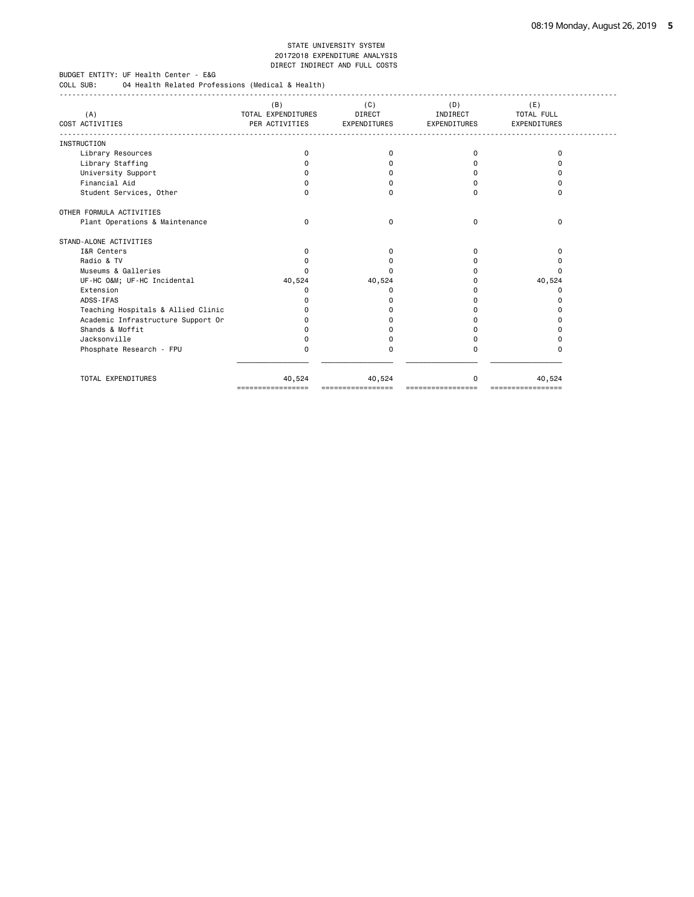STATE UNIVERSITY SYSTEM
20172018 EXPENDITURE ANALYSIS
DIRECT INDIRECT AND FULL COSTS

BUDGET ENTITY: UF Health Center - E&G
COLL SUB: 04 Health Related Professions (Medical & Health)

| (A) COST ACTIVITIES | (B) TOTAL EXPENDITURES PER ACTIVITIES | (C) DIRECT EXPENDITURES | (D) INDIRECT EXPENDITURES | (E) TOTAL FULL EXPENDITURES |
|---|---|---|---|---|
| **INSTRUCTION** | | | | |
| Library Resources | 0 | 0 | 0 | 0 |
| Library Staffing | 0 | 0 | 0 | 0 |
| University Support | 0 | 0 | 0 | 0 |
| Financial Aid | 0 | 0 | 0 | 0 |
| Student Services, Other | 0 | 0 | 0 | 0 |
| **OTHER FORMULA ACTIVITIES** | | | | |
| Plant Operations & Maintenance | 0 | 0 | 0 | 0 |
| **STAND-ALONE ACTIVITIES** | | | | |
| I&R Centers | 0 | 0 | 0 | 0 |
| Radio & TV | 0 | 0 | 0 | 0 |
| Museums & Galleries | 0 | 0 | 0 | 0 |
| UF-HC O&M; UF-HC Incidental | 40,524 | 40,524 | 0 | 40,524 |
| Extension | 0 | 0 | 0 | 0 |
| ADSS-IFAS | 0 | 0 | 0 | 0 |
| Teaching Hospitals & Allied Clinic | 0 | 0 | 0 | 0 |
| Academic Infrastructure Support Or | 0 | 0 | 0 | 0 |
| Shands & Moffit | 0 | 0 | 0 | 0 |
| Jacksonville | 0 | 0 | 0 | 0 |
| Phosphate Research - FPU | 0 | 0 | 0 | 0 |
| TOTAL EXPENDITURES | 40,524 | 40,524 | 0 | 40,524 |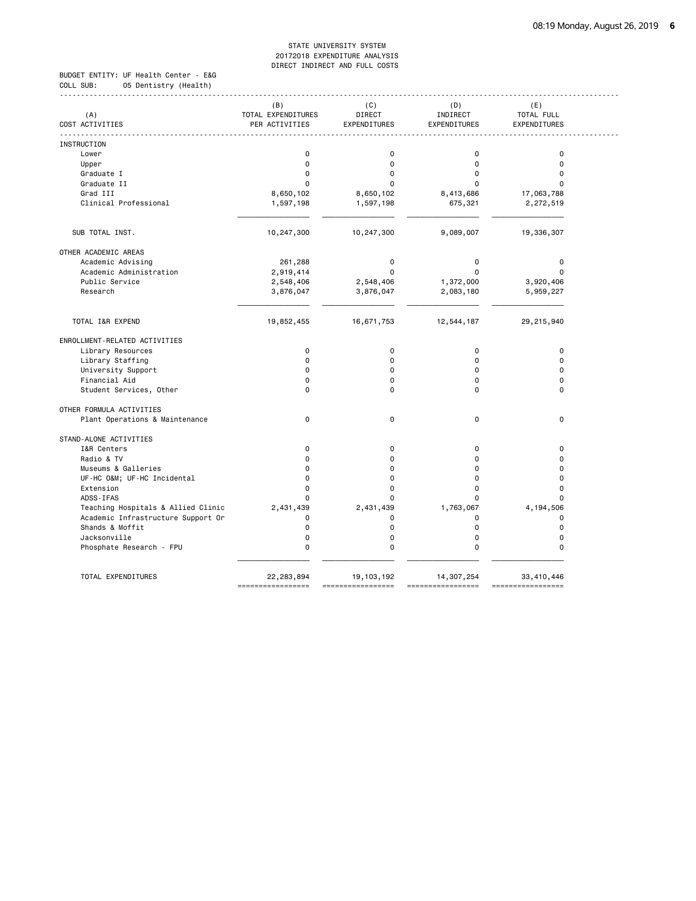STATE UNIVERSITY SYSTEM
20172018 EXPENDITURE ANALYSIS
DIRECT INDIRECT AND FULL COSTS

BUDGET ENTITY: UF Health Center - E&G
COLL SUB: 05 Dentistry (Health)

| (A) COST ACTIVITIES | (B) TOTAL EXPENDITURES PER ACTIVITIES | (C) DIRECT EXPENDITURES | (D) INDIRECT EXPENDITURES | (E) TOTAL FULL EXPENDITURES |
|---|---|---|---|---|
| INSTRUCTION | | | | |
| Lower | 0 | 0 | 0 | 0 |
| Upper | 0 | 0 | 0 | 0 |
| Graduate I | 0 | 0 | 0 | 0 |
| Graduate II | 0 | 0 | 0 | 0 |
| Grad III | 8,650,102 | 8,650,102 | 8,413,686 | 17,063,788 |
| Clinical Professional | 1,597,198 | 1,597,198 | 675,321 | 2,272,519 |
| SUB TOTAL INST. | 10,247,300 | 10,247,300 | 9,089,007 | 19,336,307 |
| OTHER ACADEMIC AREAS | | | | |
| Academic Advising | 261,288 | 0 | 0 | 0 |
| Academic Administration | 2,919,414 | 0 | 0 | 0 |
| Public Service | 2,548,406 | 2,548,406 | 1,372,000 | 3,920,406 |
| Research | 3,876,047 | 3,876,047 | 2,083,180 | 5,959,227 |
| TOTAL I&R EXPEND | 19,852,455 | 16,671,753 | 12,544,187 | 29,215,940 |
| ENROLLMENT-RELATED ACTIVITIES | | | | |
| Library Resources | 0 | 0 | 0 | 0 |
| Library Staffing | 0 | 0 | 0 | 0 |
| University Support | 0 | 0 | 0 | 0 |
| Financial Aid | 0 | 0 | 0 | 0 |
| Student Services, Other | 0 | 0 | 0 | 0 |
| OTHER FORMULA ACTIVITIES | | | | |
| Plant Operations & Maintenance | 0 | 0 | 0 | 0 |
| STAND-ALONE ACTIVITIES | | | | |
| I&R Centers | 0 | 0 | 0 | 0 |
| Radio & TV | 0 | 0 | 0 | 0 |
| Museums & Galleries | 0 | 0 | 0 | 0 |
| UF-HC O&M; UF-HC Incidental | 0 | 0 | 0 | 0 |
| Extension | 0 | 0 | 0 | 0 |
| ADSS-IFAS | 0 | 0 | 0 | 0 |
| Teaching Hospitals & Allied Clinic | 2,431,439 | 2,431,439 | 1,763,067 | 4,194,506 |
| Academic Infrastructure Support Or | 0 | 0 | 0 | 0 |
| Shands & Moffit | 0 | 0 | 0 | 0 |
| Jacksonville | 0 | 0 | 0 | 0 |
| Phosphate Research - FPU | 0 | 0 | 0 | 0 |
| TOTAL EXPENDITURES | 22,283,894 | 19,103,192 | 14,307,254 | 33,410,446 |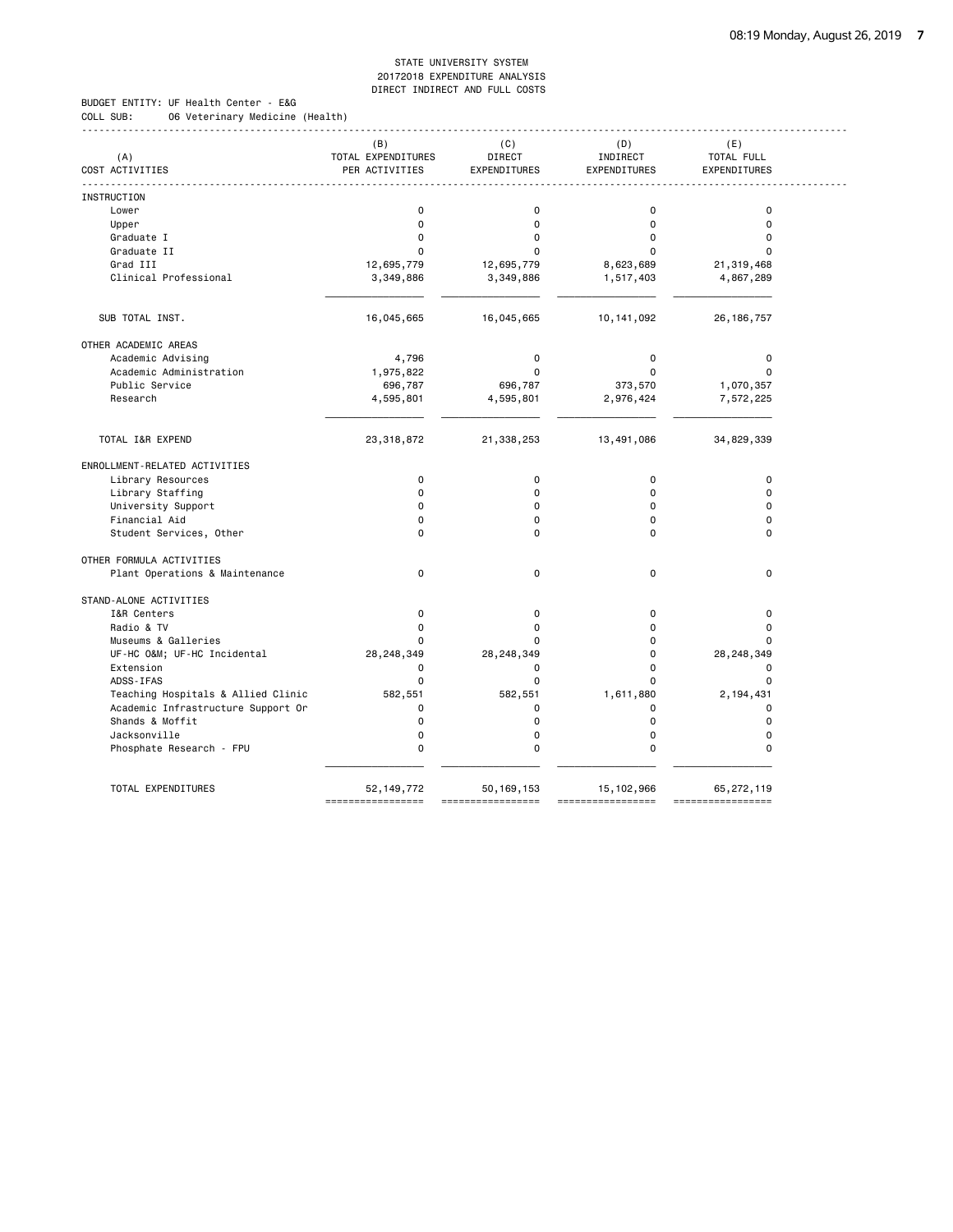STATE UNIVERSITY SYSTEM
20172018 EXPENDITURE ANALYSIS
DIRECT INDIRECT AND FULL COSTS

BUDGET ENTITY: UF Health Center - E&G
COLL SUB: 06 Veterinary Medicine (Health)

| (A) COST ACTIVITIES | (B) TOTAL EXPENDITURES PER ACTIVITIES | (C) DIRECT EXPENDITURES | (D) INDIRECT EXPENDITURES | (E) TOTAL FULL EXPENDITURES |
|---|---|---|---|---|
| INSTRUCTION | | | | |
| Lower | 0 | 0 | 0 | 0 |
| Upper | 0 | 0 | 0 | 0 |
| Graduate I | 0 | 0 | 0 | 0 |
| Graduate II | 0 | 0 | 0 | 0 |
| Grad III | 12,695,779 | 12,695,779 | 8,623,689 | 21,319,468 |
| Clinical Professional | 3,349,886 | 3,349,886 | 1,517,403 | 4,867,289 |
| SUB TOTAL INST. | 16,045,665 | 16,045,665 | 10,141,092 | 26,186,757 |
| OTHER ACADEMIC AREAS | | | | |
| Academic Advising | 4,796 | 0 | 0 | 0 |
| Academic Administration | 1,975,822 | 0 | 0 | 0 |
| Public Service | 696,787 | 696,787 | 373,570 | 1,070,357 |
| Research | 4,595,801 | 4,595,801 | 2,976,424 | 7,572,225 |
| TOTAL I&R EXPEND | 23,318,872 | 21,338,253 | 13,491,086 | 34,829,339 |
| ENROLLMENT-RELATED ACTIVITIES | | | | |
| Library Resources | 0 | 0 | 0 | 0 |
| Library Staffing | 0 | 0 | 0 | 0 |
| University Support | 0 | 0 | 0 | 0 |
| Financial Aid | 0 | 0 | 0 | 0 |
| Student Services, Other | 0 | 0 | 0 | 0 |
| OTHER FORMULA ACTIVITIES | | | | |
| Plant Operations & Maintenance | 0 | 0 | 0 | 0 |
| STAND-ALONE ACTIVITIES | | | | |
| I&R Centers | 0 | 0 | 0 | 0 |
| Radio & TV | 0 | 0 | 0 | 0 |
| Museums & Galleries | 0 | 0 | 0 | 0 |
| UF-HC O&M; UF-HC Incidental | 28,248,349 | 28,248,349 | 0 | 28,248,349 |
| Extension | 0 | 0 | 0 | 0 |
| ADSS-IFAS | 0 | 0 | 0 | 0 |
| Teaching Hospitals & Allied Clinic | 582,551 | 582,551 | 1,611,880 | 2,194,431 |
| Academic Infrastructure Support Or | 0 | 0 | 0 | 0 |
| Shands & Moffit | 0 | 0 | 0 | 0 |
| Jacksonville | 0 | 0 | 0 | 0 |
| Phosphate Research - FPU | 0 | 0 | 0 | 0 |
| TOTAL EXPENDITURES | 52,149,772 | 50,169,153 | 15,102,966 | 65,272,119 |